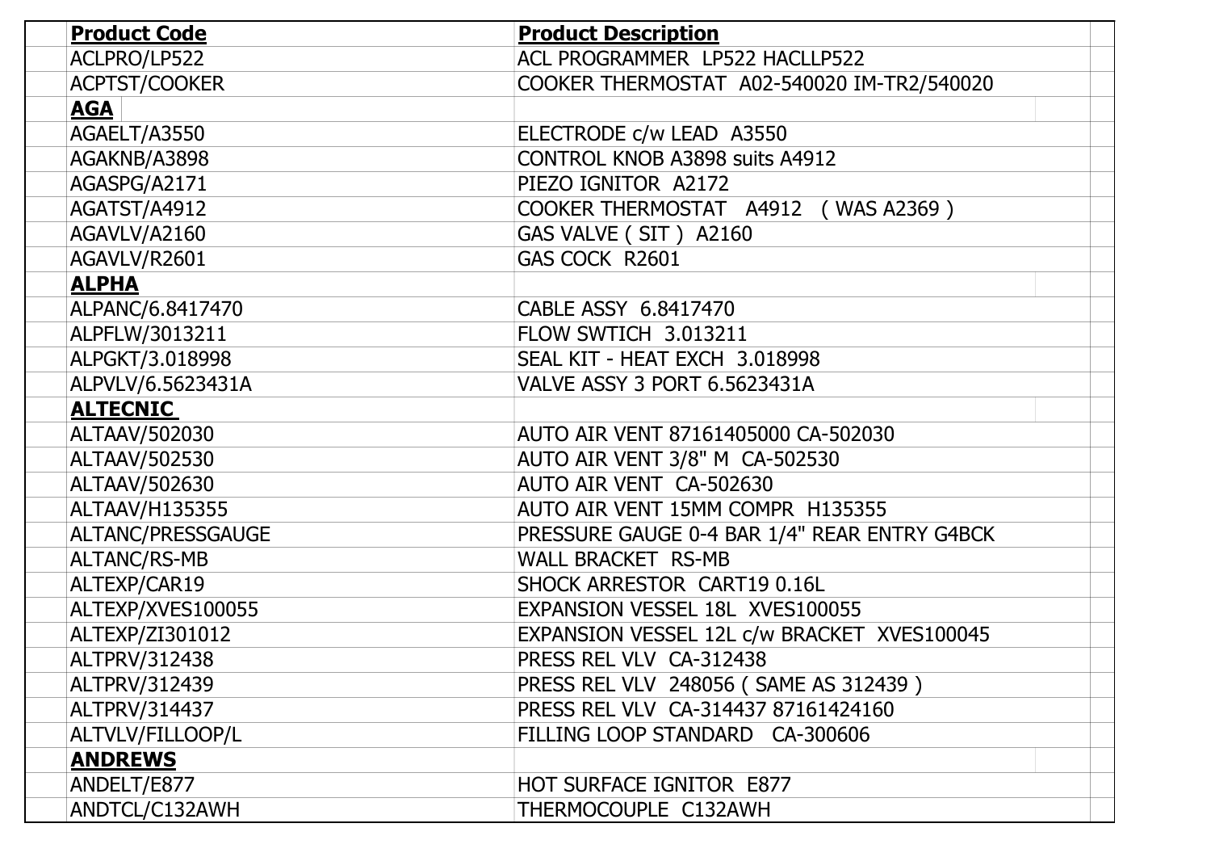| **Product Code** | **Product Description** |
| --- | --- |
| ACLPRO/LP522 | ACL PROGRAMMER LP522 HACLLP522 |
| ACPTST/COOKER | COOKER THERMOSTAT A02-540020 IM-TR2/540020 |
| **AGA** | |
| AGAELT/A3550 | ELECTRODE c/w LEAD A3550 |
| AGAKNB/A3898 | CONTROL KNOB A3898 suits A4912 |
| AGASPG/A2171 | PIEZO IGNITOR A2172 |
| AGATST/A4912 | COOKER THERMOSTAT A4912 ( WAS A2369 ) |
| AGAVLV/A2160 | GAS VALVE ( SIT ) A2160 |
| AGAVLV/R2601 | GAS COCK R2601 |
| **ALPHA** | |
| ALPANC/6.8417470 | CABLE ASSY 6.8417470 |
| ALPFLW/3013211 | FLOW SWTICH 3.013211 |
| ALPGKT/3.018998 | SEAL KIT - HEAT EXCH 3.018998 |
| ALPVLV/6.5623431A | VALVE ASSY 3 PORT 6.5623431A |
| **ALTECNIC** | |
| ALTAAV/502030 | AUTO AIR VENT 87161405000 CA-502030 |
| ALTAAV/502530 | AUTO AIR VENT 3/8" M CA-502530 |
| ALTAAV/502630 | AUTO AIR VENT CA-502630 |
| ALTAAV/H135355 | AUTO AIR VENT 15MM COMPR H135355 |
| ALTANC/PRESSGAUGE | PRESSURE GAUGE 0-4 BAR 1/4" REAR ENTRY G4BCK |
| ALTANC/RS-MB | WALL BRACKET RS-MB |
| ALTEXP/CAR19 | SHOCK ARRESTOR CART19 0.16L |
| ALTEXP/XVES100055 | EXPANSION VESSEL 18L XVES100055 |
| ALTEXP/ZI301012 | EXPANSION VESSEL 12L c/w BRACKET XVES100045 |
| ALTPRV/312438 | PRESS REL VLV CA-312438 |
| ALTPRV/312439 | PRESS REL VLV 248056 ( SAME AS 312439 ) |
| ALTPRV/314437 | PRESS REL VLV CA-314437 87161424160 |
| ALTVLV/FILLOOP/L | FILLING LOOP STANDARD CA-300606 |
| **ANDREWS** | |
| ANDELT/E877 | HOT SURFACE IGNITOR E877 |
| ANDTCL/C132AWH | THERMOCOUPLE C132AWH |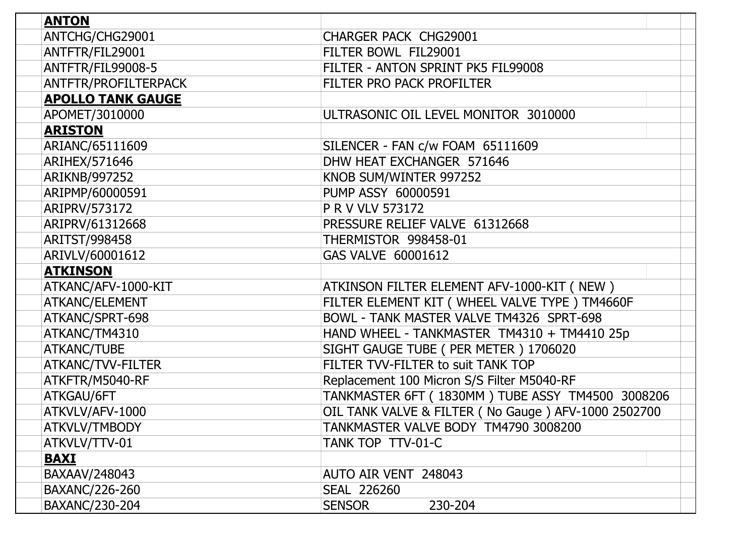| **ANTON** | |
|---|---|
| ANTCHG/CHG29001 | CHARGER PACK CHG29001 |
| ANTFTR/FIL29001 | FILTER BOWL FIL29001 |
| ANTFTR/FIL99008-5 | FILTER - ANTON SPRINT PK5 FIL99008 |
| ANTFTR/PROFILTERPACK | FILTER PRO PACK PROFILTER |
| **APOLLO TANK GAUGE** | |
| APOMET/3010000 | ULTRASONIC OIL LEVEL MONITOR 3010000 |
| **ARISTON** | |
| ARIANC/65111609 | SILENCER - FAN c/w FOAM 65111609 |
| ARIHEX/571646 | DHW HEAT EXCHANGER 571646 |
| ARIKNB/997252 | KNOB SUM/WINTER 997252 |
| ARIPMP/60000591 | PUMP ASSY 60000591 |
| ARIPRV/573172 | P R V VLV 573172 |
| ARIPRV/61312668 | PRESSURE RELIEF VALVE 61312668 |
| ARITST/998458 | THERMISTOR 998458-01 |
| ARIVLV/60001612 | GAS VALVE 60001612 |
| **ATKINSON** | |
| ATKANC/AFV-1000-KIT | ATKINSON FILTER ELEMENT AFV-1000-KIT ( NEW ) |
| ATKANC/ELEMENT | FILTER ELEMENT KIT ( WHEEL VALVE TYPE ) TM4660F |
| ATKANC/SPRT-698 | BOWL - TANK MASTER VALVE TM4326 SPRT-698 |
| ATKANC/TM4310 | HAND WHEEL - TANKMASTER TM4310 + TM4410 25p |
| ATKANC/TUBE | SIGHT GAUGE TUBE ( PER METER ) 1706020 |
| ATKANC/TVV-FILTER | FILTER TVV-FILTER to suit TANK TOP |
| ATKFTR/M5040-RF | Replacement 100 Micron S/S Filter M5040-RF |
| ATKGAU/6FT | TANKMASTER 6FT ( 1830MM ) TUBE ASSY TM4500 3008206 |
| ATKVLV/AFV-1000 | OIL TANK VALVE & FILTER ( No Gauge ) AFV-1000 2502700 |
| ATKVLV/TMBODY | TANKMASTER VALVE BODY TM4790 3008200 |
| ATKVLV/TTV-01 | TANK TOP TTV-01-C |
| **BAXI** | |
| BAXAAV/248043 | AUTO AIR VENT 248043 |
| BAXANC/226-260 | SEAL 226260 |
| BAXANC/230-204 | SENSOR 230-204 |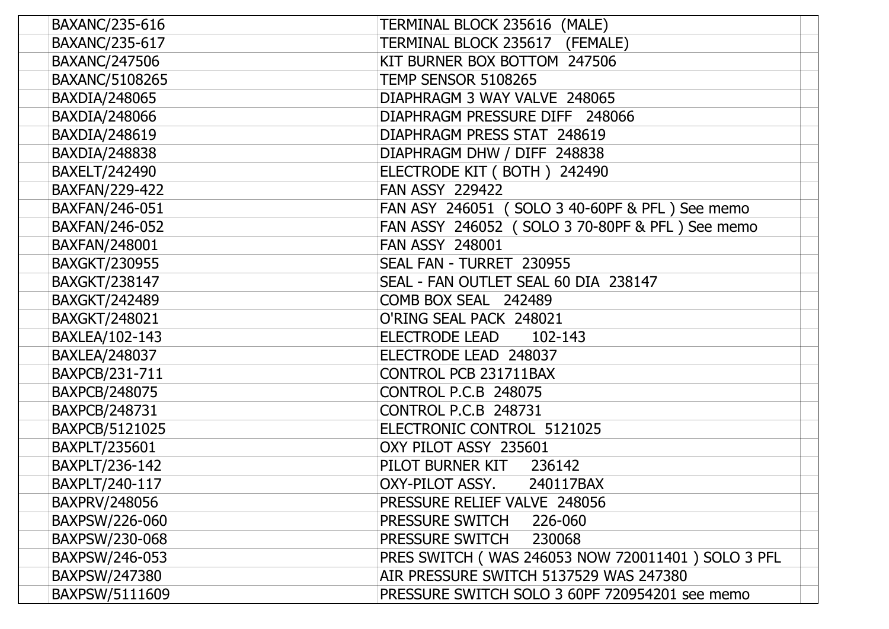| | | | |
|---|---|---|---|
| | BAXANC/235-616 | TERMINAL BLOCK 235616 (MALE) | |
| | BAXANC/235-617 | TERMINAL BLOCK 235617 (FEMALE) | |
| | BAXANC/247506 | KIT BURNER BOX BOTTOM 247506 | |
| | BAXANC/5108265 | TEMP SENSOR 5108265 | |
| | BAXDIA/248065 | DIAPHRAGM 3 WAY VALVE 248065 | |
| | BAXDIA/248066 | DIAPHRAGM PRESSURE DIFF 248066 | |
| | BAXDIA/248619 | DIAPHRAGM PRESS STAT 248619 | |
| | BAXDIA/248838 | DIAPHRAGM DHW / DIFF 248838 | |
| | BAXELT/242490 | ELECTRODE KIT ( BOTH ) 242490 | |
| | BAXFAN/229-422 | FAN ASSY 229422 | |
| | BAXFAN/246-051 | FAN ASY 246051 ( SOLO 3 40-60PF & PFL ) See memo | |
| | BAXFAN/246-052 | FAN ASSY 246052 ( SOLO 3 70-80PF & PFL ) See memo | |
| | BAXFAN/248001 | FAN ASSY 248001 | |
| | BAXGKT/230955 | SEAL FAN - TURRET 230955 | |
| | BAXGKT/238147 | SEAL - FAN OUTLET SEAL 60 DIA 238147 | |
| | BAXGKT/242489 | COMB BOX SEAL 242489 | |
| | BAXGKT/248021 | O'RING SEAL PACK 248021 | |
| | BAXLEA/102-143 | ELECTRODE LEAD 102-143 | |
| | BAXLEA/248037 | ELECTRODE LEAD 248037 | |
| | BAXPCB/231-711 | CONTROL PCB 231711BAX | |
| | BAXPCB/248075 | CONTROL P.C.B 248075 | |
| | BAXPCB/248731 | CONTROL P.C.B 248731 | |
| | BAXPCB/5121025 | ELECTRONIC CONTROL 5121025 | |
| | BAXPLT/235601 | OXY PILOT ASSY 235601 | |
| | BAXPLT/236-142 | PILOT BURNER KIT 236142 | |
| | BAXPLT/240-117 | OXY-PILOT ASSY. 240117BAX | |
| | BAXPRV/248056 | PRESSURE RELIEF VALVE 248056 | |
| | BAXPSW/226-060 | PRESSURE SWITCH 226-060 | |
| | BAXPSW/230-068 | PRESSURE SWITCH 230068 | |
| | BAXPSW/246-053 | PRES SWITCH ( WAS 246053 NOW 720011401 ) SOLO 3 PFL | |
| | BAXPSW/247380 | AIR PRESSURE SWITCH 5137529 WAS 247380 | |
| | BAXPSW/5111609 | PRESSURE SWITCH SOLO 3 60PF 720954201 see memo | |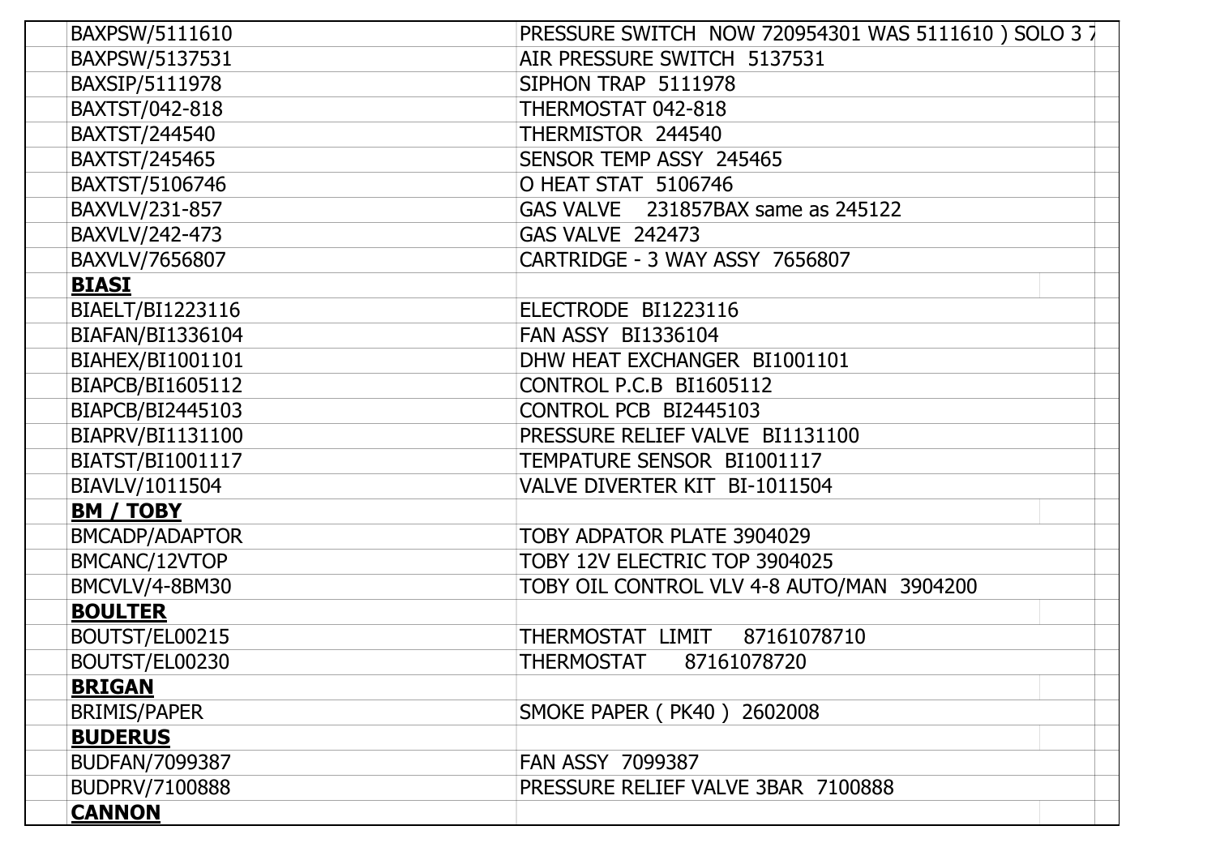| | |
|---|---|
| BAXPSW/5111610 | PRESSURE SWITCH NOW 720954301 WAS 5111610 ) SOLO 3 7 |
| BAXPSW/5137531 | AIR PRESSURE SWITCH 5137531 |
| BAXSIP/5111978 | SIPHON TRAP 5111978 |
| BAXTST/042-818 | THERMOSTAT 042-818 |
| BAXTST/244540 | THERMISTOR 244540 |
| BAXTST/245465 | SENSOR TEMP ASSY 245465 |
| BAXTST/5106746 | O HEAT STAT 5106746 |
| BAXVLV/231-857 | GAS VALVE 231857BAX same as 245122 |
| BAXVLV/242-473 | GAS VALVE 242473 |
| BAXVLV/7656807 | CARTRIDGE - 3 WAY ASSY 7656807 |
| **BIASI** | |
| BIAELT/BI1223116 | ELECTRODE BI1223116 |
| BIAFAN/BI1336104 | FAN ASSY BI1336104 |
| BIAHEX/BI1001101 | DHW HEAT EXCHANGER BI1001101 |
| BIAPCB/BI1605112 | CONTROL P.C.B BI1605112 |
| BIAPCB/BI2445103 | CONTROL PCB BI2445103 |
| BIAPRV/BI1131100 | PRESSURE RELIEF VALVE BI1131100 |
| BIATST/BI1001117 | TEMPATURE SENSOR BI1001117 |
| BIAVLV/1011504 | VALVE DIVERTER KIT BI-1011504 |
| **BM / TOBY** | |
| BMCADP/ADAPTOR | TOBY ADPATOR PLATE 3904029 |
| BMCANC/12VTOP | TOBY 12V ELECTRIC TOP 3904025 |
| BMCVLV/4-8BM30 | TOBY OIL CONTROL VLV 4-8 AUTO/MAN 3904200 |
| **BOULTER** | |
| BOUTST/EL00215 | THERMOSTAT LIMIT 87161078710 |
| BOUTST/EL00230 | THERMOSTAT 87161078720 |
| **BRIGAN** | |
| BRIMIS/PAPER | SMOKE PAPER ( PK40 ) 2602008 |
| **BUDERUS** | |
| BUDFAN/7099387 | FAN ASSY 7099387 |
| BUDPRV/7100888 | PRESSURE RELIEF VALVE 3BAR 7100888 |
| **CANNON** | |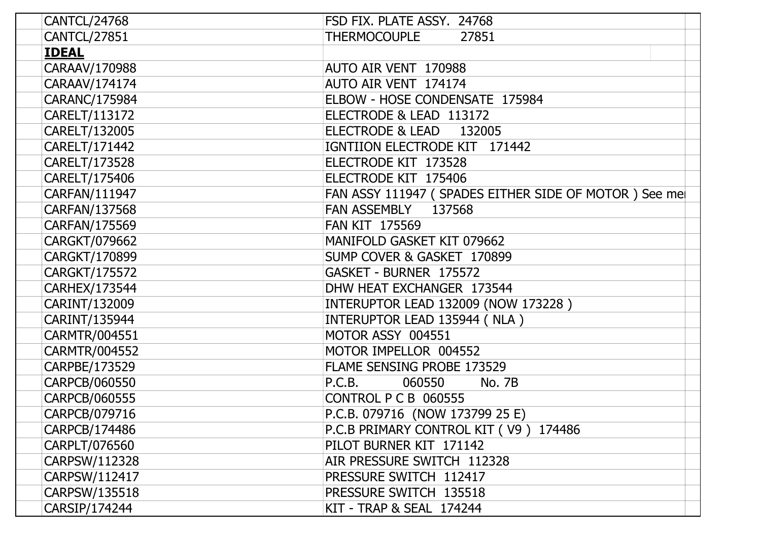| | | |
|---|---|---|
| CANTCL/24768 | FSD FIX. PLATE ASSY. 24768 | |
| CANTCL/27851 | THERMOCOUPLE 27851 | |
| **IDEAL** | | |
| CARAAV/170988 | AUTO AIR VENT 170988 | |
| CARAAV/174174 | AUTO AIR VENT 174174 | |
| CARANC/175984 | ELBOW - HOSE CONDENSATE 175984 | |
| CARELT/113172 | ELECTRODE & LEAD 113172 | |
| CARELT/132005 | ELECTRODE & LEAD 132005 | |
| CARELT/171442 | IGNTIION ELECTRODE KIT 171442 | |
| CARELT/173528 | ELECTRODE KIT 173528 | |
| CARELT/175406 | ELECTRODE KIT 175406 | |
| CARFAN/111947 | FAN ASSY 111947 ( SPADES EITHER SIDE OF MOTOR ) See me | |
| CARFAN/137568 | FAN ASSEMBLY 137568 | |
| CARFAN/175569 | FAN KIT 175569 | |
| CARGKT/079662 | MANIFOLD GASKET KIT 079662 | |
| CARGKT/170899 | SUMP COVER & GASKET 170899 | |
| CARGKT/175572 | GASKET - BURNER 175572 | |
| CARHEX/173544 | DHW HEAT EXCHANGER 173544 | |
| CARINT/132009 | INTERUPTOR LEAD 132009 (NOW 173228 ) | |
| CARINT/135944 | INTERUPTOR LEAD 135944 ( NLA ) | |
| CARMTR/004551 | MOTOR ASSY 004551 | |
| CARMTR/004552 | MOTOR IMPELLOR 004552 | |
| CARPBE/173529 | FLAME SENSING PROBE 173529 | |
| CARPCB/060550 | P.C.B. 060550 No. 7B | |
| CARPCB/060555 | CONTROL P C B 060555 | |
| CARPCB/079716 | P.C.B. 079716 (NOW 173799 25 E) | |
| CARPCB/174486 | P.C.B PRIMARY CONTROL KIT ( V9 ) 174486 | |
| CARPLT/076560 | PILOT BURNER KIT 171142 | |
| CARPSW/112328 | AIR PRESSURE SWITCH 112328 | |
| CARPSW/112417 | PRESSURE SWITCH 112417 | |
| CARPSW/135518 | PRESSURE SWITCH 135518 | |
| CARSIP/174244 | KIT - TRAP & SEAL 174244 | |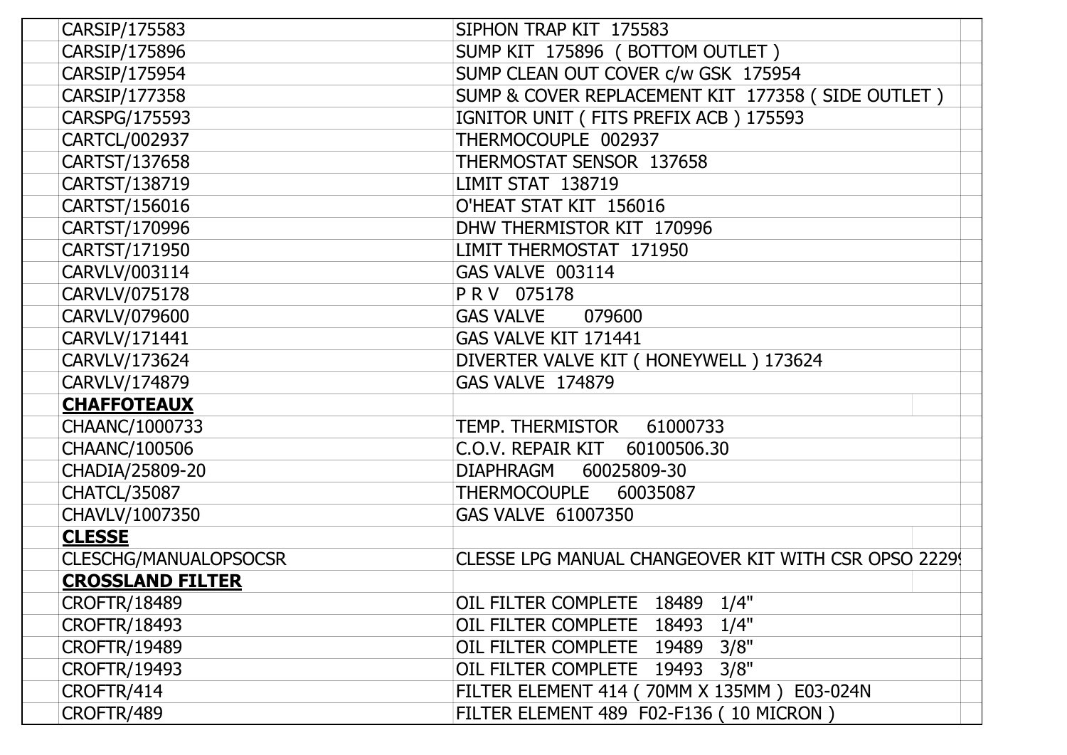| Code | Description |
|---|---|
| CARSIP/175583 | SIPHON TRAP KIT 175583 |
| CARSIP/175896 | SUMP KIT 175896 ( BOTTOM OUTLET ) |
| CARSIP/175954 | SUMP CLEAN OUT COVER c/w GSK 175954 |
| CARSIP/177358 | SUMP & COVER REPLACEMENT KIT 177358 ( SIDE OUTLET ) |
| CARSPG/175593 | IGNITOR UNIT ( FITS PREFIX ACB ) 175593 |
| CARTCL/002937 | THERMOCOUPLE 002937 |
| CARTST/137658 | THERMOSTAT SENSOR 137658 |
| CARTST/138719 | LIMIT STAT 138719 |
| CARTST/156016 | O'HEAT STAT KIT 156016 |
| CARTST/170996 | DHW THERMISTOR KIT 170996 |
| CARTST/171950 | LIMIT THERMOSTAT 171950 |
| CARVLV/003114 | GAS VALVE 003114 |
| CARVLV/075178 | P R V 075178 |
| CARVLV/079600 | GAS VALVE 079600 |
| CARVLV/171441 | GAS VALVE KIT 171441 |
| CARVLV/173624 | DIVERTER VALVE KIT ( HONEYWELL ) 173624 |
| CARVLV/174879 | GAS VALVE 174879 |
| **CHAFFOTEAUX** | |
| CHAANC/1000733 | TEMP. THERMISTOR 61000733 |
| CHAANC/100506 | C.O.V. REPAIR KIT 60100506.30 |
| CHADIA/25809-20 | DIAPHRAGM 60025809-30 |
| CHATCL/35087 | THERMOCOUPLE 60035087 |
| CHAVLV/1007350 | GAS VALVE 61007350 |
| **CLESSE** | |
| CLESCHG/MANUALOPSOCSR | CLESSE LPG MANUAL CHANGEOVER KIT WITH CSR OPSO 2229 |
| **CROSSLAND FILTER** | |
| CROFTR/18489 | OIL FILTER COMPLETE 18489 1/4" |
| CROFTR/18493 | OIL FILTER COMPLETE 18493 1/4" |
| CROFTR/19489 | OIL FILTER COMPLETE 19489 3/8" |
| CROFTR/19493 | OIL FILTER COMPLETE 19493 3/8" |
| CROFTR/414 | FILTER ELEMENT 414 ( 70MM X 135MM ) E03-024N |
| CROFTR/489 | FILTER ELEMENT 489 F02-F136 ( 10 MICRON ) |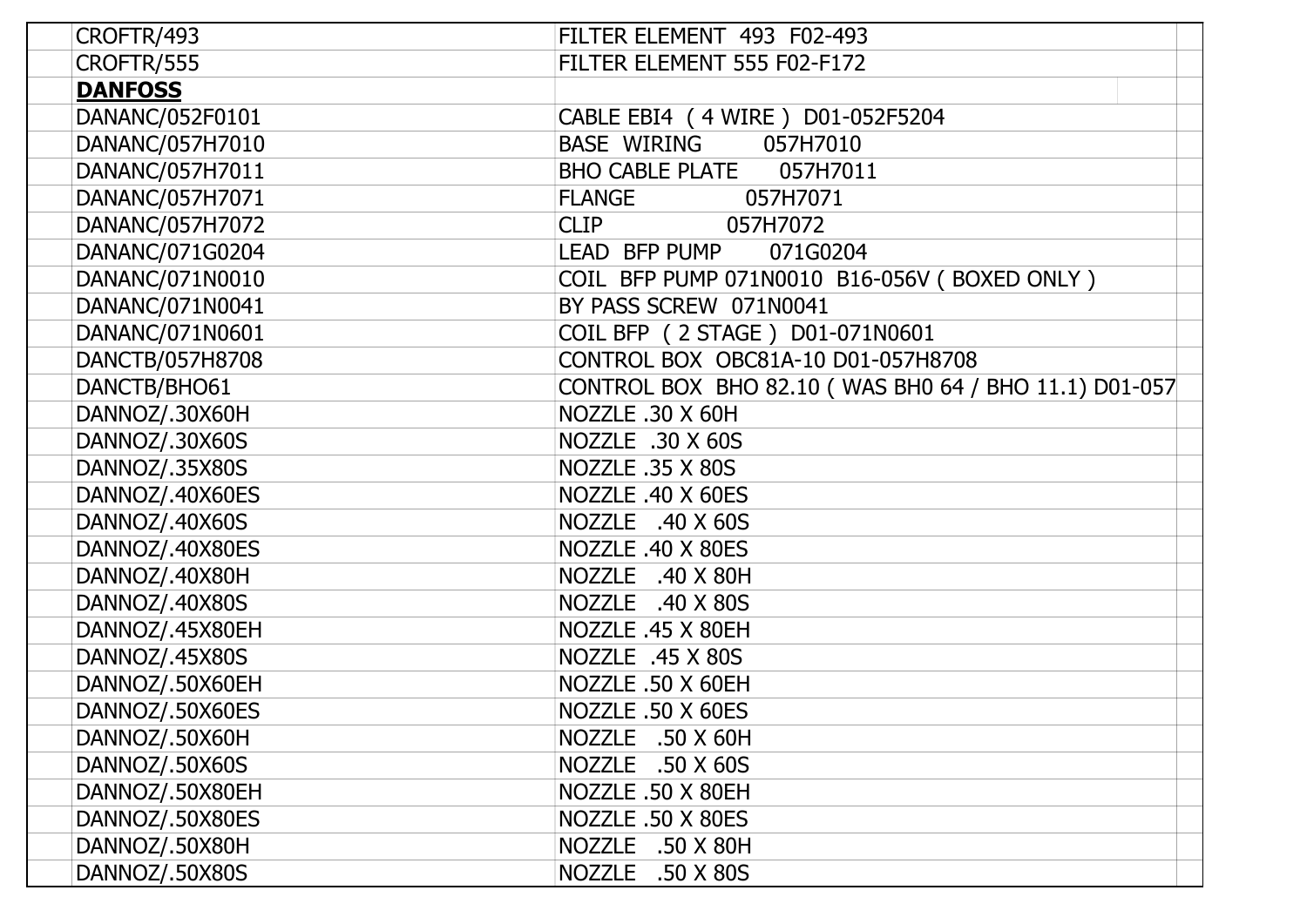| | |
|---|---|
| CROFTR/493 | FILTER ELEMENT 493 F02-493 |
| CROFTR/555 | FILTER ELEMENT 555 F02-F172 |
| **DANFOSS** | |
| DANANC/052F0101 | CABLE EBI4 ( 4 WIRE ) D01-052F5204 |
| DANANC/057H7010 | BASE WIRING 057H7010 |
| DANANC/057H7011 | BHO CABLE PLATE 057H7011 |
| DANANC/057H7071 | FLANGE 057H7071 |
| DANANC/057H7072 | CLIP 057H7072 |
| DANANC/071G0204 | LEAD BFP PUMP 071G0204 |
| DANANC/071N0010 | COIL BFP PUMP 071N0010 B16-056V ( BOXED ONLY ) |
| DANANC/071N0041 | BY PASS SCREW 071N0041 |
| DANANC/071N0601 | COIL BFP ( 2 STAGE ) D01-071N0601 |
| DANCTB/057H8708 | CONTROL BOX OBC81A-10 D01-057H8708 |
| DANCTB/BHO61 | CONTROL BOX BHO 82.10 ( WAS BH0 64 / BHO 11.1) D01-057 |
| DANNOZ/.30X60H | NOZZLE .30 X 60H |
| DANNOZ/.30X60S | NOZZLE .30 X 60S |
| DANNOZ/.35X80S | NOZZLE .35 X 80S |
| DANNOZ/.40X60ES | NOZZLE .40 X 60ES |
| DANNOZ/.40X60S | NOZZLE .40 X 60S |
| DANNOZ/.40X80ES | NOZZLE .40 X 80ES |
| DANNOZ/.40X80H | NOZZLE .40 X 80H |
| DANNOZ/.40X80S | NOZZLE .40 X 80S |
| DANNOZ/.45X80EH | NOZZLE .45 X 80EH |
| DANNOZ/.45X80S | NOZZLE .45 X 80S |
| DANNOZ/.50X60EH | NOZZLE .50 X 60EH |
| DANNOZ/.50X60ES | NOZZLE .50 X 60ES |
| DANNOZ/.50X60H | NOZZLE .50 X 60H |
| DANNOZ/.50X60S | NOZZLE .50 X 60S |
| DANNOZ/.50X80EH | NOZZLE .50 X 80EH |
| DANNOZ/.50X80ES | NOZZLE .50 X 80ES |
| DANNOZ/.50X80H | NOZZLE .50 X 80H |
| DANNOZ/.50X80S | NOZZLE .50 X 80S |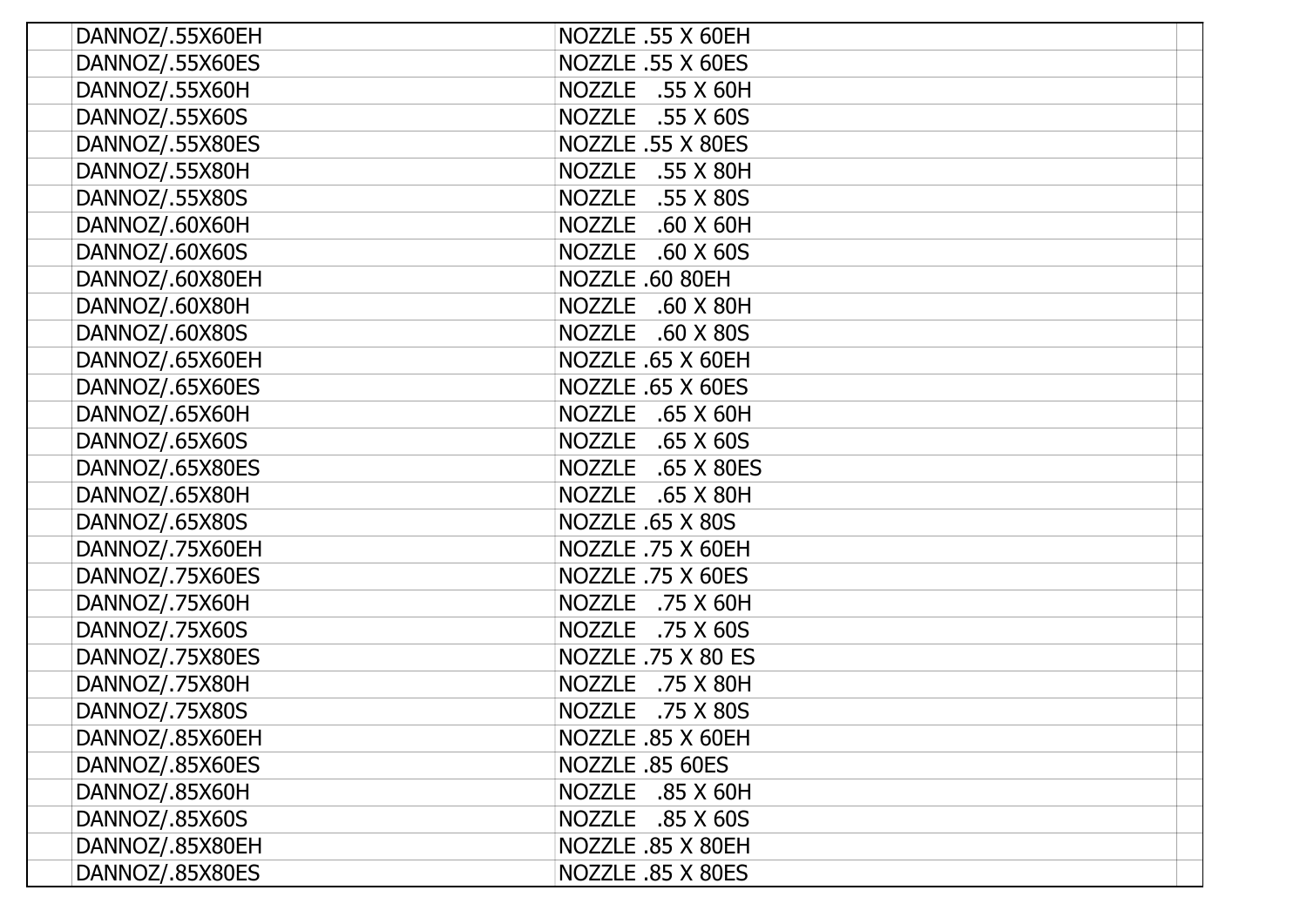| | | | |
|---|---|---|---|
| | DANNOZ/.55X60EH | NOZZLE .55 X 60EH | |
| | DANNOZ/.55X60ES | NOZZLE .55 X 60ES | |
| | DANNOZ/.55X60H | NOZZLE .55 X 60H | |
| | DANNOZ/.55X60S | NOZZLE .55 X 60S | |
| | DANNOZ/.55X80ES | NOZZLE .55 X 80ES | |
| | DANNOZ/.55X80H | NOZZLE .55 X 80H | |
| | DANNOZ/.55X80S | NOZZLE .55 X 80S | |
| | DANNOZ/.60X60H | NOZZLE .60 X 60H | |
| | DANNOZ/.60X60S | NOZZLE .60 X 60S | |
| | DANNOZ/.60X80EH | NOZZLE .60 80EH | |
| | DANNOZ/.60X80H | NOZZLE .60 X 80H | |
| | DANNOZ/.60X80S | NOZZLE .60 X 80S | |
| | DANNOZ/.65X60EH | NOZZLE .65 X 60EH | |
| | DANNOZ/.65X60ES | NOZZLE .65 X 60ES | |
| | DANNOZ/.65X60H | NOZZLE .65 X 60H | |
| | DANNOZ/.65X60S | NOZZLE .65 X 60S | |
| | DANNOZ/.65X80ES | NOZZLE .65 X 80ES | |
| | DANNOZ/.65X80H | NOZZLE .65 X 80H | |
| | DANNOZ/.65X80S | NOZZLE .65 X 80S | |
| | DANNOZ/.75X60EH | NOZZLE .75 X 60EH | |
| | DANNOZ/.75X60ES | NOZZLE .75 X 60ES | |
| | DANNOZ/.75X60H | NOZZLE .75 X 60H | |
| | DANNOZ/.75X60S | NOZZLE .75 X 60S | |
| | DANNOZ/.75X80ES | NOZZLE .75 X 80 ES | |
| | DANNOZ/.75X80H | NOZZLE .75 X 80H | |
| | DANNOZ/.75X80S | NOZZLE .75 X 80S | |
| | DANNOZ/.85X60EH | NOZZLE .85 X 60EH | |
| | DANNOZ/.85X60ES | NOZZLE .85 60ES | |
| | DANNOZ/.85X60H | NOZZLE .85 X 60H | |
| | DANNOZ/.85X60S | NOZZLE .85 X 60S | |
| | DANNOZ/.85X80EH | NOZZLE .85 X 80EH | |
| | DANNOZ/.85X80ES | NOZZLE .85 X 80ES | |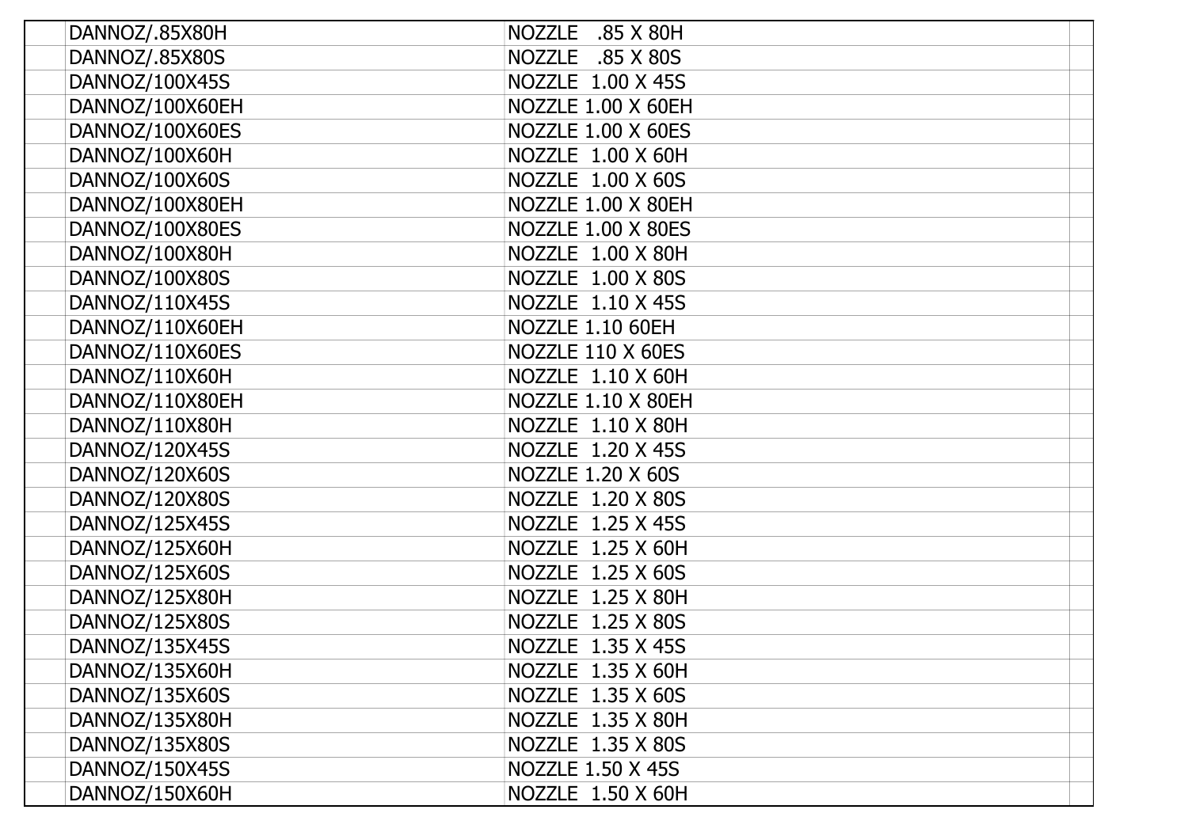| | | | |
|---|---|---|---|
| | DANNOZ/.85X80H | NOZZLE .85 X 80H | |
| | DANNOZ/.85X80S | NOZZLE .85 X 80S | |
| | DANNOZ/100X45S | NOZZLE 1.00 X 45S | |
| | DANNOZ/100X60EH | NOZZLE 1.00 X 60EH | |
| | DANNOZ/100X60ES | NOZZLE 1.00 X 60ES | |
| | DANNOZ/100X60H | NOZZLE 1.00 X 60H | |
| | DANNOZ/100X60S | NOZZLE 1.00 X 60S | |
| | DANNOZ/100X80EH | NOZZLE 1.00 X 80EH | |
| | DANNOZ/100X80ES | NOZZLE 1.00 X 80ES | |
| | DANNOZ/100X80H | NOZZLE 1.00 X 80H | |
| | DANNOZ/100X80S | NOZZLE 1.00 X 80S | |
| | DANNOZ/110X45S | NOZZLE 1.10 X 45S | |
| | DANNOZ/110X60EH | NOZZLE 1.10 60EH | |
| | DANNOZ/110X60ES | NOZZLE 110 X 60ES | |
| | DANNOZ/110X60H | NOZZLE 1.10 X 60H | |
| | DANNOZ/110X80EH | NOZZLE 1.10 X 80EH | |
| | DANNOZ/110X80H | NOZZLE 1.10 X 80H | |
| | DANNOZ/120X45S | NOZZLE 1.20 X 45S | |
| | DANNOZ/120X60S | NOZZLE 1.20 X 60S | |
| | DANNOZ/120X80S | NOZZLE 1.20 X 80S | |
| | DANNOZ/125X45S | NOZZLE 1.25 X 45S | |
| | DANNOZ/125X60H | NOZZLE 1.25 X 60H | |
| | DANNOZ/125X60S | NOZZLE 1.25 X 60S | |
| | DANNOZ/125X80H | NOZZLE 1.25 X 80H | |
| | DANNOZ/125X80S | NOZZLE 1.25 X 80S | |
| | DANNOZ/135X45S | NOZZLE 1.35 X 45S | |
| | DANNOZ/135X60H | NOZZLE 1.35 X 60H | |
| | DANNOZ/135X60S | NOZZLE 1.35 X 60S | |
| | DANNOZ/135X80H | NOZZLE 1.35 X 80H | |
| | DANNOZ/135X80S | NOZZLE 1.35 X 80S | |
| | DANNOZ/150X45S | NOZZLE 1.50 X 45S | |
| | DANNOZ/150X60H | NOZZLE 1.50 X 60H | |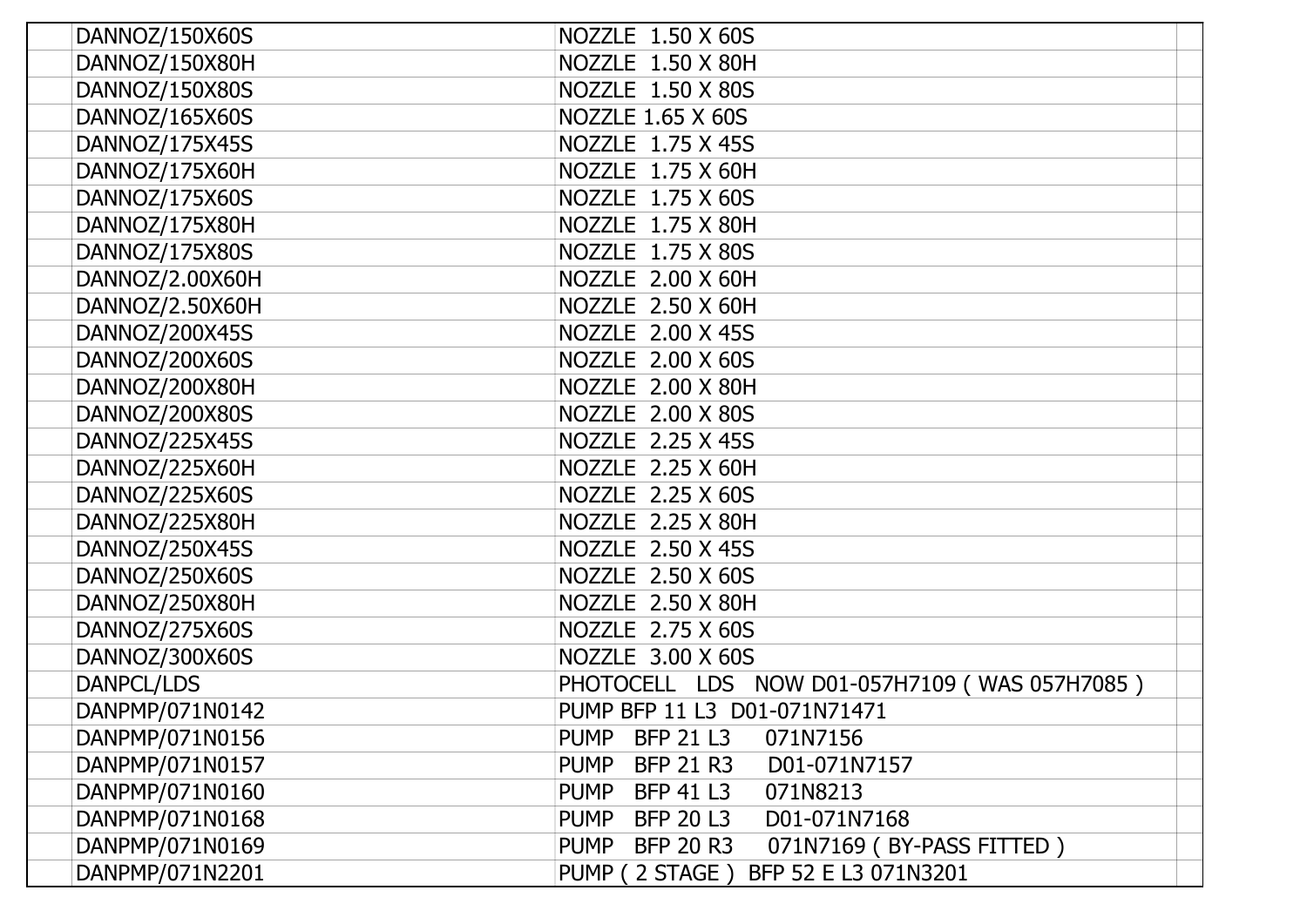| | | | |
|---|---|---|---|
| | DANNOZ/150X60S | NOZZLE 1.50 X 60S | |
| | DANNOZ/150X80H | NOZZLE 1.50 X 80H | |
| | DANNOZ/150X80S | NOZZLE 1.50 X 80S | |
| | DANNOZ/165X60S | NOZZLE 1.65 X 60S | |
| | DANNOZ/175X45S | NOZZLE 1.75 X 45S | |
| | DANNOZ/175X60H | NOZZLE 1.75 X 60H | |
| | DANNOZ/175X60S | NOZZLE 1.75 X 60S | |
| | DANNOZ/175X80H | NOZZLE 1.75 X 80H | |
| | DANNOZ/175X80S | NOZZLE 1.75 X 80S | |
| | DANNOZ/2.00X60H | NOZZLE 2.00 X 60H | |
| | DANNOZ/2.50X60H | NOZZLE 2.50 X 60H | |
| | DANNOZ/200X45S | NOZZLE 2.00 X 45S | |
| | DANNOZ/200X60S | NOZZLE 2.00 X 60S | |
| | DANNOZ/200X80H | NOZZLE 2.00 X 80H | |
| | DANNOZ/200X80S | NOZZLE 2.00 X 80S | |
| | DANNOZ/225X45S | NOZZLE 2.25 X 45S | |
| | DANNOZ/225X60H | NOZZLE 2.25 X 60H | |
| | DANNOZ/225X60S | NOZZLE 2.25 X 60S | |
| | DANNOZ/225X80H | NOZZLE 2.25 X 80H | |
| | DANNOZ/250X45S | NOZZLE 2.50 X 45S | |
| | DANNOZ/250X60S | NOZZLE 2.50 X 60S | |
| | DANNOZ/250X80H | NOZZLE 2.50 X 80H | |
| | DANNOZ/275X60S | NOZZLE 2.75 X 60S | |
| | DANNOZ/300X60S | NOZZLE 3.00 X 60S | |
| | DANPCL/LDS | PHOTOCELL LDS NOW D01-057H7109 ( WAS 057H7085 ) | |
| | DANPMP/071N0142 | PUMP BFP 11 L3 D01-071N71471 | |
| | DANPMP/071N0156 | PUMP BFP 21 L3 071N7156 | |
| | DANPMP/071N0157 | PUMP BFP 21 R3 D01-071N7157 | |
| | DANPMP/071N0160 | PUMP BFP 41 L3 071N8213 | |
| | DANPMP/071N0168 | PUMP BFP 20 L3 D01-071N7168 | |
| | DANPMP/071N0169 | PUMP BFP 20 R3 071N7169 ( BY-PASS FITTED ) | |
| | DANPMP/071N2201 | PUMP ( 2 STAGE ) BFP 52 E L3 071N3201 | |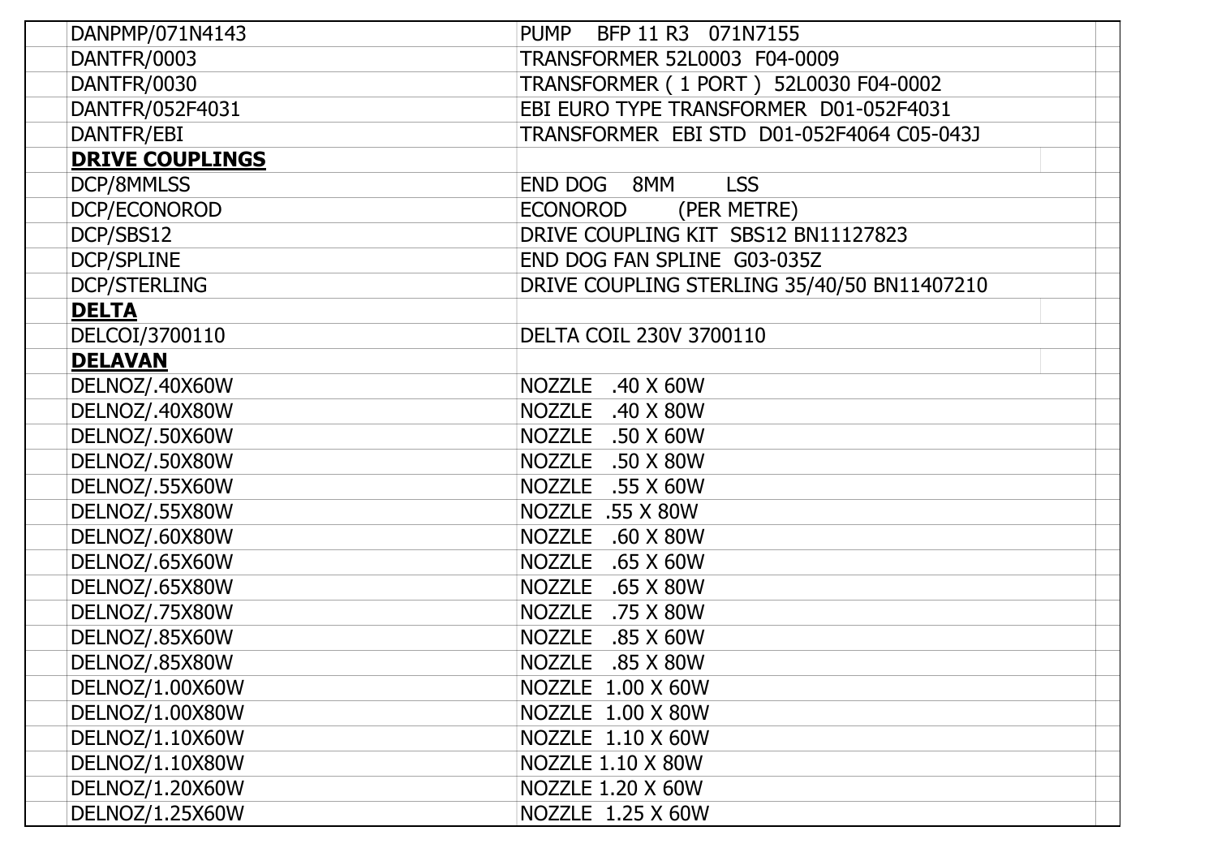| | |
|---|---|
| DANPMP/071N4143 | PUMP BFP 11 R3 071N7155 |
| DANTFR/0003 | TRANSFORMER 52L0003 F04-0009 |
| DANTFR/0030 | TRANSFORMER ( 1 PORT ) 52L0030 F04-0002 |
| DANTFR/052F4031 | EBI EURO TYPE TRANSFORMER D01-052F4031 |
| DANTFR/EBI | TRANSFORMER EBI STD D01-052F4064 C05-043J |
| **DRIVE COUPLINGS** | |
| DCP/8MMLSS | END DOG 8MM LSS |
| DCP/ECONOROD | ECONOROD (PER METRE) |
| DCP/SBS12 | DRIVE COUPLING KIT SBS12 BN11127823 |
| DCP/SPLINE | END DOG FAN SPLINE G03-035Z |
| DCP/STERLING | DRIVE COUPLING STERLING 35/40/50 BN11407210 |
| **DELTA** | |
| DELCOI/3700110 | DELTA COIL 230V 3700110 |
| **DELAVAN** | |
| DELNOZ/.40X60W | NOZZLE .40 X 60W |
| DELNOZ/.40X80W | NOZZLE .40 X 80W |
| DELNOZ/.50X60W | NOZZLE .50 X 60W |
| DELNOZ/.50X80W | NOZZLE .50 X 80W |
| DELNOZ/.55X60W | NOZZLE .55 X 60W |
| DELNOZ/.55X80W | NOZZLE .55 X 80W |
| DELNOZ/.60X80W | NOZZLE .60 X 80W |
| DELNOZ/.65X60W | NOZZLE .65 X 60W |
| DELNOZ/.65X80W | NOZZLE .65 X 80W |
| DELNOZ/.75X80W | NOZZLE .75 X 80W |
| DELNOZ/.85X60W | NOZZLE .85 X 60W |
| DELNOZ/.85X80W | NOZZLE .85 X 80W |
| DELNOZ/1.00X60W | NOZZLE 1.00 X 60W |
| DELNOZ/1.00X80W | NOZZLE 1.00 X 80W |
| DELNOZ/1.10X60W | NOZZLE 1.10 X 60W |
| DELNOZ/1.10X80W | NOZZLE 1.10 X 80W |
| DELNOZ/1.20X60W | NOZZLE 1.20 X 60W |
| DELNOZ/1.25X60W | NOZZLE 1.25 X 60W |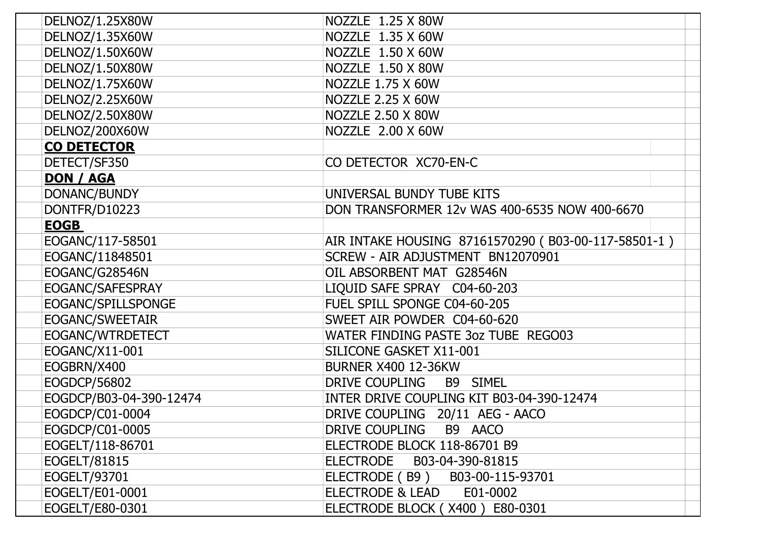| | | | |
|---|---|---|---|
| | DELNOZ/1.25X80W | NOZZLE  1.25 X 80W | |
| | DELNOZ/1.35X60W | NOZZLE  1.35 X 60W | |
| | DELNOZ/1.50X60W | NOZZLE  1.50 X 60W | |
| | DELNOZ/1.50X80W | NOZZLE  1.50 X 80W | |
| | DELNOZ/1.75X60W | NOZZLE 1.75 X 60W | |
| | DELNOZ/2.25X60W | NOZZLE 2.25 X 60W | |
| | DELNOZ/2.50X80W | NOZZLE 2.50 X 80W | |
| | DELNOZ/200X60W | NOZZLE  2.00 X 60W | |
| | **CO DETECTOR** | | |
| | DETECT/SF350 | CO DETECTOR  XC70-EN-C | |
| | **DON / AGA** | | |
| | DONANC/BUNDY | UNIVERSAL BUNDY TUBE KITS | |
| | DONTFR/D10223 | DON TRANSFORMER 12v WAS 400-6535 NOW 400-6670 | |
| | **EOGB** | | |
| | EOGANC/117-58501 | AIR INTAKE HOUSING  87161570290 ( B03-00-117-58501-1 ) | |
| | EOGANC/11848501 | SCREW - AIR ADJUSTMENT  BN12070901 | |
| | EOGANC/G28546N | OIL ABSORBENT MAT  G28546N | |
| | EOGANC/SAFESPRAY | LIQUID SAFE SPRAY   C04-60-203 | |
| | EOGANC/SPILLSPONGE | FUEL SPILL SPONGE C04-60-205 | |
| | EOGANC/SWEETAIR | SWEET AIR POWDER  C04-60-620 | |
| | EOGANC/WTRDETECT | WATER FINDING PASTE 3oz TUBE  REGO03 | |
| | EOGANC/X11-001 | SILICONE GASKET X11-001 | |
| | EOGBRN/X400 | BURNER X400 12-36KW | |
| | EOGDCP/56802 | DRIVE COUPLING    B9   SIMEL | |
| | EOGDCP/B03-04-390-12474 | INTER DRIVE COUPLING KIT B03-04-390-12474 | |
| | EOGDCP/C01-0004 | DRIVE COUPLING   20/11  AEG - AACO | |
| | EOGDCP/C01-0005 | DRIVE COUPLING    B9   AACO | |
| | EOGELT/118-86701 | ELECTRODE BLOCK 118-86701 B9 | |
| | EOGELT/81815 | ELECTRODE    B03-04-390-81815 | |
| | EOGELT/93701 | ELECTRODE ( B9 )    B03-00-115-93701 | |
| | EOGELT/E01-0001 | ELECTRODE & LEAD      E01-0002 | |
| | EOGELT/E80-0301 | ELECTRODE BLOCK ( X400 )  E80-0301 | |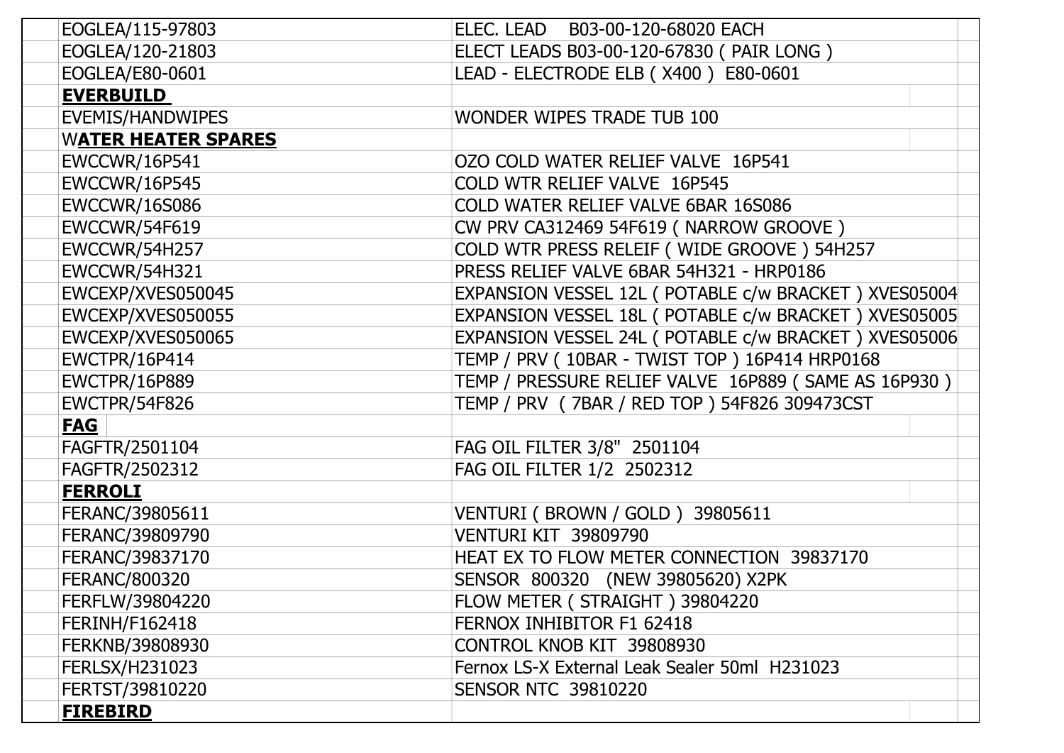| | |
|---|---|
| EOGLEA/115-97803 | ELEC. LEAD B03-00-120-68020 EACH |
| EOGLEA/120-21803 | ELECT LEADS B03-00-120-67830 ( PAIR LONG ) |
| EOGLEA/E80-0601 | LEAD - ELECTRODE ELB ( X400 ) E80-0601 |
| **EVERBUILD** | |
| EVEMIS/HANDWIPES | WONDER WIPES TRADE TUB 100 |
| W**ATER HEATER SPARES** | |
| EWCCWR/16P541 | OZO COLD WATER RELIEF VALVE 16P541 |
| EWCCWR/16P545 | COLD WTR RELIEF VALVE 16P545 |
| EWCCWR/16S086 | COLD WATER RELIEF VALVE 6BAR 16S086 |
| EWCCWR/54F619 | CW PRV CA312469 54F619 ( NARROW GROOVE ) |
| EWCCWR/54H257 | COLD WTR PRESS RELEIF ( WIDE GROOVE ) 54H257 |
| EWCCWR/54H321 | PRESS RELIEF VALVE 6BAR 54H321 - HRP0186 |
| EWCEXP/XVES050045 | EXPANSION VESSEL 12L ( POTABLE c/w BRACKET ) XVES05004 |
| EWCEXP/XVES050055 | EXPANSION VESSEL 18L ( POTABLE c/w BRACKET ) XVES05005 |
| EWCEXP/XVES050065 | EXPANSION VESSEL 24L ( POTABLE c/w BRACKET ) XVES05006 |
| EWCTPR/16P414 | TEMP / PRV ( 10BAR - TWIST TOP ) 16P414 HRP0168 |
| EWCTPR/16P889 | TEMP / PRESSURE RELIEF VALVE 16P889 ( SAME AS 16P930 ) |
| EWCTPR/54F826 | TEMP / PRV ( 7BAR / RED TOP ) 54F826 309473CST |
| **FAG** | |
| FAGFTR/2501104 | FAG OIL FILTER 3/8" 2501104 |
| FAGFTR/2502312 | FAG OIL FILTER 1/2 2502312 |
| **FERROLI** | |
| FERANC/39805611 | VENTURI ( BROWN / GOLD ) 39805611 |
| FERANC/39809790 | VENTURI KIT 39809790 |
| FERANC/39837170 | HEAT EX TO FLOW METER CONNECTION 39837170 |
| FERANC/800320 | SENSOR 800320 (NEW 39805620) X2PK |
| FERFLW/39804220 | FLOW METER ( STRAIGHT ) 39804220 |
| FERINH/F162418 | FERNOX INHIBITOR F1 62418 |
| FERKNB/39808930 | CONTROL KNOB KIT 39808930 |
| FERLSX/H231023 | Fernox LS-X External Leak Sealer 50ml H231023 |
| FERTST/39810220 | SENSOR NTC 39810220 |
| **FIREBIRD** | |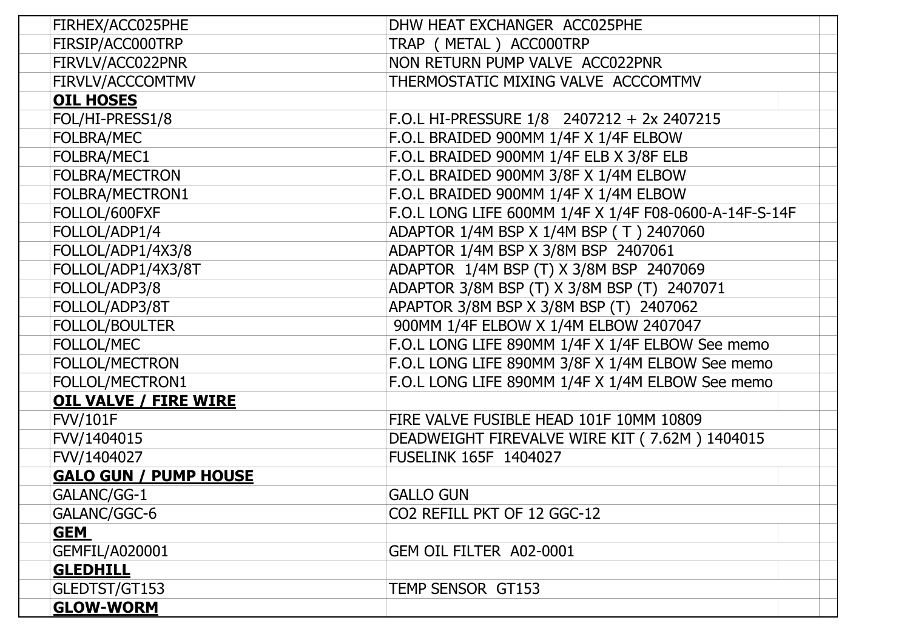| | | |
|---|---|---|
| FIRHEX/ACC025PHE | DHW HEAT EXCHANGER ACC025PHE | |
| FIRSIP/ACC000TRP | TRAP ( METAL ) ACC000TRP | |
| FIRVLV/ACC022PNR | NON RETURN PUMP VALVE ACC022PNR | |
| FIRVLV/ACCCOMTMV | THERMOSTATIC MIXING VALVE ACCCOMTMV | |
| **OIL HOSES** | | |
| FOL/HI-PRESS1/8 | F.O.L HI-PRESSURE 1/8 2407212 + 2x 2407215 | |
| FOLBRA/MEC | F.O.L BRAIDED 900MM 1/4F X 1/4F ELBOW | |
| FOLBRA/MEC1 | F.O.L BRAIDED 900MM 1/4F ELB X 3/8F ELB | |
| FOLBRA/MECTRON | F.O.L BRAIDED 900MM 3/8F X 1/4M ELBOW | |
| FOLBRA/MECTRON1 | F.O.L BRAIDED 900MM 1/4F X 1/4M ELBOW | |
| FOLLOL/600FXF | F.O.L LONG LIFE 600MM 1/4F X 1/4F F08-0600-A-14F-S-14F | |
| FOLLOL/ADP1/4 | ADAPTOR 1/4M BSP X 1/4M BSP ( T ) 2407060 | |
| FOLLOL/ADP1/4X3/8 | ADAPTOR 1/4M BSP X 3/8M BSP 2407061 | |
| FOLLOL/ADP1/4X3/8T | ADAPTOR 1/4M BSP (T) X 3/8M BSP 2407069 | |
| FOLLOL/ADP3/8 | ADAPTOR 3/8M BSP (T) X 3/8M BSP (T) 2407071 | |
| FOLLOL/ADP3/8T | APAPTOR 3/8M BSP X 3/8M BSP (T) 2407062 | |
| FOLLOL/BOULTER | 900MM 1/4F ELBOW X 1/4M ELBOW 2407047 | |
| FOLLOL/MEC | F.O.L LONG LIFE 890MM 1/4F X 1/4F ELBOW See memo | |
| FOLLOL/MECTRON | F.O.L LONG LIFE 890MM 3/8F X 1/4M ELBOW See memo | |
| FOLLOL/MECTRON1 | F.O.L LONG LIFE 890MM 1/4F X 1/4M ELBOW See memo | |
| **OIL VALVE / FIRE WIRE** | | |
| FVV/101F | FIRE VALVE FUSIBLE HEAD 101F 10MM 10809 | |
| FVV/1404015 | DEADWEIGHT FIREVALVE WIRE KIT ( 7.62M ) 1404015 | |
| FVV/1404027 | FUSELINK 165F 1404027 | |
| **GALO GUN / PUMP HOUSE** | | |
| GALANC/GG-1 | GALLO GUN | |
| GALANC/GGC-6 | CO2 REFILL PKT OF 12 GGC-12 | |
| **GEM** | | |
| GEMFIL/A020001 | GEM OIL FILTER A02-0001 | |
| **GLEDHILL** | | |
| GLEDTST/GT153 | TEMP SENSOR GT153 | |
| **GLOW-WORM** | | |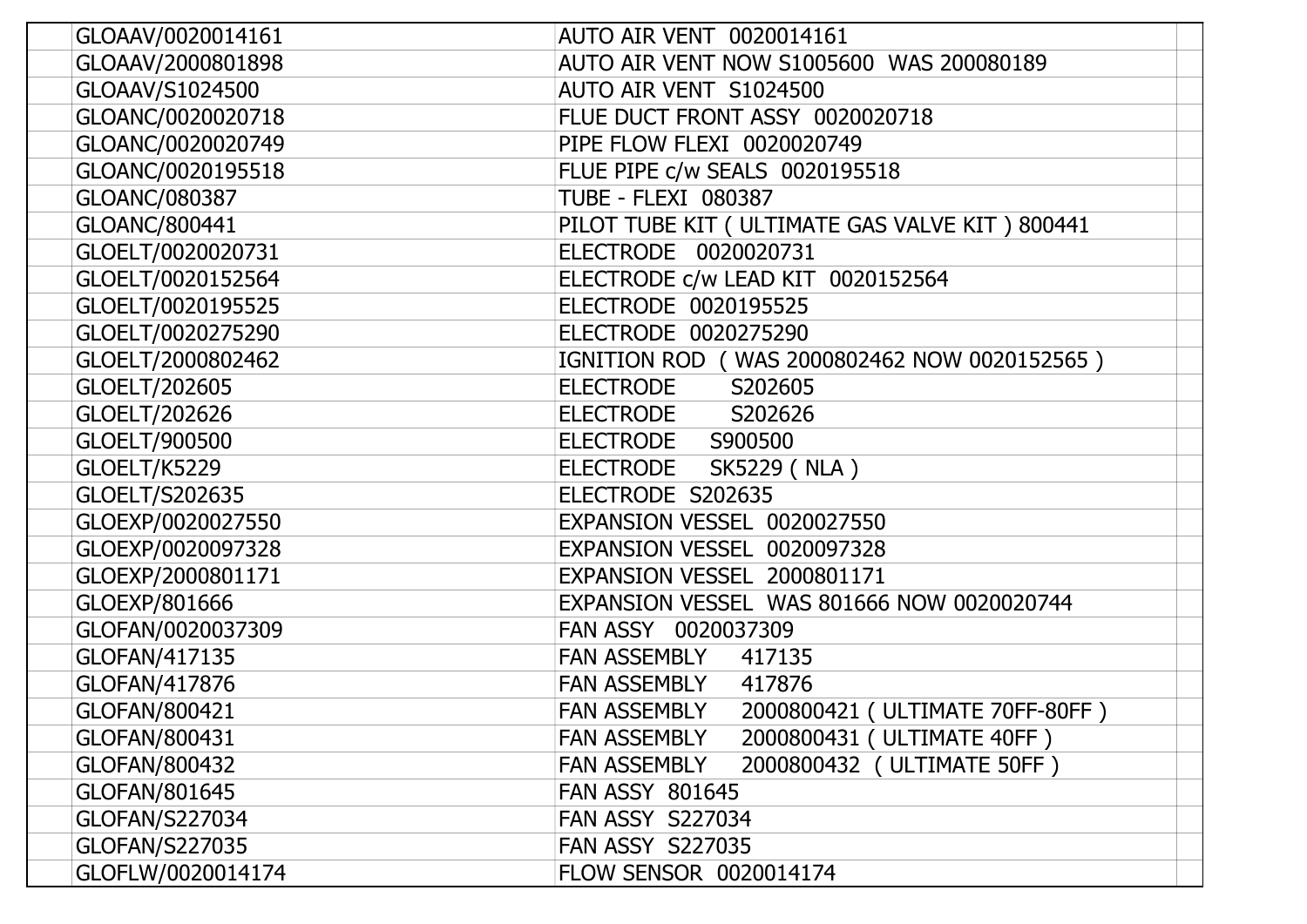| | | | |
|---|---|---|---|
| | GLOAAV/0020014161 | AUTO AIR VENT 0020014161 | |
| | GLOAAV/2000801898 | AUTO AIR VENT NOW S1005600 WAS 200080189 | |
| | GLOAAV/S1024500 | AUTO AIR VENT S1024500 | |
| | GLOANC/0020020718 | FLUE DUCT FRONT ASSY 0020020718 | |
| | GLOANC/0020020749 | PIPE FLOW FLEXI 0020020749 | |
| | GLOANC/0020195518 | FLUE PIPE c/w SEALS 0020195518 | |
| | GLOANC/080387 | TUBE - FLEXI 080387 | |
| | GLOANC/800441 | PILOT TUBE KIT ( ULTIMATE GAS VALVE KIT ) 800441 | |
| | GLOELT/0020020731 | ELECTRODE 0020020731 | |
| | GLOELT/0020152564 | ELECTRODE c/w LEAD KIT 0020152564 | |
| | GLOELT/0020195525 | ELECTRODE 0020195525 | |
| | GLOELT/0020275290 | ELECTRODE 0020275290 | |
| | GLOELT/2000802462 | IGNITION ROD ( WAS 2000802462 NOW 0020152565 ) | |
| | GLOELT/202605 | ELECTRODE S202605 | |
| | GLOELT/202626 | ELECTRODE S202626 | |
| | GLOELT/900500 | ELECTRODE S900500 | |
| | GLOELT/K5229 | ELECTRODE SK5229 ( NLA ) | |
| | GLOELT/S202635 | ELECTRODE S202635 | |
| | GLOEXP/0020027550 | EXPANSION VESSEL 0020027550 | |
| | GLOEXP/0020097328 | EXPANSION VESSEL 0020097328 | |
| | GLOEXP/2000801171 | EXPANSION VESSEL 2000801171 | |
| | GLOEXP/801666 | EXPANSION VESSEL WAS 801666 NOW 0020020744 | |
| | GLOFAN/0020037309 | FAN ASSY 0020037309 | |
| | GLOFAN/417135 | FAN ASSEMBLY 417135 | |
| | GLOFAN/417876 | FAN ASSEMBLY 417876 | |
| | GLOFAN/800421 | FAN ASSEMBLY 2000800421 ( ULTIMATE 70FF-80FF ) | |
| | GLOFAN/800431 | FAN ASSEMBLY 2000800431 ( ULTIMATE 40FF ) | |
| | GLOFAN/800432 | FAN ASSEMBLY 2000800432 ( ULTIMATE 50FF ) | |
| | GLOFAN/801645 | FAN ASSY 801645 | |
| | GLOFAN/S227034 | FAN ASSY S227034 | |
| | GLOFAN/S227035 | FAN ASSY S227035 | |
| | GLOFLW/0020014174 | FLOW SENSOR 0020014174 | |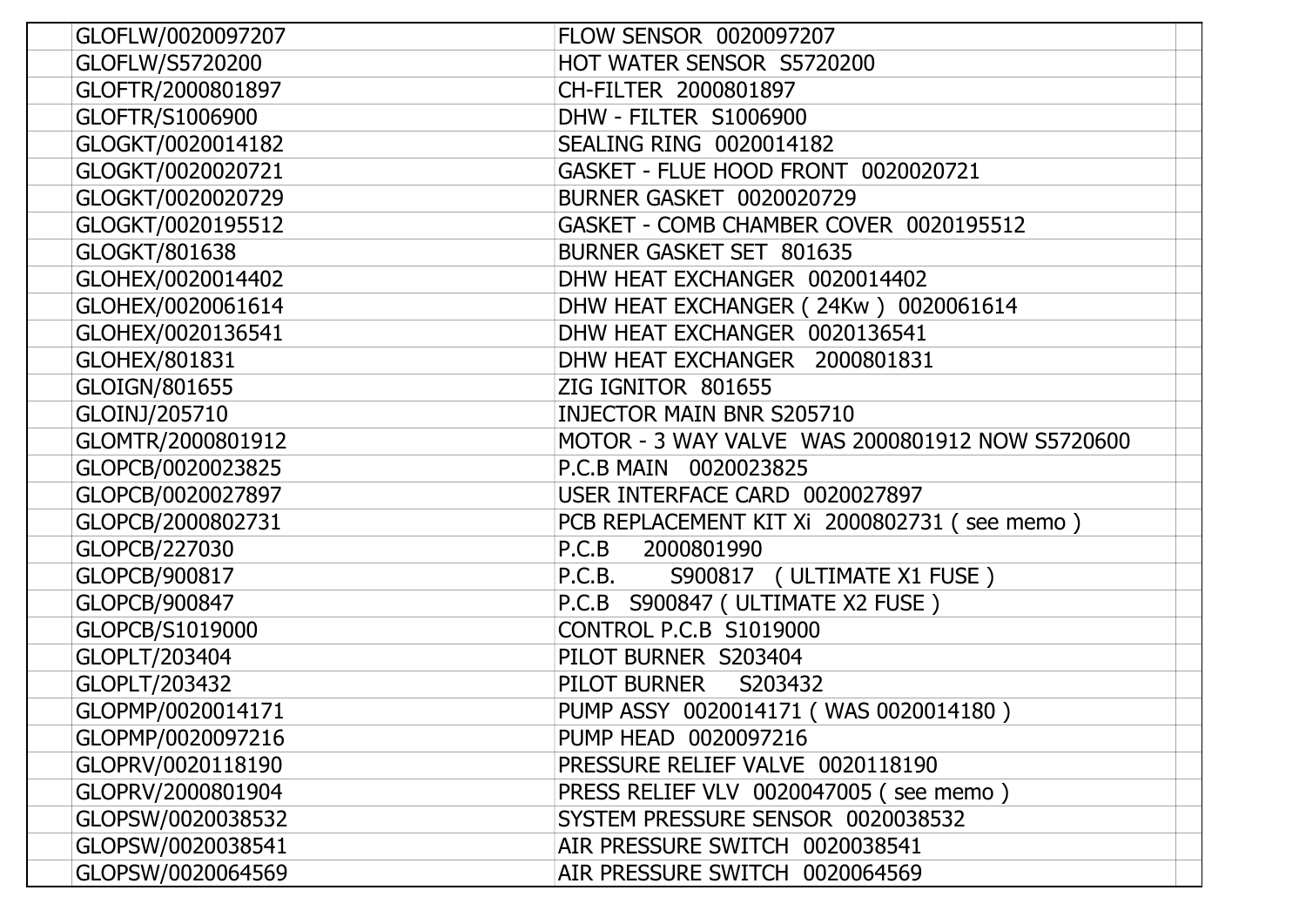| | | | |
|---|---|---|---|
| | GLOFLW/0020097207 | FLOW SENSOR  0020097207 | |
| | GLOFLW/S5720200 | HOT WATER SENSOR  S5720200 | |
| | GLOFTR/2000801897 | CH-FILTER  2000801897 | |
| | GLOFTR/S1006900 | DHW - FILTER  S1006900 | |
| | GLOGKT/0020014182 | SEALING RING  0020014182 | |
| | GLOGKT/0020020721 | GASKET - FLUE HOOD FRONT  0020020721 | |
| | GLOGKT/0020020729 | BURNER GASKET  0020020729 | |
| | GLOGKT/0020195512 | GASKET - COMB CHAMBER COVER  0020195512 | |
| | GLOGKT/801638 | BURNER GASKET SET  801635 | |
| | GLOHEX/0020014402 | DHW HEAT EXCHANGER  0020014402 | |
| | GLOHEX/0020061614 | DHW HEAT EXCHANGER ( 24Kw )  0020061614 | |
| | GLOHEX/0020136541 | DHW HEAT EXCHANGER  0020136541 | |
| | GLOHEX/801831 | DHW HEAT EXCHANGER   2000801831 | |
| | GLOIGN/801655 | ZIG IGNITOR  801655 | |
| | GLOINJ/205710 | INJECTOR MAIN BNR S205710 | |
| | GLOMTR/2000801912 | MOTOR - 3 WAY VALVE  WAS 2000801912 NOW S5720600 | |
| | GLOPCB/0020023825 | P.C.B MAIN   0020023825 | |
| | GLOPCB/0020027897 | USER INTERFACE CARD  0020027897 | |
| | GLOPCB/2000802731 | PCB REPLACEMENT KIT Xi  2000802731 ( see memo ) | |
| | GLOPCB/227030 | P.C.B     2000801990 | |
| | GLOPCB/900817 | P.C.B.        S900817   ( ULTIMATE X1 FUSE ) | |
| | GLOPCB/900847 | P.C.B   S900847 ( ULTIMATE X2 FUSE ) | |
| | GLOPCB/S1019000 | CONTROL P.C.B  S1019000 | |
| | GLOPLT/203404 | PILOT BURNER  S203404 | |
| | GLOPLT/203432 | PILOT BURNER     S203432 | |
| | GLOPMP/0020014171 | PUMP ASSY  0020014171 ( WAS 0020014180 ) | |
| | GLOPMP/0020097216 | PUMP HEAD  0020097216 | |
| | GLOPRV/0020118190 | PRESSURE RELIEF VALVE  0020118190 | |
| | GLOPRV/2000801904 | PRESS RELIEF VLV  0020047005 ( see memo ) | |
| | GLOPSW/0020038532 | SYSTEM PRESSURE SENSOR  0020038532 | |
| | GLOPSW/0020038541 | AIR PRESSURE SWITCH  0020038541 | |
| | GLOPSW/0020064569 | AIR PRESSURE SWITCH  0020064569 | |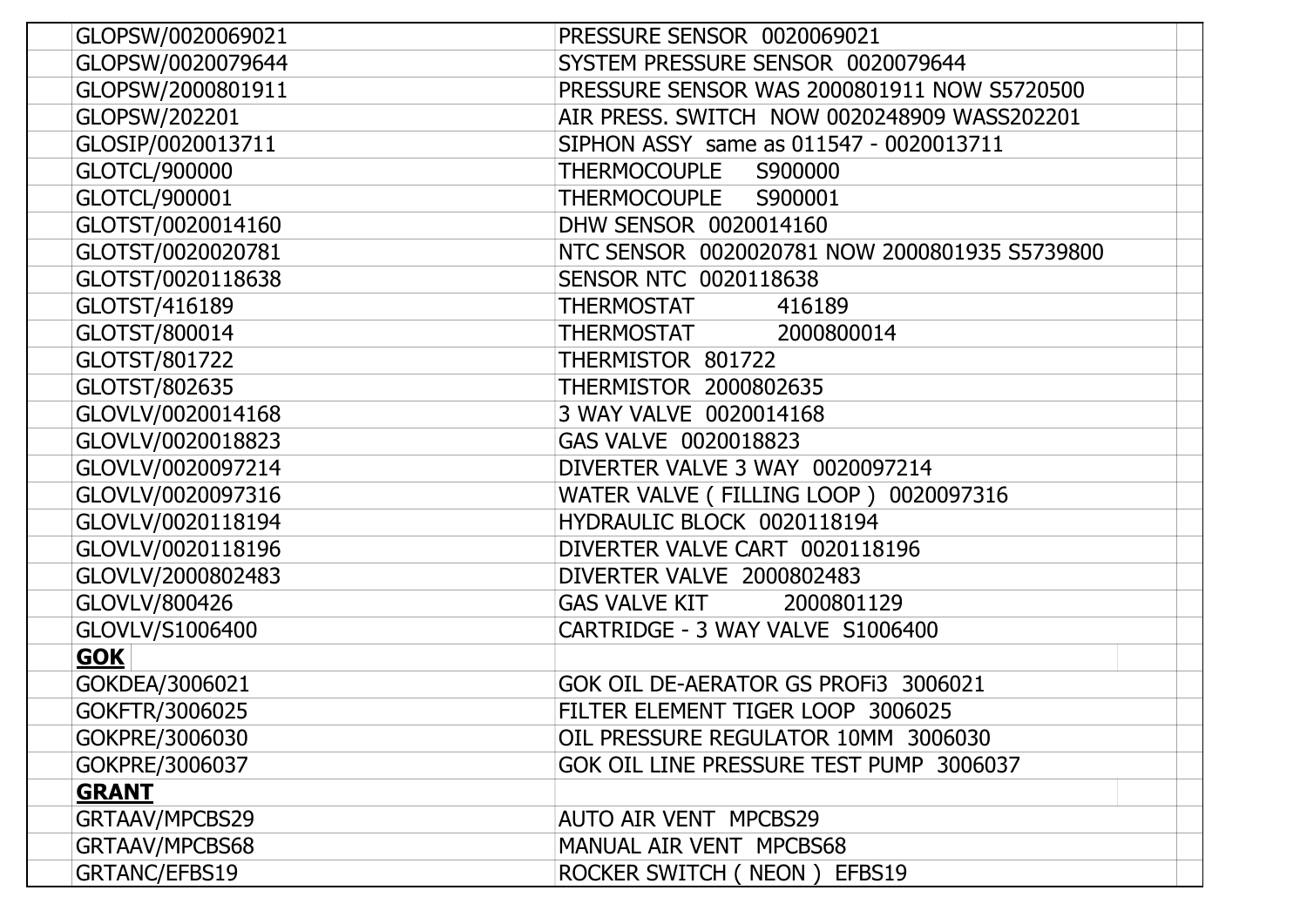| | | |
|---|---|---|
| GLOPSW/0020069021 | PRESSURE SENSOR 0020069021 | |
| GLOPSW/0020079644 | SYSTEM PRESSURE SENSOR 0020079644 | |
| GLOPSW/2000801911 | PRESSURE SENSOR WAS 2000801911 NOW S5720500 | |
| GLOPSW/202201 | AIR PRESS. SWITCH NOW 0020248909 WASS202201 | |
| GLOSIP/0020013711 | SIPHON ASSY same as 011547 - 0020013711 | |
| GLOTCL/900000 | THERMOCOUPLE S900000 | |
| GLOTCL/900001 | THERMOCOUPLE S900001 | |
| GLOTST/0020014160 | DHW SENSOR 0020014160 | |
| GLOTST/0020020781 | NTC SENSOR 0020020781 NOW 2000801935 S5739800 | |
| GLOTST/0020118638 | SENSOR NTC 0020118638 | |
| GLOTST/416189 | THERMOSTAT 416189 | |
| GLOTST/800014 | THERMOSTAT 2000800014 | |
| GLOTST/801722 | THERMISTOR 801722 | |
| GLOTST/802635 | THERMISTOR 2000802635 | |
| GLOVLV/0020014168 | 3 WAY VALVE 0020014168 | |
| GLOVLV/0020018823 | GAS VALVE 0020018823 | |
| GLOVLV/0020097214 | DIVERTER VALVE 3 WAY 0020097214 | |
| GLOVLV/0020097316 | WATER VALVE ( FILLING LOOP ) 0020097316 | |
| GLOVLV/0020118194 | HYDRAULIC BLOCK 0020118194 | |
| GLOVLV/0020118196 | DIVERTER VALVE CART 0020118196 | |
| GLOVLV/2000802483 | DIVERTER VALVE 2000802483 | |
| GLOVLV/800426 | GAS VALVE KIT 2000801129 | |
| GLOVLV/S1006400 | CARTRIDGE - 3 WAY VALVE S1006400 | |
| **GOK** | | |
| GOKDEA/3006021 | GOK OIL DE-AERATOR GS PROFi3 3006021 | |
| GOKFTR/3006025 | FILTER ELEMENT TIGER LOOP 3006025 | |
| GOKPRE/3006030 | OIL PRESSURE REGULATOR 10MM 3006030 | |
| GOKPRE/3006037 | GOK OIL LINE PRESSURE TEST PUMP 3006037 | |
| **GRANT** | | |
| GRTAAV/MPCBS29 | AUTO AIR VENT MPCBS29 | |
| GRTAAV/MPCBS68 | MANUAL AIR VENT MPCBS68 | |
| GRTANC/EFBS19 | ROCKER SWITCH ( NEON ) EFBS19 | |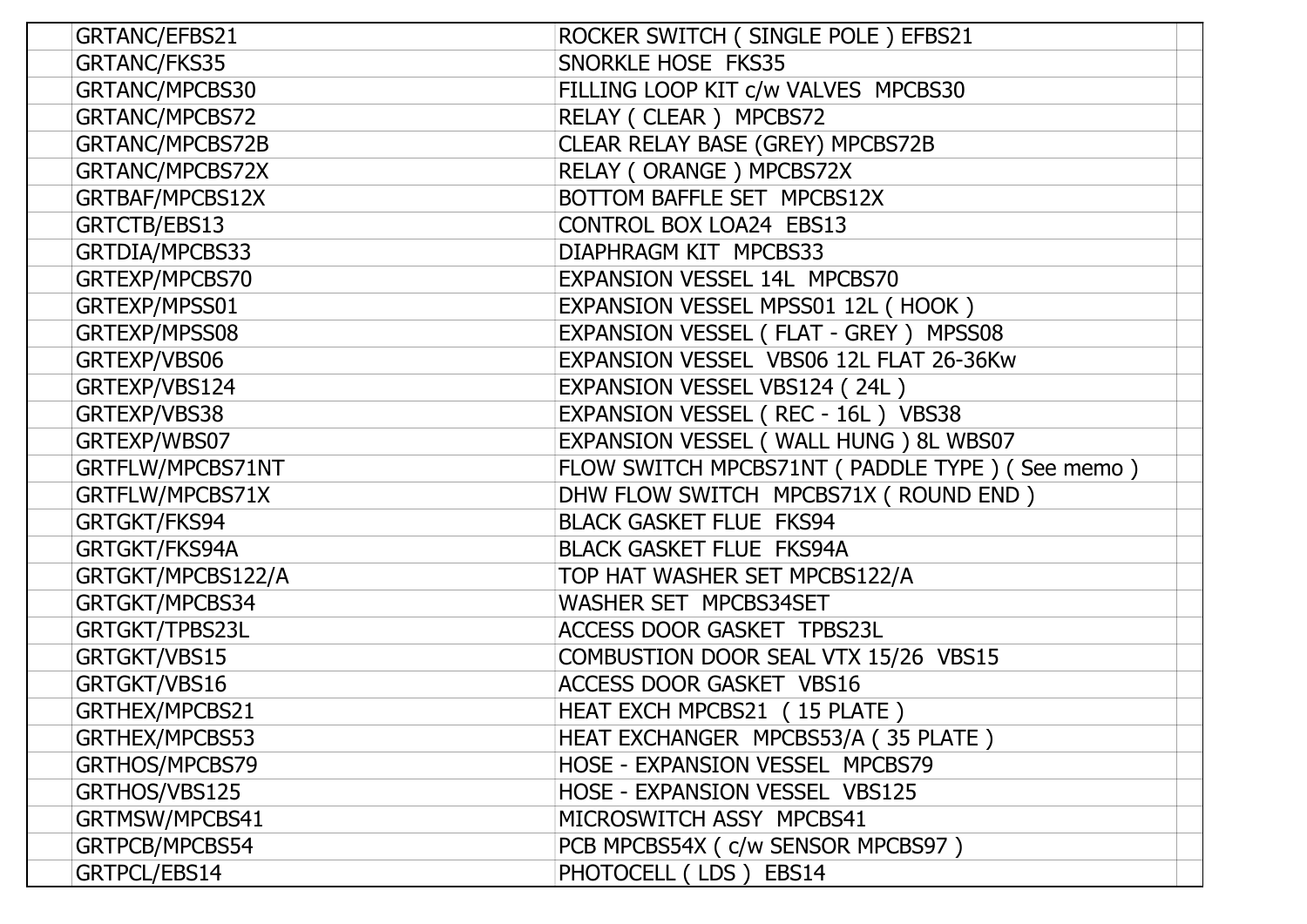| | | | |
|---|---|---|---|
| | GRTANC/EFBS21 | ROCKER SWITCH ( SINGLE POLE ) EFBS21 | |
| | GRTANC/FKS35 | SNORKLE HOSE FKS35 | |
| | GRTANC/MPCBS30 | FILLING LOOP KIT c/w VALVES MPCBS30 | |
| | GRTANC/MPCBS72 | RELAY ( CLEAR ) MPCBS72 | |
| | GRTANC/MPCBS72B | CLEAR RELAY BASE (GREY) MPCBS72B | |
| | GRTANC/MPCBS72X | RELAY ( ORANGE ) MPCBS72X | |
| | GRTBAF/MPCBS12X | BOTTOM BAFFLE SET MPCBS12X | |
| | GRTCTB/EBS13 | CONTROL BOX LOA24 EBS13 | |
| | GRTDIA/MPCBS33 | DIAPHRAGM KIT MPCBS33 | |
| | GRTEXP/MPCBS70 | EXPANSION VESSEL 14L MPCBS70 | |
| | GRTEXP/MPSS01 | EXPANSION VESSEL MPSS01 12L ( HOOK ) | |
| | GRTEXP/MPSS08 | EXPANSION VESSEL ( FLAT - GREY ) MPSS08 | |
| | GRTEXP/VBS06 | EXPANSION VESSEL VBS06 12L FLAT 26-36Kw | |
| | GRTEXP/VBS124 | EXPANSION VESSEL VBS124 ( 24L ) | |
| | GRTEXP/VBS38 | EXPANSION VESSEL ( REC - 16L ) VBS38 | |
| | GRTEXP/WBS07 | EXPANSION VESSEL ( WALL HUNG ) 8L WBS07 | |
| | GRTFLW/MPCBS71NT | FLOW SWITCH MPCBS71NT ( PADDLE TYPE ) ( See memo ) | |
| | GRTFLW/MPCBS71X | DHW FLOW SWITCH MPCBS71X ( ROUND END ) | |
| | GRTGKT/FKS94 | BLACK GASKET FLUE FKS94 | |
| | GRTGKT/FKS94A | BLACK GASKET FLUE FKS94A | |
| | GRTGKT/MPCBS122/A | TOP HAT WASHER SET MPCBS122/A | |
| | GRTGKT/MPCBS34 | WASHER SET MPCBS34SET | |
| | GRTGKT/TPBS23L | ACCESS DOOR GASKET TPBS23L | |
| | GRTGKT/VBS15 | COMBUSTION DOOR SEAL VTX 15/26 VBS15 | |
| | GRTGKT/VBS16 | ACCESS DOOR GASKET VBS16 | |
| | GRTHEX/MPCBS21 | HEAT EXCH MPCBS21 ( 15 PLATE ) | |
| | GRTHEX/MPCBS53 | HEAT EXCHANGER MPCBS53/A ( 35 PLATE ) | |
| | GRTHOS/MPCBS79 | HOSE - EXPANSION VESSEL MPCBS79 | |
| | GRTHOS/VBS125 | HOSE - EXPANSION VESSEL VBS125 | |
| | GRTMSW/MPCBS41 | MICROSWITCH ASSY MPCBS41 | |
| | GRTPCB/MPCBS54 | PCB MPCBS54X ( c/w SENSOR MPCBS97 ) | |
| | GRTPCL/EBS14 | PHOTOCELL ( LDS ) EBS14 | |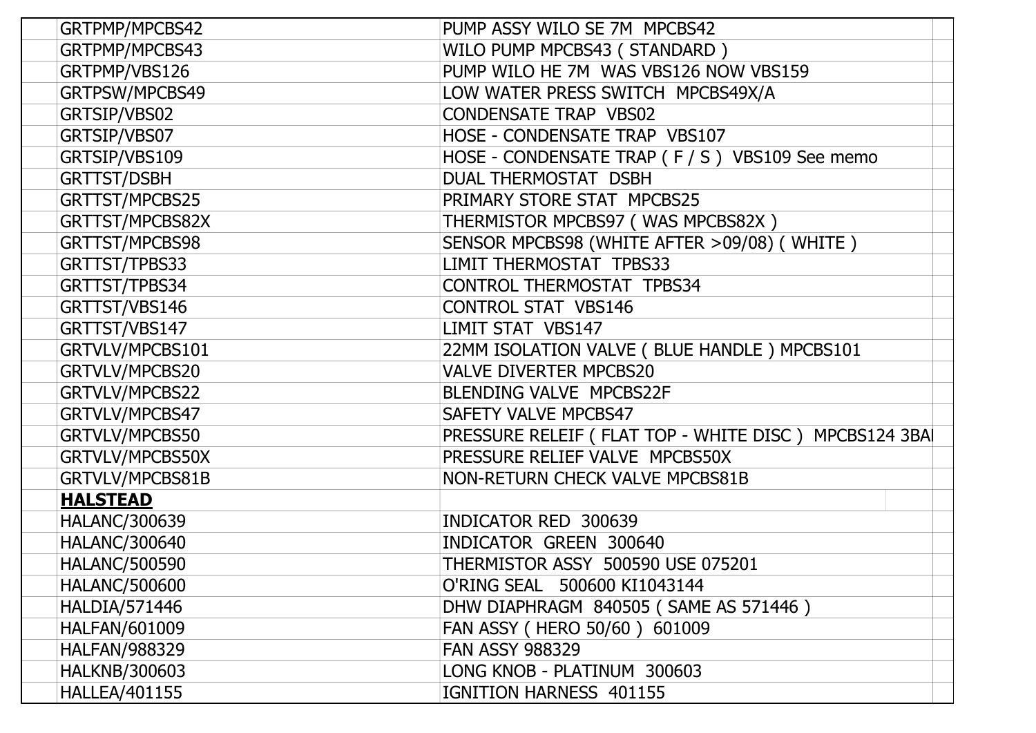| | | | |
|---|---|---|---|
| | GRTPMP/MPCBS42 | PUMP ASSY WILO SE 7M MPCBS42 | |
| | GRTPMP/MPCBS43 | WILO PUMP MPCBS43 ( STANDARD ) | |
| | GRTPMP/VBS126 | PUMP WILO HE 7M WAS VBS126 NOW VBS159 | |
| | GRTPSW/MPCBS49 | LOW WATER PRESS SWITCH MPCBS49X/A | |
| | GRTSIP/VBS02 | CONDENSATE TRAP VBS02 | |
| | GRTSIP/VBS07 | HOSE - CONDENSATE TRAP VBS107 | |
| | GRTSIP/VBS109 | HOSE - CONDENSATE TRAP ( F / S ) VBS109 See memo | |
| | GRTTST/DSBH | DUAL THERMOSTAT DSBH | |
| | GRTTST/MPCBS25 | PRIMARY STORE STAT MPCBS25 | |
| | GRTTST/MPCBS82X | THERMISTOR MPCBS97 ( WAS MPCBS82X ) | |
| | GRTTST/MPCBS98 | SENSOR MPCBS98 (WHITE AFTER >09/08) ( WHITE ) | |
| | GRTTST/TPBS33 | LIMIT THERMOSTAT TPBS33 | |
| | GRTTST/TPBS34 | CONTROL THERMOSTAT TPBS34 | |
| | GRTTST/VBS146 | CONTROL STAT VBS146 | |
| | GRTTST/VBS147 | LIMIT STAT VBS147 | |
| | GRTVLV/MPCBS101 | 22MM ISOLATION VALVE ( BLUE HANDLE ) MPCBS101 | |
| | GRTVLV/MPCBS20 | VALVE DIVERTER MPCBS20 | |
| | GRTVLV/MPCBS22 | BLENDING VALVE MPCBS22F | |
| | GRTVLV/MPCBS47 | SAFETY VALVE MPCBS47 | |
| | GRTVLV/MPCBS50 | PRESSURE RELEIF ( FLAT TOP - WHITE DISC ) MPCBS124 3BA | |
| | GRTVLV/MPCBS50X | PRESSURE RELIEF VALVE MPCBS50X | |
| | GRTVLV/MPCBS81B | NON-RETURN CHECK VALVE MPCBS81B | |
| | **HALSTEAD** | | |
| | HALANC/300639 | INDICATOR RED 300639 | |
| | HALANC/300640 | INDICATOR GREEN 300640 | |
| | HALANC/500590 | THERMISTOR ASSY 500590 USE 075201 | |
| | HALANC/500600 | O'RING SEAL 500600 KI1043144 | |
| | HALDIA/571446 | DHW DIAPHRAGM 840505 ( SAME AS 571446 ) | |
| | HALFAN/601009 | FAN ASSY ( HERO 50/60 ) 601009 | |
| | HALFAN/988329 | FAN ASSY 988329 | |
| | HALKNB/300603 | LONG KNOB - PLATINUM 300603 | |
| | HALLEA/401155 | IGNITION HARNESS 401155 | |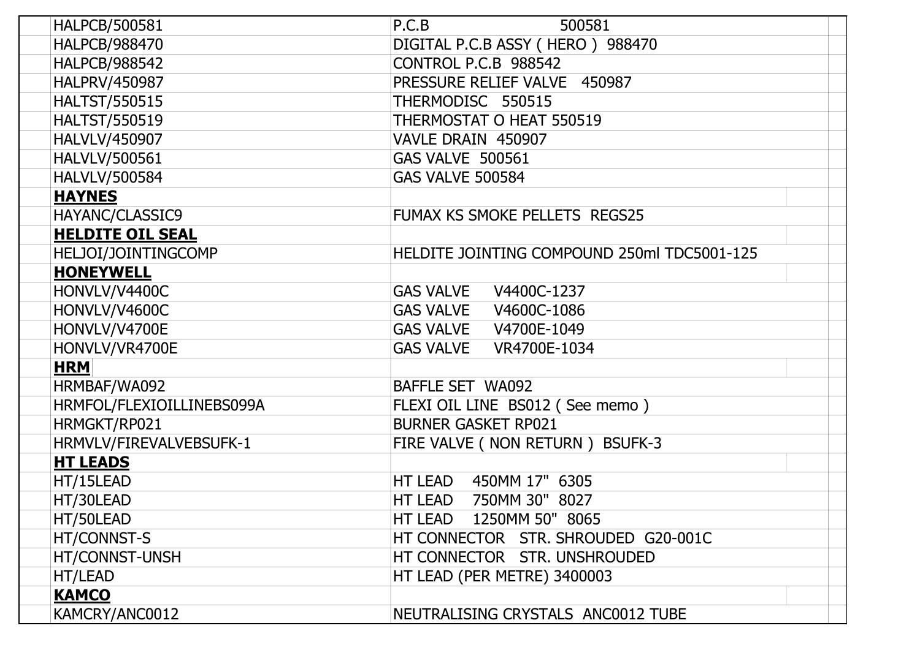| | |
|---|---|
| HALPCB/500581 | P.C.B 500581 |
| HALPCB/988470 | DIGITAL P.C.B ASSY ( HERO ) 988470 |
| HALPCB/988542 | CONTROL P.C.B 988542 |
| HALPRV/450987 | PRESSURE RELIEF VALVE 450987 |
| HALTST/550515 | THERMODISC 550515 |
| HALTST/550519 | THERMOSTAT O HEAT 550519 |
| HALVLV/450907 | VAVLE DRAIN 450907 |
| HALVLV/500561 | GAS VALVE 500561 |
| HALVLV/500584 | GAS VALVE 500584 |
| **HAYNES** | |
| HAYANC/CLASSIC9 | FUMAX KS SMOKE PELLETS REGS25 |
| **HELDITE OIL SEAL** | |
| HELJOI/JOINTINGCOMP | HELDITE JOINTING COMPOUND 250ml TDC5001-125 |
| **HONEYWELL** | |
| HONVLV/V4400C | GAS VALVE V4400C-1237 |
| HONVLV/V4600C | GAS VALVE V4600C-1086 |
| HONVLV/V4700E | GAS VALVE V4700E-1049 |
| HONVLV/VR4700E | GAS VALVE VR4700E-1034 |
| **HRM** | |
| HRMBAF/WA092 | BAFFLE SET WA092 |
| HRMFOL/FLEXIOILLINEBS099A | FLEXI OIL LINE BS012 ( See memo ) |
| HRMGKT/RP021 | BURNER GASKET RP021 |
| HRMVLV/FIREVALVEBSUFK-1 | FIRE VALVE ( NON RETURN ) BSUFK-3 |
| **HT LEADS** | |
| HT/15LEAD | HT LEAD 450MM 17" 6305 |
| HT/30LEAD | HT LEAD 750MM 30" 8027 |
| HT/50LEAD | HT LEAD 1250MM 50" 8065 |
| HT/CONNST-S | HT CONNECTOR STR. SHROUDED G20-001C |
| HT/CONNST-UNSH | HT CONNECTOR STR. UNSHROUDED |
| HT/LEAD | HT LEAD (PER METRE) 3400003 |
| **KAMCO** | |
| KAMCRY/ANC0012 | NEUTRALISING CRYSTALS ANC0012 TUBE |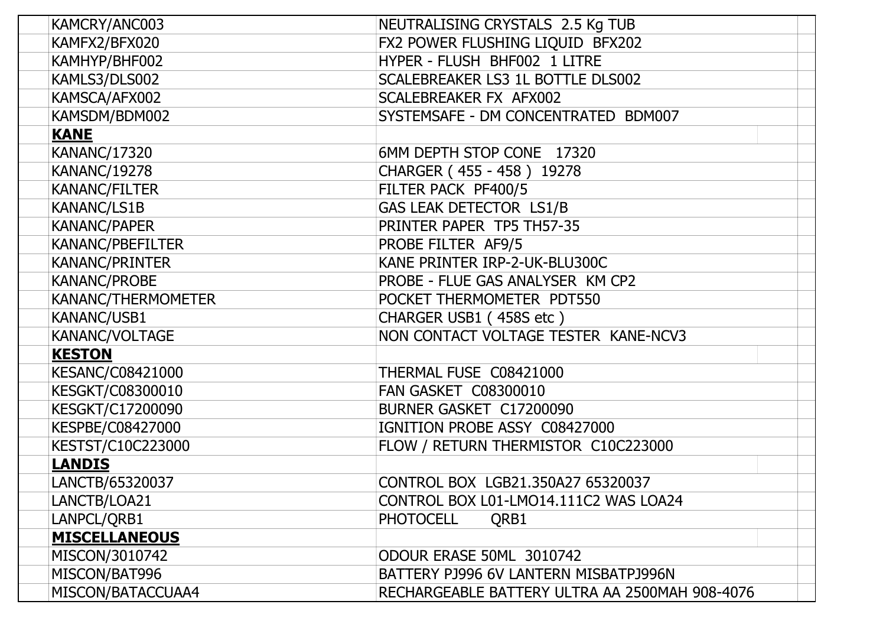| Code | Description |
|---|---|
| KAMCRY/ANC003 | NEUTRALISING CRYSTALS 2.5 Kg TUB |
| KAMFX2/BFX020 | FX2 POWER FLUSHING LIQUID BFX202 |
| KAMHYP/BHF002 | HYPER - FLUSH BHF002 1 LITRE |
| KAMLS3/DLS002 | SCALEBREAKER LS3 1L BOTTLE DLS002 |
| KAMSCA/AFX002 | SCALEBREAKER FX AFX002 |
| KAMSDM/BDM002 | SYSTEMSAFE - DM CONCENTRATED BDM007 |
| **KANE** | |
| KANANC/17320 | 6MM DEPTH STOP CONE 17320 |
| KANANC/19278 | CHARGER ( 455 - 458 ) 19278 |
| KANANC/FILTER | FILTER PACK PF400/5 |
| KANANC/LS1B | GAS LEAK DETECTOR LS1/B |
| KANANC/PAPER | PRINTER PAPER TP5 TH57-35 |
| KANANC/PBEFILTER | PROBE FILTER AF9/5 |
| KANANC/PRINTER | KANE PRINTER IRP-2-UK-BLU300C |
| KANANC/PROBE | PROBE - FLUE GAS ANALYSER KM CP2 |
| KANANC/THERMOMETER | POCKET THERMOMETER PDT550 |
| KANANC/USB1 | CHARGER USB1 ( 458S etc ) |
| KANANC/VOLTAGE | NON CONTACT VOLTAGE TESTER KANE-NCV3 |
| **KESTON** | |
| KESANC/C08421000 | THERMAL FUSE C08421000 |
| KESGKT/C08300010 | FAN GASKET C08300010 |
| KESGKT/C17200090 | BURNER GASKET C17200090 |
| KESPBE/C08427000 | IGNITION PROBE ASSY C08427000 |
| KESTST/C10C223000 | FLOW / RETURN THERMISTOR C10C223000 |
| **LANDIS** | |
| LANCTB/65320037 | CONTROL BOX LGB21.350A27 65320037 |
| LANCTB/LOA21 | CONTROL BOX L01-LMO14.111C2 WAS LOA24 |
| LANPCL/QRB1 | PHOTOCELL QRB1 |
| **MISCELLANEOUS** | |
| MISCON/3010742 | ODOUR ERASE 50ML 3010742 |
| MISCON/BAT996 | BATTERY PJ996 6V LANTERN MISBATPJ996N |
| MISCON/BATACCUAA4 | RECHARGEABLE BATTERY ULTRA AA 2500MAH 908-4076 |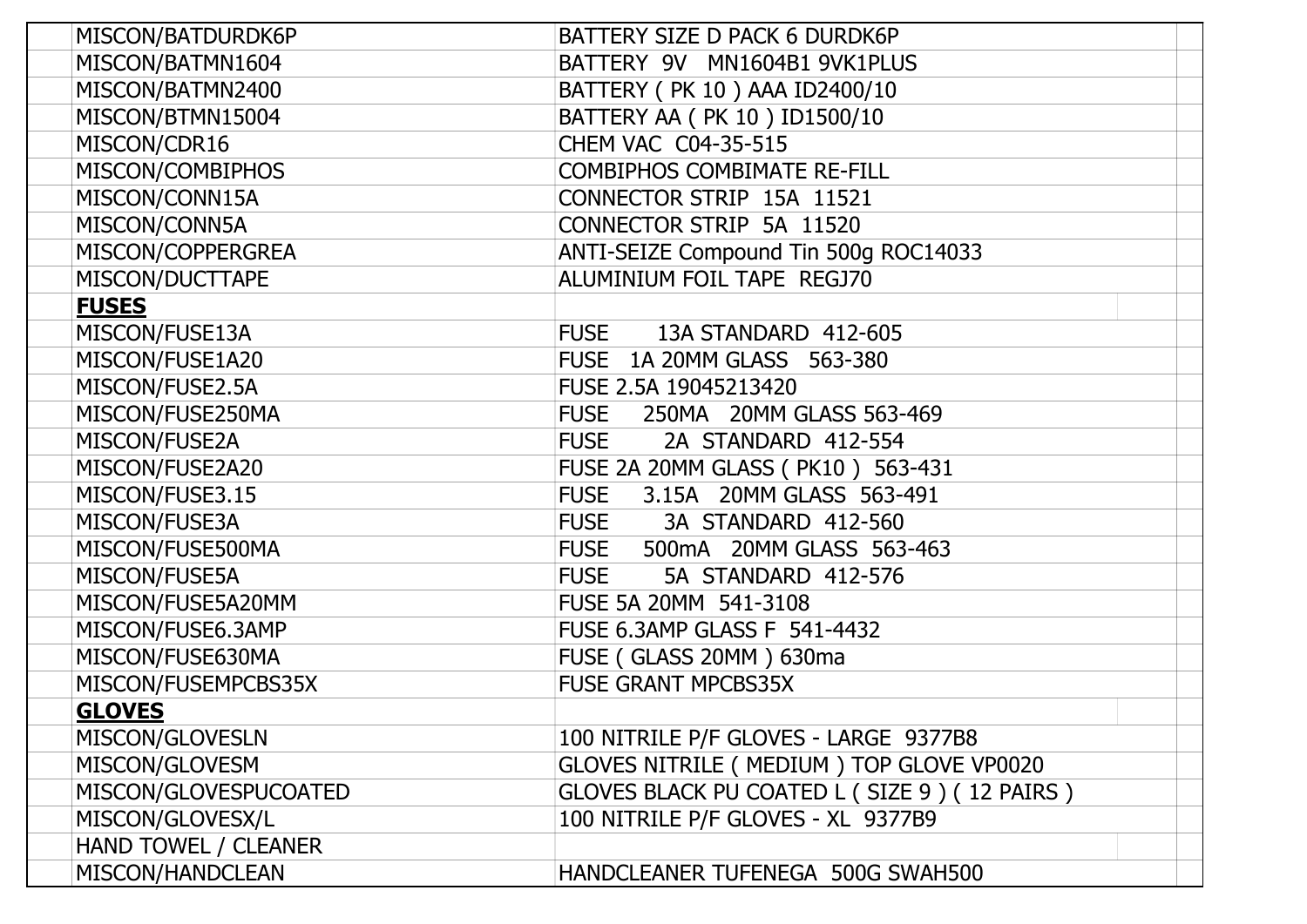| | | |
|---|---|---|
| MISCON/BATDURDK6P | BATTERY SIZE D PACK 6 DURDK6P | |
| MISCON/BATMN1604 | BATTERY 9V MN1604B1 9VK1PLUS | |
| MISCON/BATMN2400 | BATTERY ( PK 10 ) AAA ID2400/10 | |
| MISCON/BTMN15004 | BATTERY AA ( PK 10 ) ID1500/10 | |
| MISCON/CDR16 | CHEM VAC C04-35-515 | |
| MISCON/COMBIPHOS | COMBIPHOS COMBIMATE RE-FILL | |
| MISCON/CONN15A | CONNECTOR STRIP 15A 11521 | |
| MISCON/CONN5A | CONNECTOR STRIP 5A 11520 | |
| MISCON/COPPERGREA | ANTI-SEIZE Compound Tin 500g ROC14033 | |
| MISCON/DUCTTAPE | ALUMINIUM FOIL TAPE REGJ70 | |
| **FUSES** | | |
| MISCON/FUSE13A | FUSE 13A STANDARD 412-605 | |
| MISCON/FUSE1A20 | FUSE 1A 20MM GLASS 563-380 | |
| MISCON/FUSE2.5A | FUSE 2.5A 19045213420 | |
| MISCON/FUSE250MA | FUSE 250MA 20MM GLASS 563-469 | |
| MISCON/FUSE2A | FUSE 2A STANDARD 412-554 | |
| MISCON/FUSE2A20 | FUSE 2A 20MM GLASS ( PK10 ) 563-431 | |
| MISCON/FUSE3.15 | FUSE 3.15A 20MM GLASS 563-491 | |
| MISCON/FUSE3A | FUSE 3A STANDARD 412-560 | |
| MISCON/FUSE500MA | FUSE 500mA 20MM GLASS 563-463 | |
| MISCON/FUSE5A | FUSE 5A STANDARD 412-576 | |
| MISCON/FUSE5A20MM | FUSE 5A 20MM 541-3108 | |
| MISCON/FUSE6.3AMP | FUSE 6.3AMP GLASS F 541-4432 | |
| MISCON/FUSE630MA | FUSE ( GLASS 20MM ) 630ma | |
| MISCON/FUSEMPCBS35X | FUSE GRANT MPCBS35X | |
| **GLOVES** | | |
| MISCON/GLOVESLN | 100 NITRILE P/F GLOVES - LARGE 9377B8 | |
| MISCON/GLOVESM | GLOVES NITRILE ( MEDIUM ) TOP GLOVE VP0020 | |
| MISCON/GLOVESPUCOATED | GLOVES BLACK PU COATED L ( SIZE 9 ) ( 12 PAIRS ) | |
| MISCON/GLOVESX/L | 100 NITRILE P/F GLOVES - XL 9377B9 | |
| HAND TOWEL / CLEANER | | |
| MISCON/HANDCLEAN | HANDCLEANER TUFENEGA 500G SWAH500 | |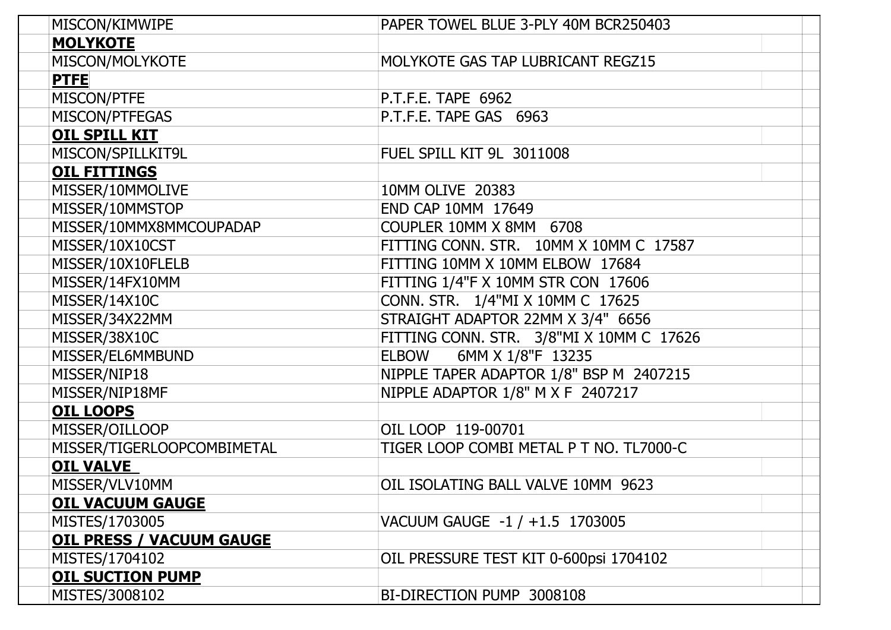| | |
|---|---|
| MISCON/KIMWIPE | PAPER TOWEL BLUE 3-PLY 40M BCR250403 |
| **MOLYKOTE** | |
| MISCON/MOLYKOTE | MOLYKOTE GAS TAP LUBRICANT REGZ15 |
| **PTFE** | |
| MISCON/PTFE | P.T.F.E. TAPE 6962 |
| MISCON/PTFEGAS | P.T.F.E. TAPE GAS 6963 |
| **OIL SPILL KIT** | |
| MISCON/SPILLKIT9L | FUEL SPILL KIT 9L 3011008 |
| **OIL FITTINGS** | |
| MISSER/10MMOLIVE | 10MM OLIVE 20383 |
| MISSER/10MMSTOP | END CAP 10MM 17649 |
| MISSER/10MMX8MMCOUPADAP | COUPLER 10MM X 8MM 6708 |
| MISSER/10X10CST | FITTING CONN. STR. 10MM X 10MM C 17587 |
| MISSER/10X10FLELB | FITTING 10MM X 10MM ELBOW 17684 |
| MISSER/14FX10MM | FITTING 1/4"F X 10MM STR CON 17606 |
| MISSER/14X10C | CONN. STR. 1/4"MI X 10MM C 17625 |
| MISSER/34X22MM | STRAIGHT ADAPTOR 22MM X 3/4" 6656 |
| MISSER/38X10C | FITTING CONN. STR. 3/8"MI X 10MM C 17626 |
| MISSER/EL6MMBUND | ELBOW 6MM X 1/8"F 13235 |
| MISSER/NIP18 | NIPPLE TAPER ADAPTOR 1/8" BSP M 2407215 |
| MISSER/NIP18MF | NIPPLE ADAPTOR 1/8" M X F 2407217 |
| **OIL LOOPS** | |
| MISSER/OILLOOP | OIL LOOP 119-00701 |
| MISSER/TIGERLOOPCOMBIMETAL | TIGER LOOP COMBI METAL P T NO. TL7000-C |
| **OIL VALVE** | |
| MISSER/VLV10MM | OIL ISOLATING BALL VALVE 10MM 9623 |
| **OIL VACUUM GAUGE** | |
| MISTES/1703005 | VACUUM GAUGE -1 / +1.5 1703005 |
| **OIL PRESS / VACUUM GAUGE** | |
| MISTES/1704102 | OIL PRESSURE TEST KIT 0-600psi 1704102 |
| **OIL SUCTION PUMP** | |
| MISTES/3008102 | BI-DIRECTION PUMP 3008108 |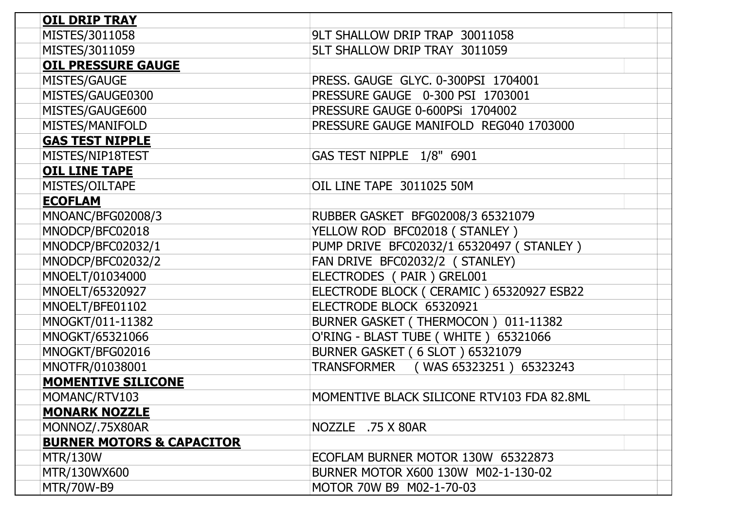| | |
|---|---|
| **OIL DRIP TRAY** | |
| MISTES/3011058 | 9LT SHALLOW DRIP TRAP 30011058 |
| MISTES/3011059 | 5LT SHALLOW DRIP TRAY 3011059 |
| **OIL PRESSURE GAUGE** | |
| MISTES/GAUGE | PRESS. GAUGE GLYC. 0-300PSI 1704001 |
| MISTES/GAUGE0300 | PRESSURE GAUGE 0-300 PSI 1703001 |
| MISTES/GAUGE600 | PRESSURE GAUGE 0-600PSi 1704002 |
| MISTES/MANIFOLD | PRESSURE GAUGE MANIFOLD REG040 1703000 |
| **GAS TEST NIPPLE** | |
| MISTES/NIP18TEST | GAS TEST NIPPLE 1/8" 6901 |
| **OIL LINE TAPE** | |
| MISTES/OILTAPE | OIL LINE TAPE 3011025 50M |
| **ECOFLAM** | |
| MNOANC/BFG02008/3 | RUBBER GASKET BFG02008/3 65321079 |
| MNODCP/BFC02018 | YELLOW ROD BFC02018 ( STANLEY ) |
| MNODCP/BFC02032/1 | PUMP DRIVE BFC02032/1 65320497 ( STANLEY ) |
| MNODCP/BFC02032/2 | FAN DRIVE BFC02032/2 ( STANLEY) |
| MNOELT/01034000 | ELECTRODES ( PAIR ) GREL001 |
| MNOELT/65320927 | ELECTRODE BLOCK ( CERAMIC ) 65320927 ESB22 |
| MNOELT/BFE01102 | ELECTRODE BLOCK 65320921 |
| MNOGKT/011-11382 | BURNER GASKET ( THERMOCON ) 011-11382 |
| MNOGKT/65321066 | O'RING - BLAST TUBE ( WHITE ) 65321066 |
| MNOGKT/BFG02016 | BURNER GASKET ( 6 SLOT ) 65321079 |
| MNOTFR/01038001 | TRANSFORMER ( WAS 65323251 ) 65323243 |
| **MOMENTIVE SILICONE** | |
| MOMANC/RTV103 | MOMENTIVE BLACK SILICONE RTV103 FDA 82.8ML |
| **MONARK NOZZLE** | |
| MONNOZ/.75X80AR | NOZZLE .75 X 80AR |
| **BURNER MOTORS & CAPACITOR** | |
| MTR/130W | ECOFLAM BURNER MOTOR 130W 65322873 |
| MTR/130WX600 | BURNER MOTOR X600 130W M02-1-130-02 |
| MTR/70W-B9 | MOTOR 70W B9 M02-1-70-03 |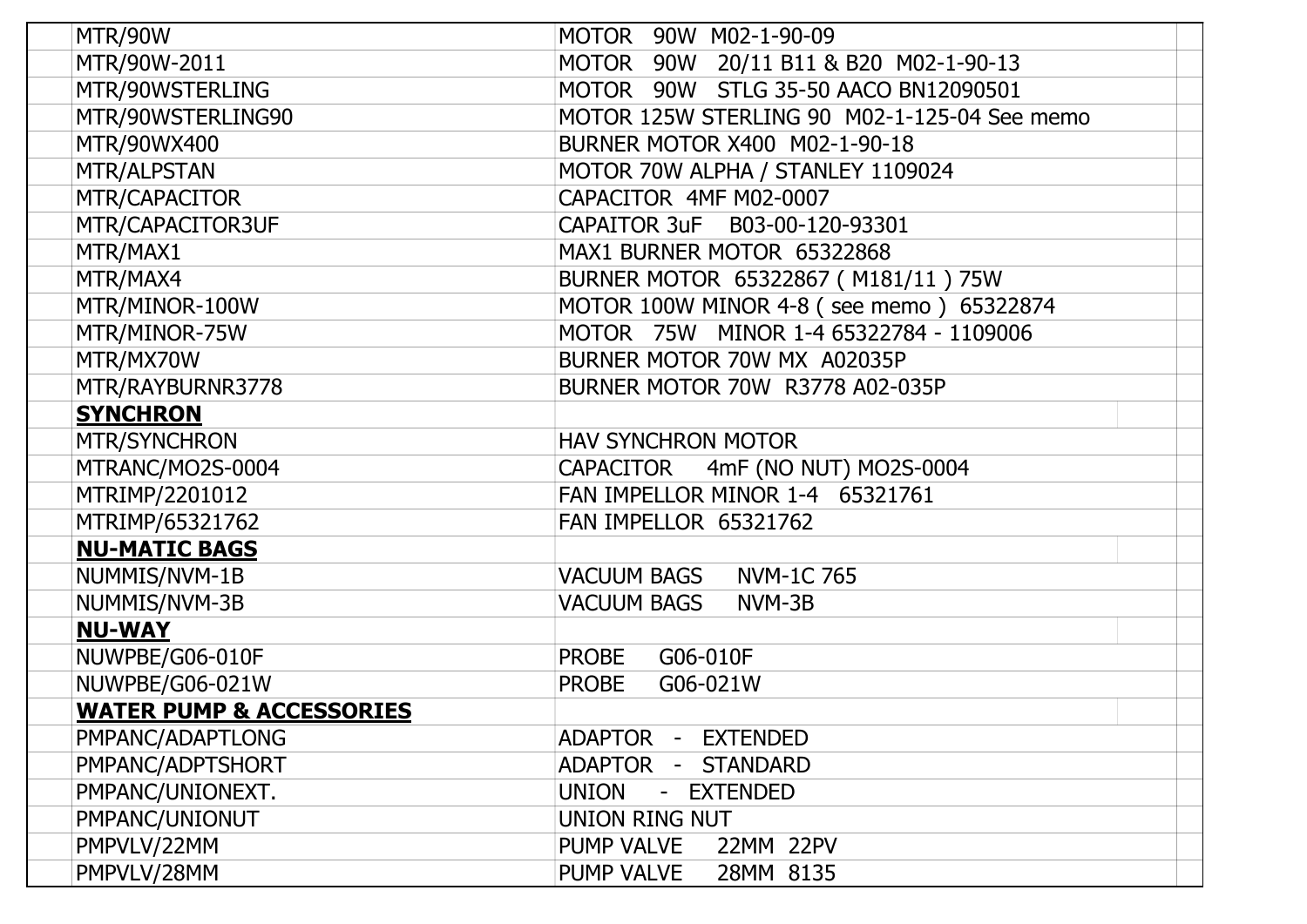| | | |
|---|---|---|
| MTR/90W | MOTOR 90W M02-1-90-09 | |
| MTR/90W-2011 | MOTOR 90W 20/11 B11 & B20 M02-1-90-13 | |
| MTR/90WSTERLING | MOTOR 90W STLG 35-50 AACO BN12090501 | |
| MTR/90WSTERLING90 | MOTOR 125W STERLING 90 M02-1-125-04 See memo | |
| MTR/90WX400 | BURNER MOTOR X400 M02-1-90-18 | |
| MTR/ALPSTAN | MOTOR 70W ALPHA / STANLEY 1109024 | |
| MTR/CAPACITOR | CAPACITOR 4MF M02-0007 | |
| MTR/CAPACITOR3UF | CAPAITOR 3uF B03-00-120-93301 | |
| MTR/MAX1 | MAX1 BURNER MOTOR 65322868 | |
| MTR/MAX4 | BURNER MOTOR 65322867 ( M181/11 ) 75W | |
| MTR/MINOR-100W | MOTOR 100W MINOR 4-8 ( see memo ) 65322874 | |
| MTR/MINOR-75W | MOTOR 75W MINOR 1-4 65322784 - 1109006 | |
| MTR/MX70W | BURNER MOTOR 70W MX A02035P | |
| MTR/RAYBURNR3778 | BURNER MOTOR 70W R3778 A02-035P | |
| **SYNCHRON** | | |
| MTR/SYNCHRON | HAV SYNCHRON MOTOR | |
| MTRANC/MO2S-0004 | CAPACITOR 4mF (NO NUT) MO2S-0004 | |
| MTRIMP/2201012 | FAN IMPELLOR MINOR 1-4 65321761 | |
| MTRIMP/65321762 | FAN IMPELLOR 65321762 | |
| **NU-MATIC BAGS** | | |
| NUMMIS/NVM-1B | VACUUM BAGS NVM-1C 765 | |
| NUMMIS/NVM-3B | VACUUM BAGS NVM-3B | |
| **NU-WAY** | | |
| NUWPBE/G06-010F | PROBE G06-010F | |
| NUWPBE/G06-021W | PROBE G06-021W | |
| **WATER PUMP & ACCESSORIES** | | |
| PMPANC/ADAPTLONG | ADAPTOR - EXTENDED | |
| PMPANC/ADPTSHORT | ADAPTOR - STANDARD | |
| PMPANC/UNIONEXT. | UNION - EXTENDED | |
| PMPANC/UNIONUT | UNION RING NUT | |
| PMPVLV/22MM | PUMP VALVE 22MM 22PV | |
| PMPVLV/28MM | PUMP VALVE 28MM 8135 | |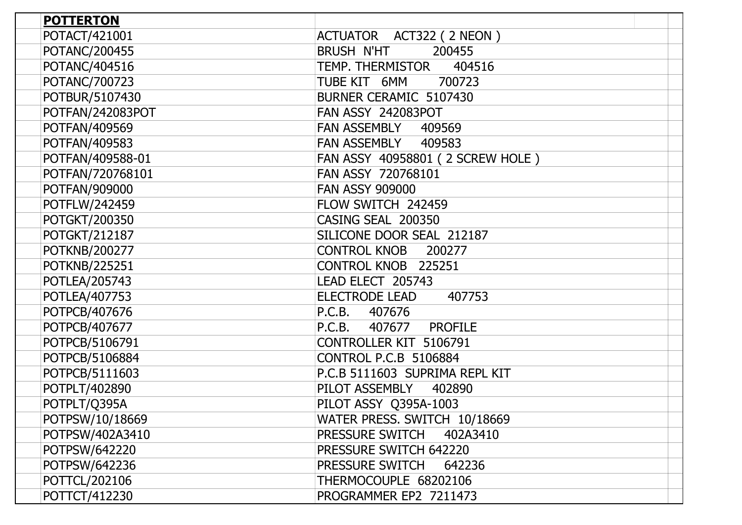| **POTTERTON** | |
|---|---|
| POTACT/421001 | ACTUATOR ACT322 ( 2 NEON ) |
| POTANC/200455 | BRUSH N'HT 200455 |
| POTANC/404516 | TEMP. THERMISTOR 404516 |
| POTANC/700723 | TUBE KIT 6MM 700723 |
| POTBUR/5107430 | BURNER CERAMIC 5107430 |
| POTFAN/242083POT | FAN ASSY 242083POT |
| POTFAN/409569 | FAN ASSEMBLY 409569 |
| POTFAN/409583 | FAN ASSEMBLY 409583 |
| POTFAN/409588-01 | FAN ASSY 40958801 ( 2 SCREW HOLE ) |
| POTFAN/720768101 | FAN ASSY 720768101 |
| POTFAN/909000 | FAN ASSY 909000 |
| POTFLW/242459 | FLOW SWITCH 242459 |
| POTGKT/200350 | CASING SEAL 200350 |
| POTGKT/212187 | SILICONE DOOR SEAL 212187 |
| POTKNB/200277 | CONTROL KNOB 200277 |
| POTKNB/225251 | CONTROL KNOB 225251 |
| POTLEA/205743 | LEAD ELECT 205743 |
| POTLEA/407753 | ELECTRODE LEAD 407753 |
| POTPCB/407676 | P.C.B. 407676 |
| POTPCB/407677 | P.C.B. 407677 PROFILE |
| POTPCB/5106791 | CONTROLLER KIT 5106791 |
| POTPCB/5106884 | CONTROL P.C.B 5106884 |
| POTPCB/5111603 | P.C.B 5111603 SUPRIMA REPL KIT |
| POTPLT/402890 | PILOT ASSEMBLY 402890 |
| POTPLT/Q395A | PILOT ASSY Q395A-1003 |
| POTPSW/10/18669 | WATER PRESS. SWITCH 10/18669 |
| POTPSW/402A3410 | PRESSURE SWITCH 402A3410 |
| POTPSW/642220 | PRESSURE SWITCH 642220 |
| POTPSW/642236 | PRESSURE SWITCH 642236 |
| POTTCL/202106 | THERMOCOUPLE 68202106 |
| POTTCT/412230 | PROGRAMMER EP2 7211473 |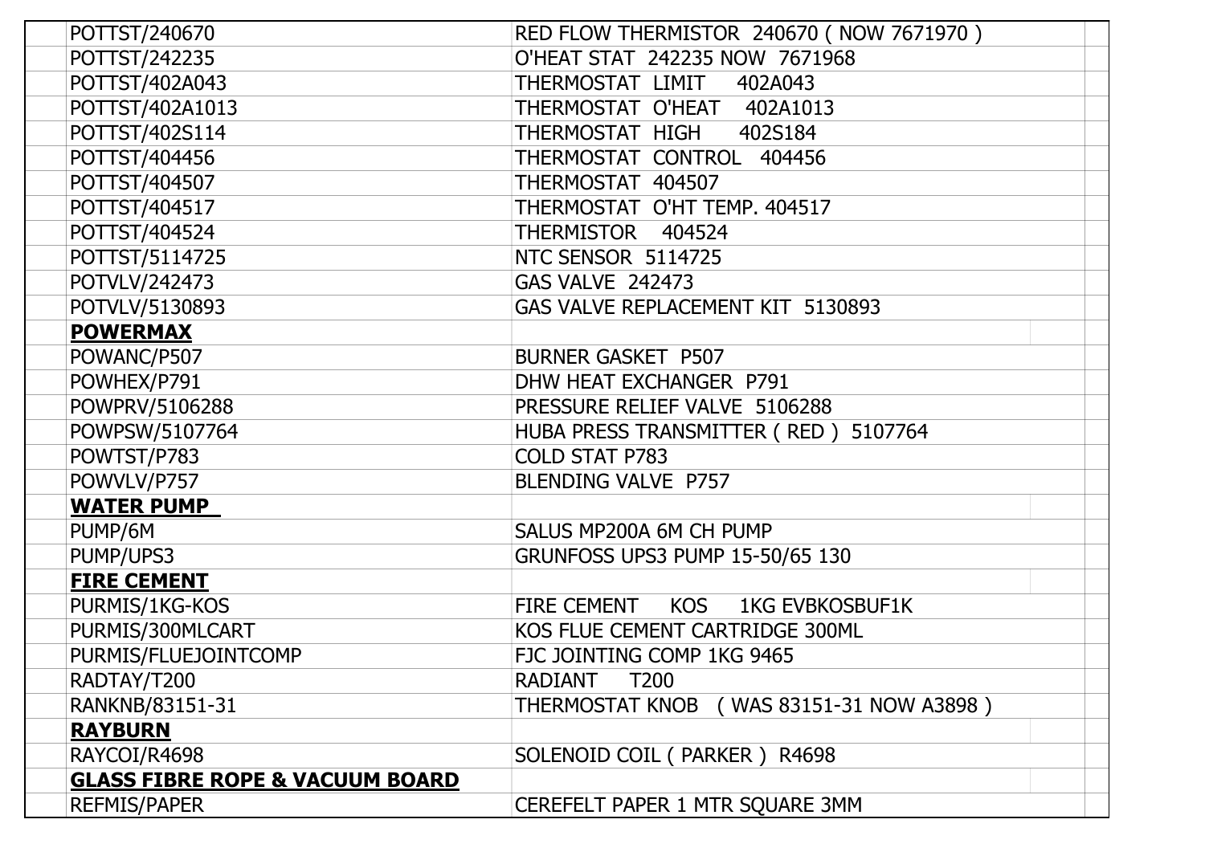| Code | Description |
|---|---|
| POTTST/240670 | RED FLOW THERMISTOR 240670 ( NOW 7671970 ) |
| POTTST/242235 | O'HEAT STAT 242235 NOW 7671968 |
| POTTST/402A043 | THERMOSTAT LIMIT 402A043 |
| POTTST/402A1013 | THERMOSTAT O'HEAT 402A1013 |
| POTTST/402S114 | THERMOSTAT HIGH 402S184 |
| POTTST/404456 | THERMOSTAT CONTROL 404456 |
| POTTST/404507 | THERMOSTAT 404507 |
| POTTST/404517 | THERMOSTAT O'HT TEMP. 404517 |
| POTTST/404524 | THERMISTOR 404524 |
| POTTST/5114725 | NTC SENSOR 5114725 |
| POTVLV/242473 | GAS VALVE 242473 |
| POTVLV/5130893 | GAS VALVE REPLACEMENT KIT 5130893 |
| **POWERMAX** | |
| POWANC/P507 | BURNER GASKET P507 |
| POWHEX/P791 | DHW HEAT EXCHANGER P791 |
| POWPRV/5106288 | PRESSURE RELIEF VALVE 5106288 |
| POWPSW/5107764 | HUBA PRESS TRANSMITTER ( RED ) 5107764 |
| POWTST/P783 | COLD STAT P783 |
| POWVLV/P757 | BLENDING VALVE P757 |
| **WATER PUMP** | |
| PUMP/6M | SALUS MP200A 6M CH PUMP |
| PUMP/UPS3 | GRUNFOSS UPS3 PUMP 15-50/65 130 |
| **FIRE CEMENT** | |
| PURMIS/1KG-KOS | FIRE CEMENT KOS 1KG EVBKOSBUF1K |
| PURMIS/300MLCART | KOS FLUE CEMENT CARTRIDGE 300ML |
| PURMIS/FLUEJOINTCOMP | FJC JOINTING COMP 1KG 9465 |
| RADTAY/T200 | RADIANT T200 |
| RANKNB/83151-31 | THERMOSTAT KNOB ( WAS 83151-31 NOW A3898 ) |
| **RAYBURN** | |
| RAYCOI/R4698 | SOLENOID COIL ( PARKER ) R4698 |
| **GLASS FIBRE ROPE & VACUUM BOARD** | |
| REFMIS/PAPER | CEREFELT PAPER 1 MTR SQUARE 3MM |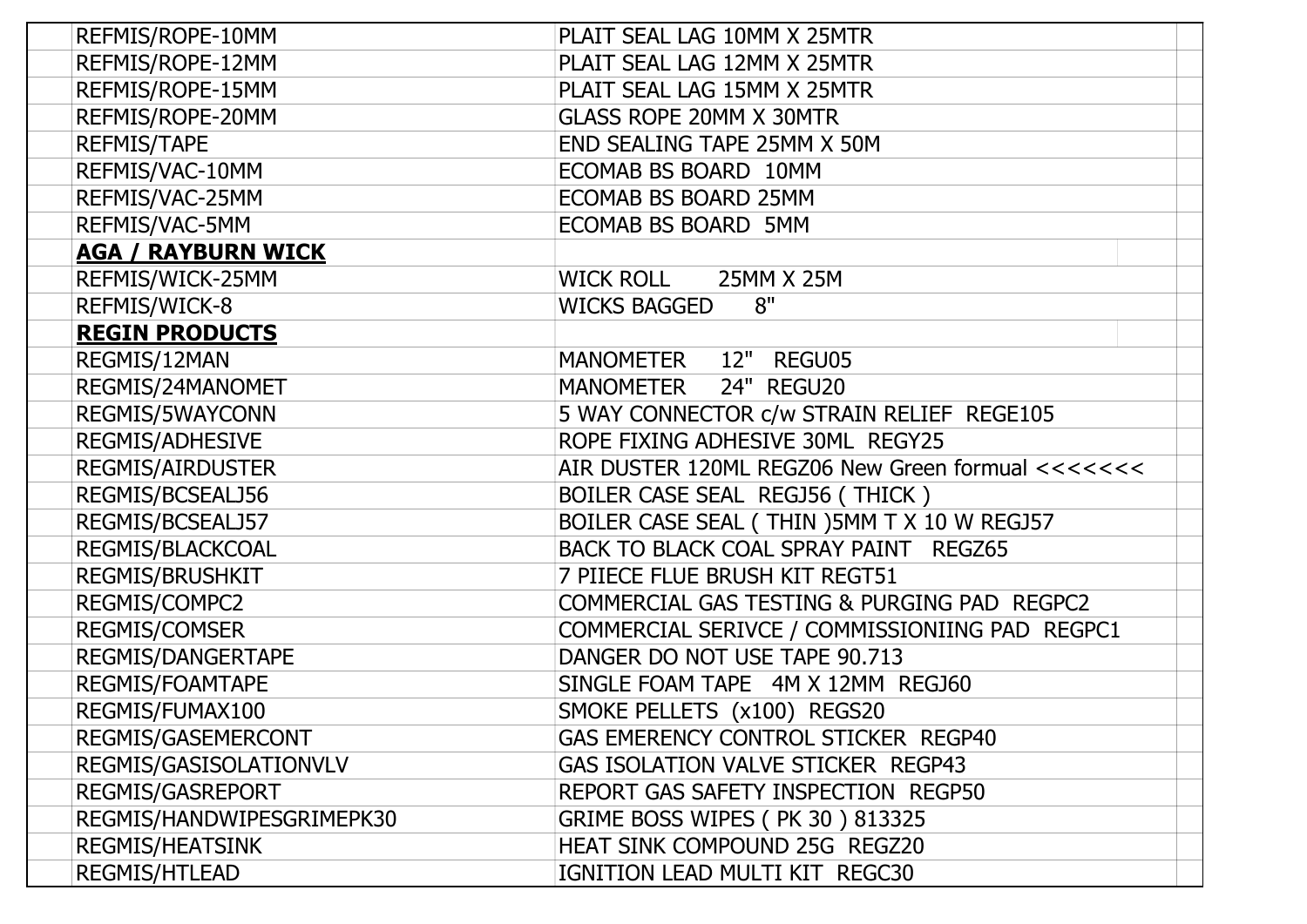| | | |
|---|---|---|
| REFMIS/ROPE-10MM | PLAIT SEAL LAG 10MM X 25MTR | |
| REFMIS/ROPE-12MM | PLAIT SEAL LAG 12MM X 25MTR | |
| REFMIS/ROPE-15MM | PLAIT SEAL LAG 15MM X 25MTR | |
| REFMIS/ROPE-20MM | GLASS ROPE 20MM X 30MTR | |
| REFMIS/TAPE | END SEALING TAPE 25MM X 50M | |
| REFMIS/VAC-10MM | ECOMAB BS BOARD 10MM | |
| REFMIS/VAC-25MM | ECOMAB BS BOARD 25MM | |
| REFMIS/VAC-5MM | ECOMAB BS BOARD 5MM | |
| **AGA / RAYBURN WICK** | | |
| REFMIS/WICK-25MM | WICK ROLL 25MM X 25M | |
| REFMIS/WICK-8 | WICKS BAGGED 8" | |
| **REGIN PRODUCTS** | | |
| REGMIS/12MAN | MANOMETER 12" REGU05 | |
| REGMIS/24MANOMET | MANOMETER 24" REGU20 | |
| REGMIS/5WAYCONN | 5 WAY CONNECTOR c/w STRAIN RELIEF REGE105 | |
| REGMIS/ADHESIVE | ROPE FIXING ADHESIVE 30ML REGY25 | |
| REGMIS/AIRDUSTER | AIR DUSTER 120ML REGZ06 New Green formual <<<<<<< | |
| REGMIS/BCSEALJ56 | BOILER CASE SEAL REGJ56 ( THICK ) | |
| REGMIS/BCSEALJ57 | BOILER CASE SEAL ( THIN )5MM T X 10 W REGJ57 | |
| REGMIS/BLACKCOAL | BACK TO BLACK COAL SPRAY PAINT REGZ65 | |
| REGMIS/BRUSHKIT | 7 PIIECE FLUE BRUSH KIT REGT51 | |
| REGMIS/COMPC2 | COMMERCIAL GAS TESTING & PURGING PAD REGPC2 | |
| REGMIS/COMSER | COMMERCIAL SERIVCE / COMMISSIONIING PAD REGPC1 | |
| REGMIS/DANGERTAPE | DANGER DO NOT USE TAPE 90.713 | |
| REGMIS/FOAMTAPE | SINGLE FOAM TAPE 4M X 12MM REGJ60 | |
| REGMIS/FUMAX100 | SMOKE PELLETS (x100) REGS20 | |
| REGMIS/GASEMERCONT | GAS EMERENCY CONTROL STICKER REGP40 | |
| REGMIS/GASISOLATIONVLV | GAS ISOLATION VALVE STICKER REGP43 | |
| REGMIS/GASREPORT | REPORT GAS SAFETY INSPECTION REGP50 | |
| REGMIS/HANDWIPESGRIMEPK30 | GRIME BOSS WIPES ( PK 30 ) 813325 | |
| REGMIS/HEATSINK | HEAT SINK COMPOUND 25G REGZ20 | |
| REGMIS/HTLEAD | IGNITION LEAD MULTI KIT REGC30 | |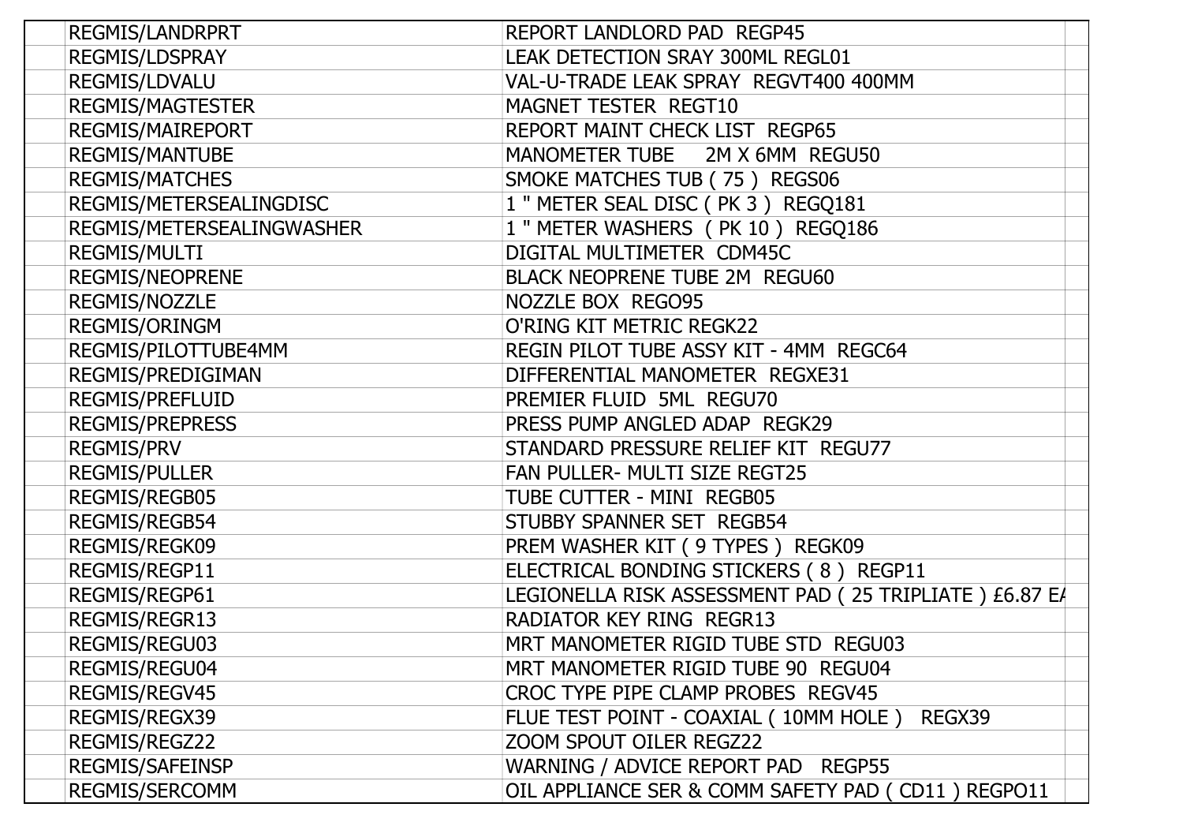| | | | |
|---|---|---|---|
| | REGMIS/LANDRPRT | REPORT LANDLORD PAD  REGP45 | |
| | REGMIS/LDSPRAY | LEAK DETECTION SRAY 300ML REGL01 | |
| | REGMIS/LDVALU | VAL-U-TRADE LEAK SPRAY  REGVT400 400MM | |
| | REGMIS/MAGTESTER | MAGNET TESTER  REGT10 | |
| | REGMIS/MAIREPORT | REPORT MAINT CHECK LIST  REGP65 | |
| | REGMIS/MANTUBE | MANOMETER TUBE    2M X 6MM  REGU50 | |
| | REGMIS/MATCHES | SMOKE MATCHES TUB ( 75 )  REGS06 | |
| | REGMIS/METERSEALINGDISC | 1 " METER SEAL DISC ( PK 3 )  REGQ181 | |
| | REGMIS/METERSEALINGWASHER | 1 " METER WASHERS  ( PK 10 )  REGQ186 | |
| | REGMIS/MULTI | DIGITAL MULTIMETER  CDM45C | |
| | REGMIS/NEOPRENE | BLACK NEOPRENE TUBE 2M  REGU60 | |
| | REGMIS/NOZZLE | NOZZLE BOX  REGO95 | |
| | REGMIS/ORINGM | O'RING KIT METRIC REGK22 | |
| | REGMIS/PILOTTUBE4MM | REGIN PILOT TUBE ASSY KIT - 4MM  REGC64 | |
| | REGMIS/PREDIGIMAN | DIFFERENTIAL MANOMETER  REGXE31 | |
| | REGMIS/PREFLUID | PREMIER FLUID  5ML  REGU70 | |
| | REGMIS/PREPRESS | PRESS PUMP ANGLED ADAP  REGK29 | |
| | REGMIS/PRV | STANDARD PRESSURE RELIEF KIT  REGU77 | |
| | REGMIS/PULLER | FAN PULLER- MULTI SIZE REGT25 | |
| | REGMIS/REGB05 | TUBE CUTTER - MINI  REGB05 | |
| | REGMIS/REGB54 | STUBBY SPANNER SET  REGB54 | |
| | REGMIS/REGK09 | PREM WASHER KIT ( 9 TYPES )  REGK09 | |
| | REGMIS/REGP11 | ELECTRICAL BONDING STICKERS ( 8 )  REGP11 | |
| | REGMIS/REGP61 | LEGIONELLA RISK ASSESSMENT PAD ( 25 TRIPLIATE ) £6.87 EA | |
| | REGMIS/REGR13 | RADIATOR KEY RING  REGR13 | |
| | REGMIS/REGU03 | MRT MANOMETER RIGID TUBE STD  REGU03 | |
| | REGMIS/REGU04 | MRT MANOMETER RIGID TUBE 90  REGU04 | |
| | REGMIS/REGV45 | CROC TYPE PIPE CLAMP PROBES  REGV45 | |
| | REGMIS/REGX39 | FLUE TEST POINT - COAXIAL ( 10MM HOLE )   REGX39 | |
| | REGMIS/REGZ22 | ZOOM SPOUT OILER REGZ22 | |
| | REGMIS/SAFEINSP | WARNING / ADVICE REPORT PAD   REGP55 | |
| | REGMIS/SERCOMM | OIL APPLIANCE SER & COMM SAFETY PAD ( CD11 ) REGPO11 | |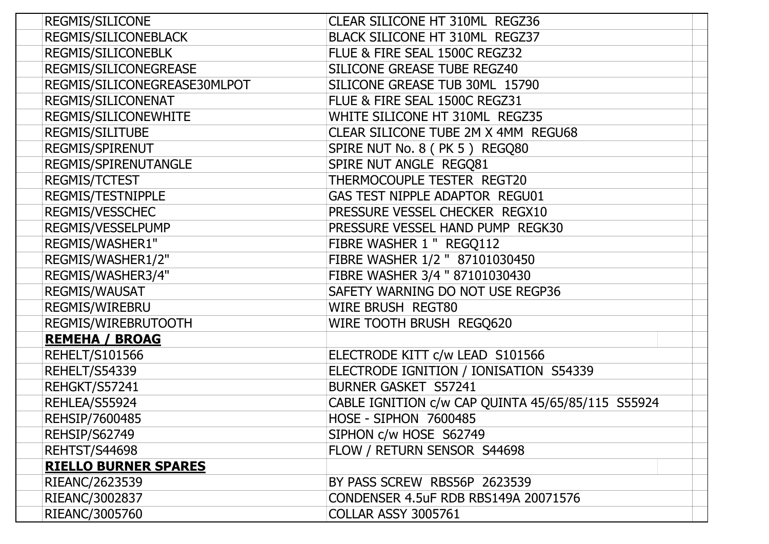| Code | Description |
|---|---|
| REGMIS/SILICONE | CLEAR SILICONE HT 310ML REGZ36 |
| REGMIS/SILICONEBLACK | BLACK SILICONE HT 310ML REGZ37 |
| REGMIS/SILICONEBLK | FLUE & FIRE SEAL 1500C REGZ32 |
| REGMIS/SILICONEGREASE | SILICONE GREASE TUBE REGZ40 |
| REGMIS/SILICONEGREASE30MLPOT | SILICONE GREASE TUB 30ML 15790 |
| REGMIS/SILICONENAT | FLUE & FIRE SEAL 1500C REGZ31 |
| REGMIS/SILICONEWHITE | WHITE SILICONE HT 310ML REGZ35 |
| REGMIS/SILITUBE | CLEAR SILICONE TUBE 2M X 4MM REGU68 |
| REGMIS/SPIRENUT | SPIRE NUT No. 8 ( PK 5 ) REGQ80 |
| REGMIS/SPIRENUTANGLE | SPIRE NUT ANGLE REGQ81 |
| REGMIS/TCTEST | THERMOCOUPLE TESTER REGT20 |
| REGMIS/TESTNIPPLE | GAS TEST NIPPLE ADAPTOR REGU01 |
| REGMIS/VESSCHEC | PRESSURE VESSEL CHECKER REGX10 |
| REGMIS/VESSELPUMP | PRESSURE VESSEL HAND PUMP REGK30 |
| REGMIS/WASHER1" | FIBRE WASHER 1 " REGQ112 |
| REGMIS/WASHER1/2" | FIBRE WASHER 1/2 " 87101030450 |
| REGMIS/WASHER3/4" | FIBRE WASHER 3/4 " 87101030430 |
| REGMIS/WAUSAT | SAFETY WARNING DO NOT USE REGP36 |
| REGMIS/WIREBRU | WIRE BRUSH REGT80 |
| REGMIS/WIREBRUTOOTH | WIRE TOOTH BRUSH REGQ620 |
| **REMEHA / BROAG** | |
| REHELT/S101566 | ELECTRODE KITT c/w LEAD S101566 |
| REHELT/S54339 | ELECTRODE IGNITION / IONISATION S54339 |
| REHGKT/S57241 | BURNER GASKET S57241 |
| REHLEA/S55924 | CABLE IGNITION c/w CAP QUINTA 45/65/85/115 S55924 |
| REHSIP/7600485 | HOSE - SIPHON 7600485 |
| REHSIP/S62749 | SIPHON c/w HOSE S62749 |
| REHTST/S44698 | FLOW / RETURN SENSOR S44698 |
| **RIELLO BURNER SPARES** | |
| RIEANC/2623539 | BY PASS SCREW RBS56P 2623539 |
| RIEANC/3002837 | CONDENSER 4.5uF RDB RBS149A 20071576 |
| RIEANC/3005760 | COLLAR ASSY 3005761 |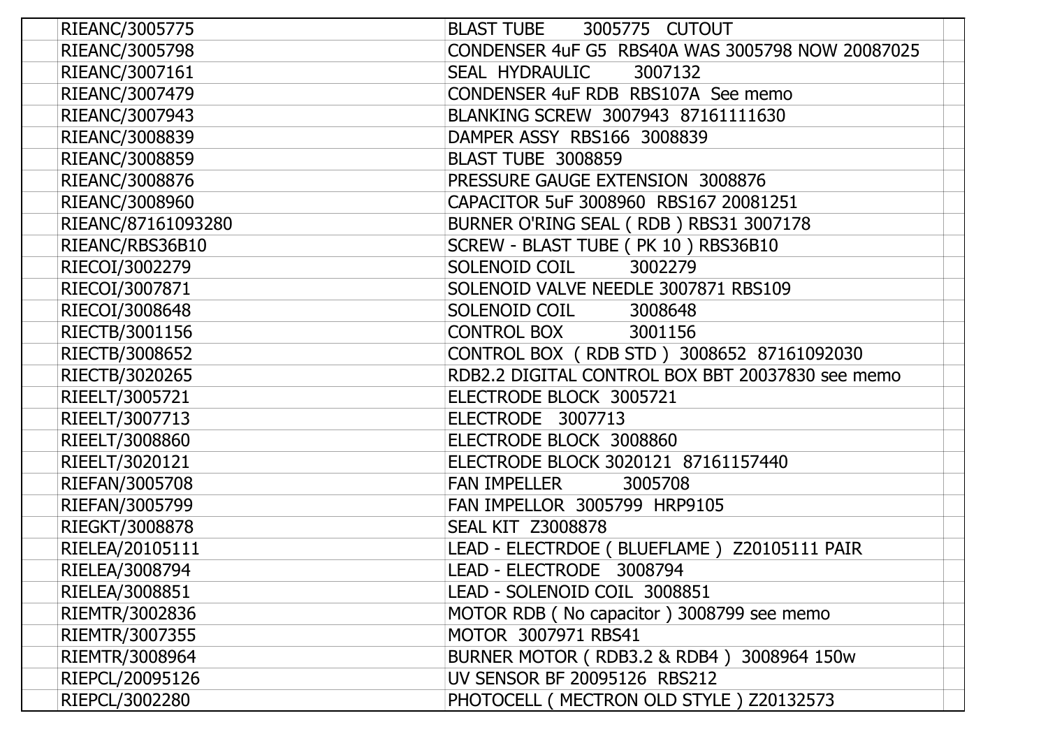| | | | |
|---|---|---|---|
| | RIEANC/3005775 | BLAST TUBE 3005775 CUTOUT | |
| | RIEANC/3005798 | CONDENSER 4uF G5 RBS40A WAS 3005798 NOW 20087025 | |
| | RIEANC/3007161 | SEAL HYDRAULIC 3007132 | |
| | RIEANC/3007479 | CONDENSER 4uF RDB RBS107A See memo | |
| | RIEANC/3007943 | BLANKING SCREW 3007943 87161111630 | |
| | RIEANC/3008839 | DAMPER ASSY RBS166 3008839 | |
| | RIEANC/3008859 | BLAST TUBE 3008859 | |
| | RIEANC/3008876 | PRESSURE GAUGE EXTENSION 3008876 | |
| | RIEANC/3008960 | CAPACITOR 5uF 3008960 RBS167 20081251 | |
| | RIEANC/87161093280 | BURNER O'RING SEAL ( RDB ) RBS31 3007178 | |
| | RIEANC/RBS36B10 | SCREW - BLAST TUBE ( PK 10 ) RBS36B10 | |
| | RIECOI/3002279 | SOLENOID COIL 3002279 | |
| | RIECOI/3007871 | SOLENOID VALVE NEEDLE 3007871 RBS109 | |
| | RIECOI/3008648 | SOLENOID COIL 3008648 | |
| | RIECTB/3001156 | CONTROL BOX 3001156 | |
| | RIECTB/3008652 | CONTROL BOX ( RDB STD ) 3008652 87161092030 | |
| | RIECTB/3020265 | RDB2.2 DIGITAL CONTROL BOX BBT 20037830 see memo | |
| | RIEELT/3005721 | ELECTRODE BLOCK 3005721 | |
| | RIEELT/3007713 | ELECTRODE 3007713 | |
| | RIEELT/3008860 | ELECTRODE BLOCK 3008860 | |
| | RIEELT/3020121 | ELECTRODE BLOCK 3020121 87161157440 | |
| | RIEFAN/3005708 | FAN IMPELLER 3005708 | |
| | RIEFAN/3005799 | FAN IMPELLOR 3005799 HRP9105 | |
| | RIEGKT/3008878 | SEAL KIT Z3008878 | |
| | RIELEA/20105111 | LEAD - ELECTRDOE ( BLUEFLAME ) Z20105111 PAIR | |
| | RIELEA/3008794 | LEAD - ELECTRODE 3008794 | |
| | RIELEA/3008851 | LEAD - SOLENOID COIL 3008851 | |
| | RIEMTR/3002836 | MOTOR RDB ( No capacitor ) 3008799 see memo | |
| | RIEMTR/3007355 | MOTOR 3007971 RBS41 | |
| | RIEMTR/3008964 | BURNER MOTOR ( RDB3.2 & RDB4 ) 3008964 150w | |
| | RIEPCL/20095126 | UV SENSOR BF 20095126 RBS212 | |
| | RIEPCL/3002280 | PHOTOCELL ( MECTRON OLD STYLE ) Z20132573 | |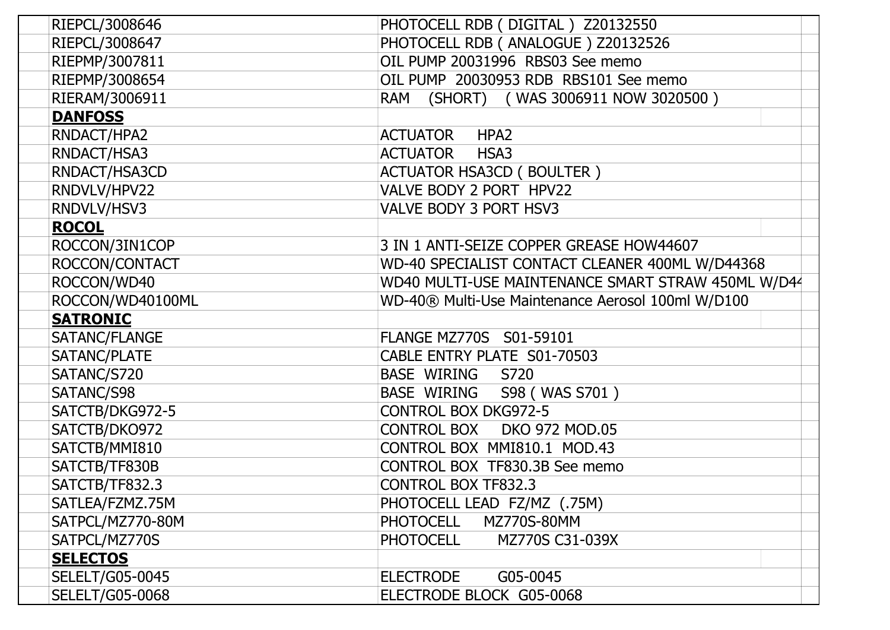| | |
|---|---|
| RIEPCL/3008646 | PHOTOCELL RDB ( DIGITAL ) Z20132550 |
| RIEPCL/3008647 | PHOTOCELL RDB ( ANALOGUE ) Z20132526 |
| RIEPMP/3007811 | OIL PUMP 20031996 RBS03 See memo |
| RIEPMP/3008654 | OIL PUMP 20030953 RDB RBS101 See memo |
| RIERAM/3006911 | RAM (SHORT) ( WAS 3006911 NOW 3020500 ) |
| **DANFOSS** | |
| RNDACT/HPA2 | ACTUATOR HPA2 |
| RNDACT/HSA3 | ACTUATOR HSA3 |
| RNDACT/HSA3CD | ACTUATOR HSA3CD ( BOULTER ) |
| RNDVLV/HPV22 | VALVE BODY 2 PORT HPV22 |
| RNDVLV/HSV3 | VALVE BODY 3 PORT HSV3 |
| **ROCOL** | |
| ROCCON/3IN1COP | 3 IN 1 ANTI-SEIZE COPPER GREASE HOW44607 |
| ROCCON/CONTACT | WD-40 SPECIALIST CONTACT CLEANER 400ML W/D44368 |
| ROCCON/WD40 | WD40 MULTI-USE MAINTENANCE SMART STRAW 450ML W/D44 |
| ROCCON/WD40100ML | WD-40® Multi-Use Maintenance Aerosol 100ml W/D100 |
| **SATRONIC** | |
| SATANC/FLANGE | FLANGE MZ770S S01-59101 |
| SATANC/PLATE | CABLE ENTRY PLATE S01-70503 |
| SATANC/S720 | BASE WIRING S720 |
| SATANC/S98 | BASE WIRING S98 ( WAS S701 ) |
| SATCTB/DKG972-5 | CONTROL BOX DKG972-5 |
| SATCTB/DKO972 | CONTROL BOX DKO 972 MOD.05 |
| SATCTB/MMI810 | CONTROL BOX MMI810.1 MOD.43 |
| SATCTB/TF830B | CONTROL BOX TF830.3B See memo |
| SATCTB/TF832.3 | CONTROL BOX TF832.3 |
| SATLEA/FZMZ.75M | PHOTOCELL LEAD FZ/MZ (.75M) |
| SATPCL/MZ770-80M | PHOTOCELL MZ770S-80MM |
| SATPCL/MZ770S | PHOTOCELL MZ770S C31-039X |
| **SELECTOS** | |
| SELELT/G05-0045 | ELECTRODE G05-0045 |
| SELELT/G05-0068 | ELECTRODE BLOCK G05-0068 |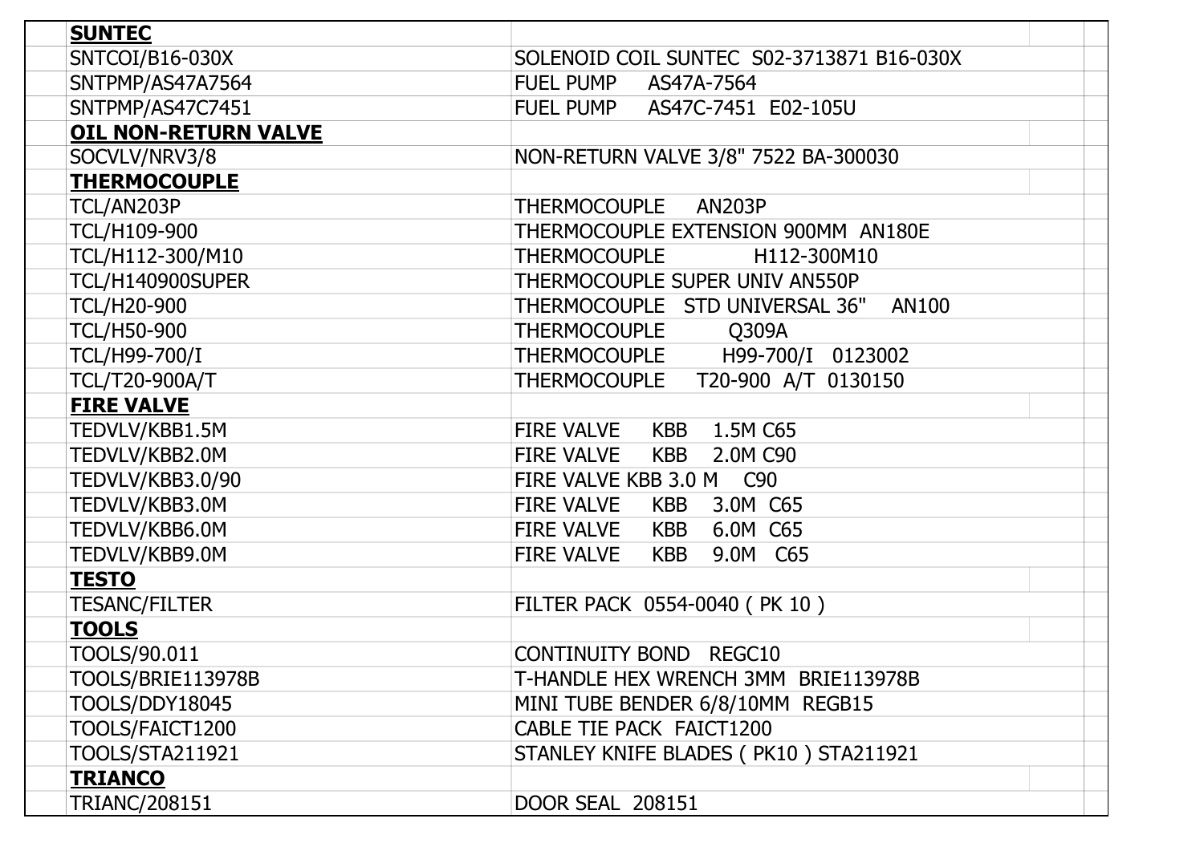| | |
|---|---|
| **SUNTEC** | |
| SNTCOI/B16-030X | SOLENOID COIL SUNTEC S02-3713871 B16-030X |
| SNTPMP/AS47A7564 | FUEL PUMP AS47A-7564 |
| SNTPMP/AS47C7451 | FUEL PUMP AS47C-7451 E02-105U |
| **OIL NON-RETURN VALVE** | |
| SOCVLV/NRV3/8 | NON-RETURN VALVE 3/8" 7522 BA-300030 |
| **THERMOCOUPLE** | |
| TCL/AN203P | THERMOCOUPLE AN203P |
| TCL/H109-900 | THERMOCOUPLE EXTENSION 900MM AN180E |
| TCL/H112-300/M10 | THERMOCOUPLE H112-300M10 |
| TCL/H140900SUPER | THERMOCOUPLE SUPER UNIV AN550P |
| TCL/H20-900 | THERMOCOUPLE STD UNIVERSAL 36" AN100 |
| TCL/H50-900 | THERMOCOUPLE Q309A |
| TCL/H99-700/I | THERMOCOUPLE H99-700/I 0123002 |
| TCL/T20-900A/T | THERMOCOUPLE T20-900 A/T 0130150 |
| **FIRE VALVE** | |
| TEDVLV/KBB1.5M | FIRE VALVE KBB 1.5M C65 |
| TEDVLV/KBB2.0M | FIRE VALVE KBB 2.0M C90 |
| TEDVLV/KBB3.0/90 | FIRE VALVE KBB 3.0 M C90 |
| TEDVLV/KBB3.0M | FIRE VALVE KBB 3.0M C65 |
| TEDVLV/KBB6.0M | FIRE VALVE KBB 6.0M C65 |
| TEDVLV/KBB9.0M | FIRE VALVE KBB 9.0M C65 |
| **TESTO** | |
| TESANC/FILTER | FILTER PACK 0554-0040 ( PK 10 ) |
| **TOOLS** | |
| TOOLS/90.011 | CONTINUITY BOND REGC10 |
| TOOLS/BRIE113978B | T-HANDLE HEX WRENCH 3MM BRIE113978B |
| TOOLS/DDY18045 | MINI TUBE BENDER 6/8/10MM REGB15 |
| TOOLS/FAICT1200 | CABLE TIE PACK FAICT1200 |
| TOOLS/STA211921 | STANLEY KNIFE BLADES ( PK10 ) STA211921 |
| **TRIANCO** | |
| TRIANC/208151 | DOOR SEAL 208151 |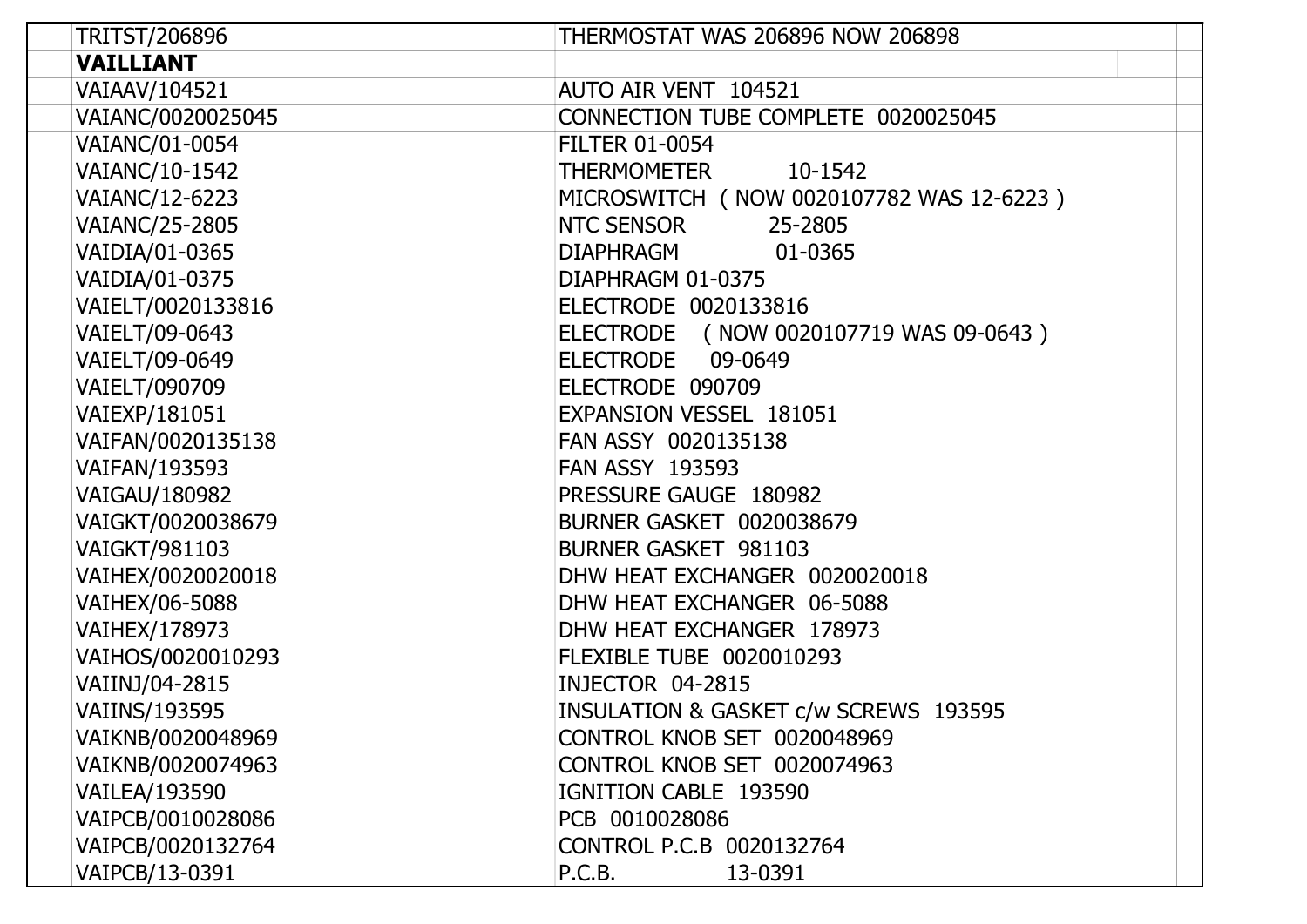| | | |
|---|---|---|
| TRITST/206896 | THERMOSTAT WAS 206896 NOW 206898 | |
| **VAILLIANT** | | |
| VAIAAV/104521 | AUTO AIR VENT 104521 | |
| VAIANC/0020025045 | CONNECTION TUBE COMPLETE 0020025045 | |
| VAIANC/01-0054 | FILTER 01-0054 | |
| VAIANC/10-1542 | THERMOMETER 10-1542 | |
| VAIANC/12-6223 | MICROSWITCH ( NOW 0020107782 WAS 12-6223 ) | |
| VAIANC/25-2805 | NTC SENSOR 25-2805 | |
| VAIDIA/01-0365 | DIAPHRAGM 01-0365 | |
| VAIDIA/01-0375 | DIAPHRAGM 01-0375 | |
| VAIELT/0020133816 | ELECTRODE 0020133816 | |
| VAIELT/09-0643 | ELECTRODE ( NOW 0020107719 WAS 09-0643 ) | |
| VAIELT/09-0649 | ELECTRODE 09-0649 | |
| VAIELT/090709 | ELECTRODE 090709 | |
| VAIEXP/181051 | EXPANSION VESSEL 181051 | |
| VAIFAN/0020135138 | FAN ASSY 0020135138 | |
| VAIFAN/193593 | FAN ASSY 193593 | |
| VAIGAU/180982 | PRESSURE GAUGE 180982 | |
| VAIGKT/0020038679 | BURNER GASKET 0020038679 | |
| VAIGKT/981103 | BURNER GASKET 981103 | |
| VAIHEX/0020020018 | DHW HEAT EXCHANGER 0020020018 | |
| VAIHEX/06-5088 | DHW HEAT EXCHANGER 06-5088 | |
| VAIHEX/178973 | DHW HEAT EXCHANGER 178973 | |
| VAIHOS/0020010293 | FLEXIBLE TUBE 0020010293 | |
| VAIINJ/04-2815 | INJECTOR 04-2815 | |
| VAIINS/193595 | INSULATION & GASKET c/w SCREWS 193595 | |
| VAIKNB/0020048969 | CONTROL KNOB SET 0020048969 | |
| VAIKNB/0020074963 | CONTROL KNOB SET 0020074963 | |
| VAILEA/193590 | IGNITION CABLE 193590 | |
| VAIPCB/0010028086 | PCB 0010028086 | |
| VAIPCB/0020132764 | CONTROL P.C.B 0020132764 | |
| VAIPCB/13-0391 | P.C.B. 13-0391 | |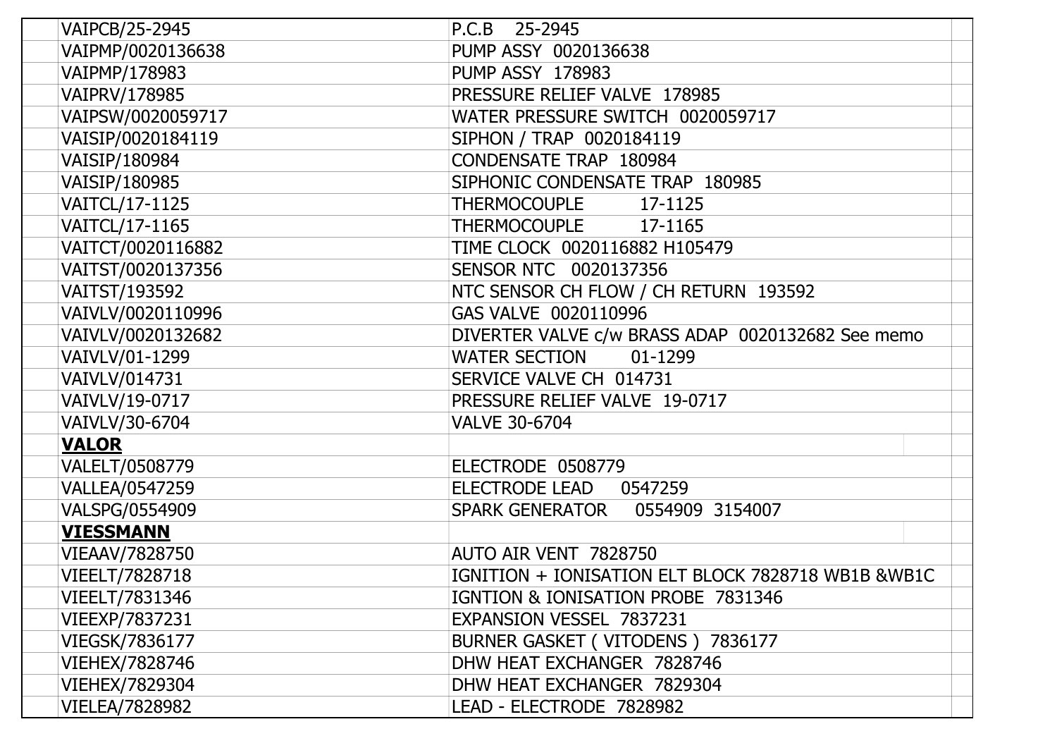| | | |
|---|---|---|
| VAIPCB/25-2945 | P.C.B 25-2945 | |
| VAIPMP/0020136638 | PUMP ASSY 0020136638 | |
| VAIPMP/178983 | PUMP ASSY 178983 | |
| VAIPRV/178985 | PRESSURE RELIEF VALVE 178985 | |
| VAIPSW/0020059717 | WATER PRESSURE SWITCH 0020059717 | |
| VAISIP/0020184119 | SIPHON / TRAP 0020184119 | |
| VAISIP/180984 | CONDENSATE TRAP 180984 | |
| VAISIP/180985 | SIPHONIC CONDENSATE TRAP 180985 | |
| VAITCL/17-1125 | THERMOCOUPLE 17-1125 | |
| VAITCL/17-1165 | THERMOCOUPLE 17-1165 | |
| VAITCT/0020116882 | TIME CLOCK 0020116882 H105479 | |
| VAITST/0020137356 | SENSOR NTC 0020137356 | |
| VAITST/193592 | NTC SENSOR CH FLOW / CH RETURN 193592 | |
| VAIVLV/0020110996 | GAS VALVE 0020110996 | |
| VAIVLV/0020132682 | DIVERTER VALVE c/w BRASS ADAP 0020132682 See memo | |
| VAIVLV/01-1299 | WATER SECTION 01-1299 | |
| VAIVLV/014731 | SERVICE VALVE CH 014731 | |
| VAIVLV/19-0717 | PRESSURE RELIEF VALVE 19-0717 | |
| VAIVLV/30-6704 | VALVE 30-6704 | |
| **VALOR** | | |
| VALELT/0508779 | ELECTRODE 0508779 | |
| VALLEA/0547259 | ELECTRODE LEAD 0547259 | |
| VALSPG/0554909 | SPARK GENERATOR 0554909 3154007 | |
| **VIESSMANN** | | |
| VIEAAV/7828750 | AUTO AIR VENT 7828750 | |
| VIEELT/7828718 | IGNITION + IONISATION ELT BLOCK 7828718 WB1B &WB1C | |
| VIEELT/7831346 | IGNTION & IONISATION PROBE 7831346 | |
| VIEEXP/7837231 | EXPANSION VESSEL 7837231 | |
| VIEGSK/7836177 | BURNER GASKET ( VITODENS ) 7836177 | |
| VIEHEX/7828746 | DHW HEAT EXCHANGER 7828746 | |
| VIEHEX/7829304 | DHW HEAT EXCHANGER 7829304 | |
| VIELEA/7828982 | LEAD - ELECTRODE 7828982 | |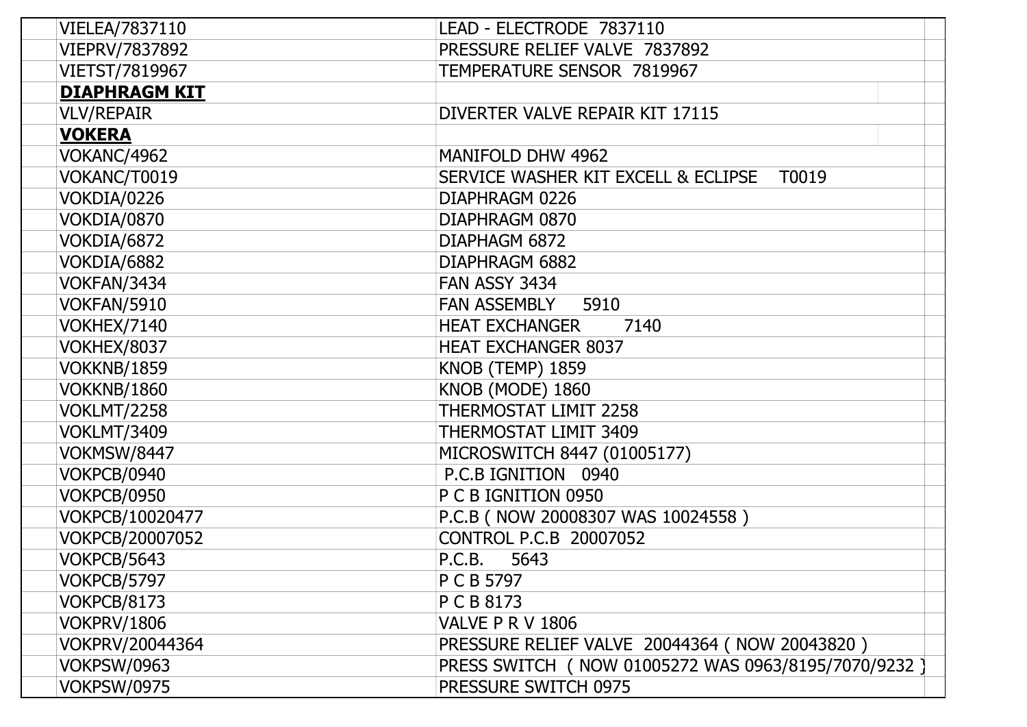| | | |
|---|---|---|
| VIELEA/7837110 | LEAD - ELECTRODE 7837110 | |
| VIEPRV/7837892 | PRESSURE RELIEF VALVE 7837892 | |
| VIETST/7819967 | TEMPERATURE SENSOR 7819967 | |
| **DIAPHRAGM KIT** | | |
| VLV/REPAIR | DIVERTER VALVE REPAIR KIT 17115 | |
| **VOKERA** | | |
| VOKANC/4962 | MANIFOLD DHW 4962 | |
| VOKANC/T0019 | SERVICE WASHER KIT EXCELL & ECLIPSE T0019 | |
| VOKDIA/0226 | DIAPHRAGM 0226 | |
| VOKDIA/0870 | DIAPHRAGM 0870 | |
| VOKDIA/6872 | DIAPHAGM 6872 | |
| VOKDIA/6882 | DIAPHRAGM 6882 | |
| VOKFAN/3434 | FAN ASSY 3434 | |
| VOKFAN/5910 | FAN ASSEMBLY 5910 | |
| VOKHEX/7140 | HEAT EXCHANGER 7140 | |
| VOKHEX/8037 | HEAT EXCHANGER 8037 | |
| VOKKNB/1859 | KNOB (TEMP) 1859 | |
| VOKKNB/1860 | KNOB (MODE) 1860 | |
| VOKLMT/2258 | THERMOSTAT LIMIT 2258 | |
| VOKLMT/3409 | THERMOSTAT LIMIT 3409 | |
| VOKMSW/8447 | MICROSWITCH 8447 (01005177) | |
| VOKPCB/0940 | P.C.B IGNITION 0940 | |
| VOKPCB/0950 | P C B IGNITION 0950 | |
| VOKPCB/10020477 | P.C.B ( NOW 20008307 WAS 10024558 ) | |
| VOKPCB/20007052 | CONTROL P.C.B 20007052 | |
| VOKPCB/5643 | P.C.B. 5643 | |
| VOKPCB/5797 | P C B 5797 | |
| VOKPCB/8173 | P C B 8173 | |
| VOKPRV/1806 | VALVE P R V 1806 | |
| VOKPRV/20044364 | PRESSURE RELIEF VALVE 20044364 ( NOW 20043820 ) | |
| VOKPSW/0963 | PRESS SWITCH ( NOW 01005272 WAS 0963/8195/7070/9232 ) | |
| VOKPSW/0975 | PRESSURE SWITCH 0975 | |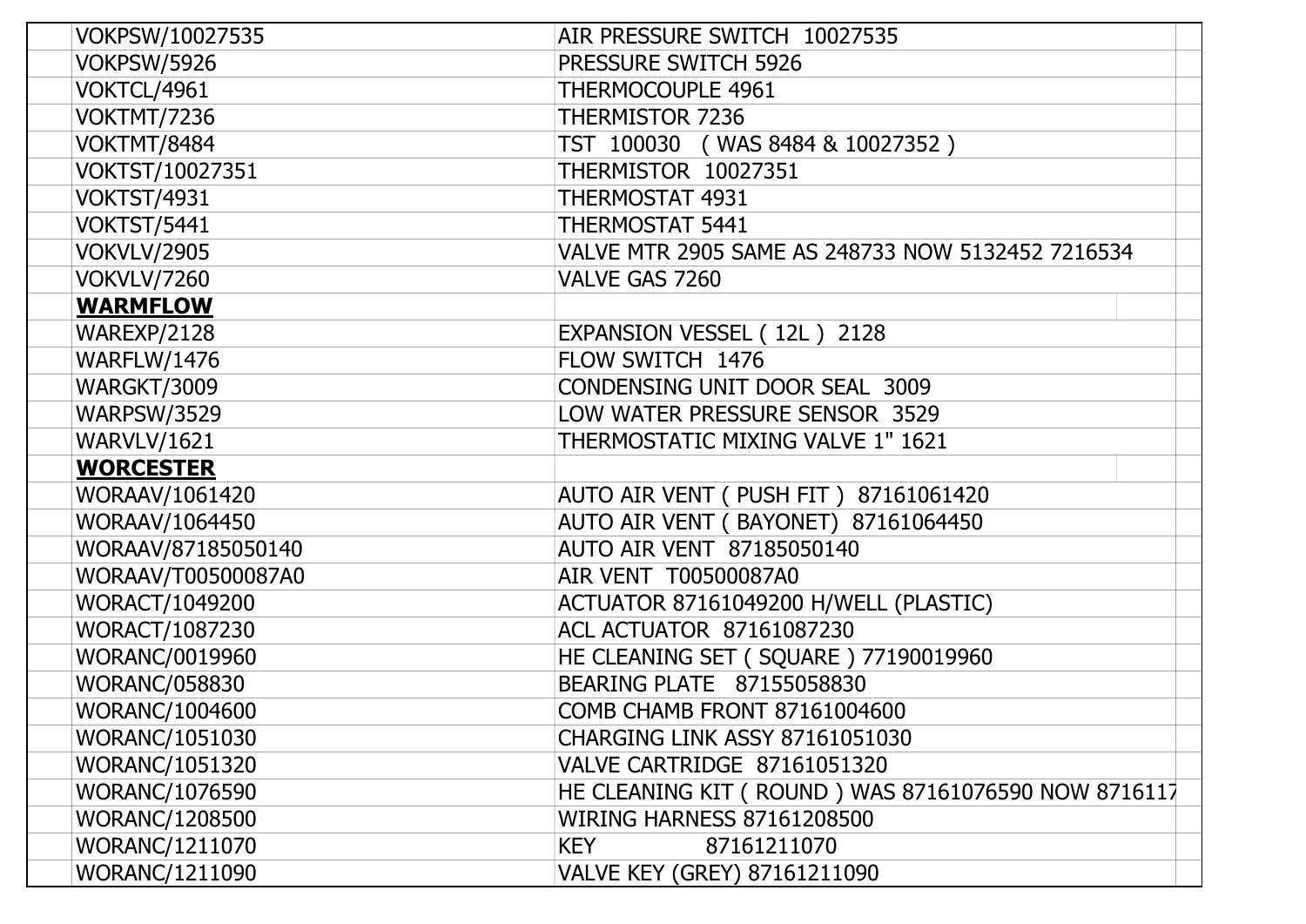| | |
|---|---|
| VOKPSW/10027535 | AIR PRESSURE SWITCH 10027535 |
| VOKPSW/5926 | PRESSURE SWITCH 5926 |
| VOKTCL/4961 | THERMOCOUPLE 4961 |
| VOKTMT/7236 | THERMISTOR 7236 |
| VOKTMT/8484 | TST 100030 ( WAS 8484 & 10027352 ) |
| VOKTST/10027351 | THERMISTOR 10027351 |
| VOKTST/4931 | THERMOSTAT 4931 |
| VOKTST/5441 | THERMOSTAT 5441 |
| VOKVLV/2905 | VALVE MTR 2905 SAME AS 248733 NOW 5132452 7216534 |
| VOKVLV/7260 | VALVE GAS 7260 |
| **WARMFLOW** | |
| WAREXP/2128 | EXPANSION VESSEL ( 12L ) 2128 |
| WARFLW/1476 | FLOW SWITCH 1476 |
| WARGKT/3009 | CONDENSING UNIT DOOR SEAL 3009 |
| WARPSW/3529 | LOW WATER PRESSURE SENSOR 3529 |
| WARVLV/1621 | THERMOSTATIC MIXING VALVE 1" 1621 |
| **WORCESTER** | |
| WORAAV/1061420 | AUTO AIR VENT ( PUSH FIT ) 87161061420 |
| WORAAV/1064450 | AUTO AIR VENT ( BAYONET) 87161064450 |
| WORAAV/87185050140 | AUTO AIR VENT 87185050140 |
| WORAAV/T00500087A0 | AIR VENT T00500087A0 |
| WORACT/1049200 | ACTUATOR 87161049200 H/WELL (PLASTIC) |
| WORACT/1087230 | ACL ACTUATOR 87161087230 |
| WORANC/0019960 | HE CLEANING SET ( SQUARE ) 77190019960 |
| WORANC/058830 | BEARING PLATE 87155058830 |
| WORANC/1004600 | COMB CHAMB FRONT 87161004600 |
| WORANC/1051030 | CHARGING LINK ASSY 87161051030 |
| WORANC/1051320 | VALVE CARTRIDGE 87161051320 |
| WORANC/1076590 | HE CLEANING KIT ( ROUND ) WAS 87161076590 NOW 8716117 |
| WORANC/1208500 | WIRING HARNESS 87161208500 |
| WORANC/1211070 | KEY 87161211070 |
| WORANC/1211090 | VALVE KEY (GREY) 87161211090 |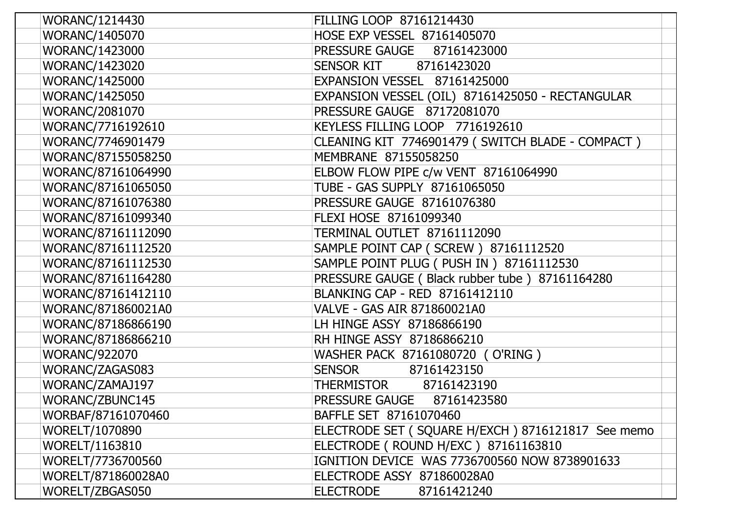| | | | |
|---|---|---|---|
| | WORANC/1214430 | FILLING LOOP  87161214430 | |
| | WORANC/1405070 | HOSE EXP VESSEL  87161405070 | |
| | WORANC/1423000 | PRESSURE GAUGE     87161423000 | |
| | WORANC/1423020 | SENSOR KIT       87161423020 | |
| | WORANC/1425000 | EXPANSION VESSEL   87161425000 | |
| | WORANC/1425050 | EXPANSION VESSEL (OIL)  87161425050 - RECTANGULAR | |
| | WORANC/2081070 | PRESSURE GAUGE   87172081070 | |
| | WORANC/7716192610 | KEYLESS FILLING LOOP   7716192610 | |
| | WORANC/7746901479 | CLEANING KIT  7746901479 ( SWITCH BLADE - COMPACT ) | |
| | WORANC/87155058250 | MEMBRANE  87155058250 | |
| | WORANC/87161064990 | ELBOW FLOW PIPE c/w VENT  87161064990 | |
| | WORANC/87161065050 | TUBE - GAS SUPPLY  87161065050 | |
| | WORANC/87161076380 | PRESSURE GAUGE  87161076380 | |
| | WORANC/87161099340 | FLEXI HOSE  87161099340 | |
| | WORANC/87161112090 | TERMINAL OUTLET  87161112090 | |
| | WORANC/87161112520 | SAMPLE POINT CAP ( SCREW )  87161112520 | |
| | WORANC/87161112530 | SAMPLE POINT PLUG ( PUSH IN )  87161112530 | |
| | WORANC/87161164280 | PRESSURE GAUGE ( Black rubber tube )  87161164280 | |
| | WORANC/87161412110 | BLANKING CAP - RED  87161412110 | |
| | WORANC/871860021A0 | VALVE - GAS AIR 871860021A0 | |
| | WORANC/87186866190 | LH HINGE ASSY  87186866190 | |
| | WORANC/87186866210 | RH HINGE ASSY  87186866210 | |
| | WORANC/922070 | WASHER PACK  87161080720  ( O'RING ) | |
| | WORANC/ZAGAS083 | SENSOR          87161423150 | |
| | WORANC/ZAMAJ197 | THERMISTOR       87161423190 | |
| | WORANC/ZBUNC145 | PRESSURE GAUGE     87161423580 | |
| | WORBAF/87161070460 | BAFFLE SET  87161070460 | |
| | WORELT/1070890 | ELECTRODE SET ( SQUARE H/EXCH ) 8716121817  See memo | |
| | WORELT/1163810 | ELECTRODE ( ROUND H/EXC )  87161163810 | |
| | WORELT/7736700560 | IGNITION DEVICE  WAS 7736700560 NOW 8738901633 | |
| | WORELT/871860028A0 | ELECTRODE ASSY  871860028A0 | |
| | WORELT/ZBGAS050 | ELECTRODE         87161421240 | |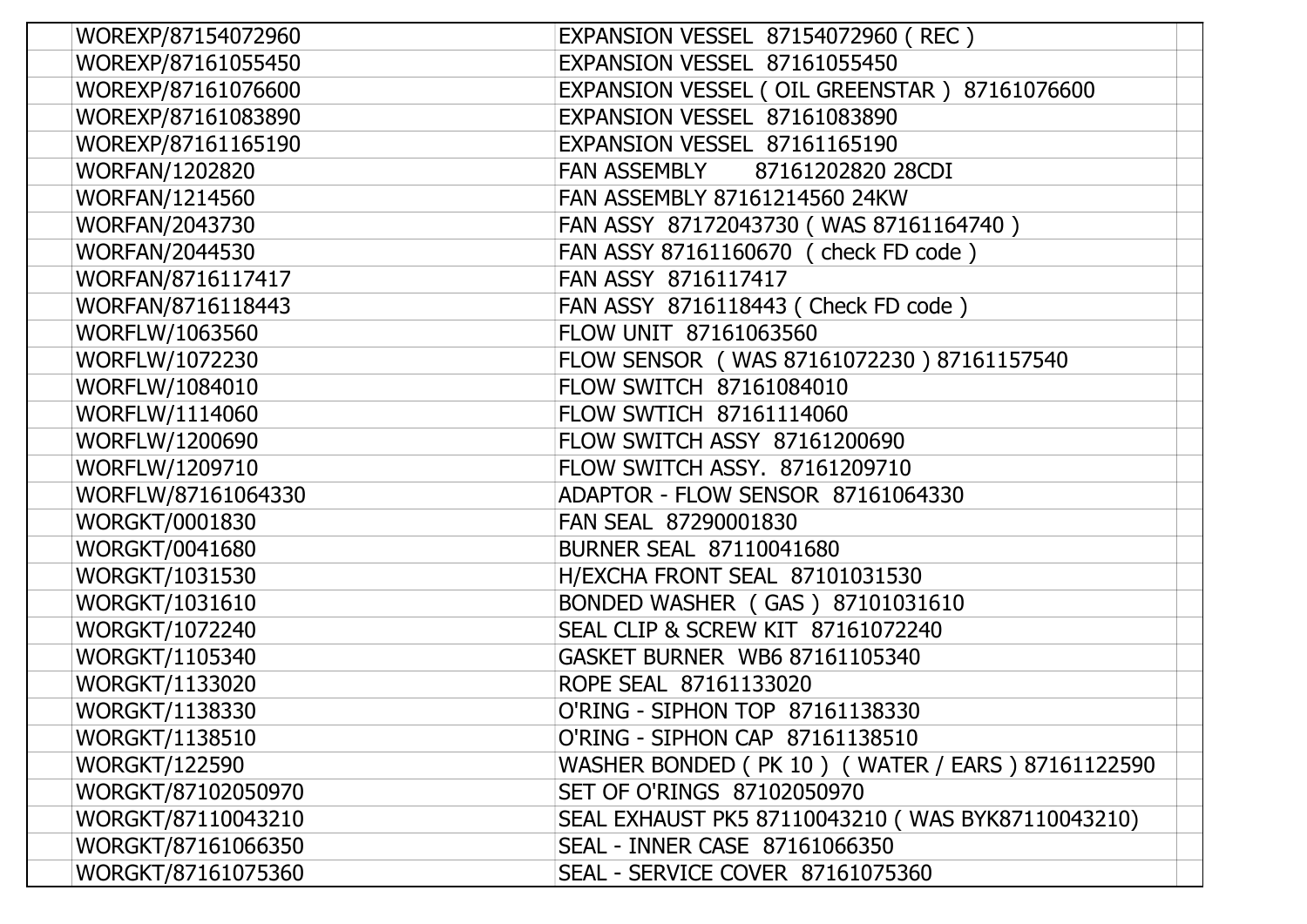| | | | |
|---|---|---|---|
| | WOREXP/87154072960 | EXPANSION VESSEL 87154072960 ( REC ) | |
| | WOREXP/87161055450 | EXPANSION VESSEL 87161055450 | |
| | WOREXP/87161076600 | EXPANSION VESSEL ( OIL GREENSTAR ) 87161076600 | |
| | WOREXP/87161083890 | EXPANSION VESSEL 87161083890 | |
| | WOREXP/87161165190 | EXPANSION VESSEL 87161165190 | |
| | WORFAN/1202820 | FAN ASSEMBLY 87161202820 28CDI | |
| | WORFAN/1214560 | FAN ASSEMBLY 87161214560 24KW | |
| | WORFAN/2043730 | FAN ASSY 87172043730 ( WAS 87161164740 ) | |
| | WORFAN/2044530 | FAN ASSY 87161160670 ( check FD code ) | |
| | WORFAN/8716117417 | FAN ASSY 8716117417 | |
| | WORFAN/8716118443 | FAN ASSY 8716118443 ( Check FD code ) | |
| | WORFLW/1063560 | FLOW UNIT 87161063560 | |
| | WORFLW/1072230 | FLOW SENSOR ( WAS 87161072230 ) 87161157540 | |
| | WORFLW/1084010 | FLOW SWITCH 87161084010 | |
| | WORFLW/1114060 | FLOW SWTICH 87161114060 | |
| | WORFLW/1200690 | FLOW SWITCH ASSY 87161200690 | |
| | WORFLW/1209710 | FLOW SWITCH ASSY. 87161209710 | |
| | WORFLW/87161064330 | ADAPTOR - FLOW SENSOR 87161064330 | |
| | WORGKT/0001830 | FAN SEAL 87290001830 | |
| | WORGKT/0041680 | BURNER SEAL 87110041680 | |
| | WORGKT/1031530 | H/EXCHA FRONT SEAL 87101031530 | |
| | WORGKT/1031610 | BONDED WASHER ( GAS ) 87101031610 | |
| | WORGKT/1072240 | SEAL CLIP & SCREW KIT 87161072240 | |
| | WORGKT/1105340 | GASKET BURNER WB6 87161105340 | |
| | WORGKT/1133020 | ROPE SEAL 87161133020 | |
| | WORGKT/1138330 | O'RING - SIPHON TOP 87161138330 | |
| | WORGKT/1138510 | O'RING - SIPHON CAP 87161138510 | |
| | WORGKT/122590 | WASHER BONDED ( PK 10 ) ( WATER / EARS ) 87161122590 | |
| | WORGKT/87102050970 | SET OF O'RINGS 87102050970 | |
| | WORGKT/87110043210 | SEAL EXHAUST PK5 87110043210 ( WAS BYK87110043210) | |
| | WORGKT/87161066350 | SEAL - INNER CASE 87161066350 | |
| | WORGKT/87161075360 | SEAL - SERVICE COVER 87161075360 | |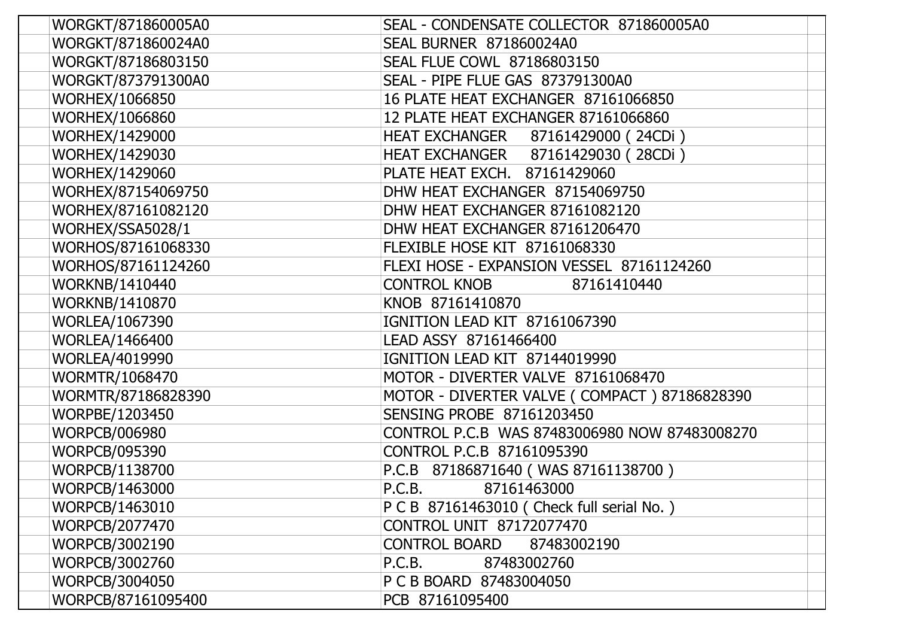|  |  |  |  |
|---|---|---|---|
|  | WORGKT/871860005A0 | SEAL - CONDENSATE COLLECTOR 871860005A0 |  |
|  | WORGKT/871860024A0 | SEAL BURNER 871860024A0 |  |
|  | WORGKT/87186803150 | SEAL FLUE COWL 87186803150 |  |
|  | WORGKT/873791300A0 | SEAL - PIPE FLUE GAS 873791300A0 |  |
|  | WORHEX/1066850 | 16 PLATE HEAT EXCHANGER 87161066850 |  |
|  | WORHEX/1066860 | 12 PLATE HEAT EXCHANGER 87161066860 |  |
|  | WORHEX/1429000 | HEAT EXCHANGER 87161429000 ( 24CDi ) |  |
|  | WORHEX/1429030 | HEAT EXCHANGER 87161429030 ( 28CDi ) |  |
|  | WORHEX/1429060 | PLATE HEAT EXCH. 87161429060 |  |
|  | WORHEX/87154069750 | DHW HEAT EXCHANGER 87154069750 |  |
|  | WORHEX/87161082120 | DHW HEAT EXCHANGER 87161082120 |  |
|  | WORHEX/SSA5028/1 | DHW HEAT EXCHANGER 87161206470 |  |
|  | WORHOS/87161068330 | FLEXIBLE HOSE KIT 87161068330 |  |
|  | WORHOS/87161124260 | FLEXI HOSE - EXPANSION VESSEL 87161124260 |  |
|  | WORKNB/1410440 | CONTROL KNOB 87161410440 |  |
|  | WORKNB/1410870 | KNOB 87161410870 |  |
|  | WORLEA/1067390 | IGNITION LEAD KIT 87161067390 |  |
|  | WORLEA/1466400 | LEAD ASSY 87161466400 |  |
|  | WORLEA/4019990 | IGNITION LEAD KIT 87144019990 |  |
|  | WORMTR/1068470 | MOTOR - DIVERTER VALVE 87161068470 |  |
|  | WORMTR/87186828390 | MOTOR - DIVERTER VALVE ( COMPACT ) 87186828390 |  |
|  | WORPBE/1203450 | SENSING PROBE 87161203450 |  |
|  | WORPCB/006980 | CONTROL P.C.B WAS 87483006980 NOW 87483008270 |  |
|  | WORPCB/095390 | CONTROL P.C.B 87161095390 |  |
|  | WORPCB/1138700 | P.C.B 87186871640 ( WAS 87161138700 ) |  |
|  | WORPCB/1463000 | P.C.B. 87161463000 |  |
|  | WORPCB/1463010 | P C B 87161463010 ( Check full serial No. ) |  |
|  | WORPCB/2077470 | CONTROL UNIT 87172077470 |  |
|  | WORPCB/3002190 | CONTROL BOARD 87483002190 |  |
|  | WORPCB/3002760 | P.C.B. 87483002760 |  |
|  | WORPCB/3004050 | P C B BOARD 87483004050 |  |
|  | WORPCB/87161095400 | PCB 87161095400 |  |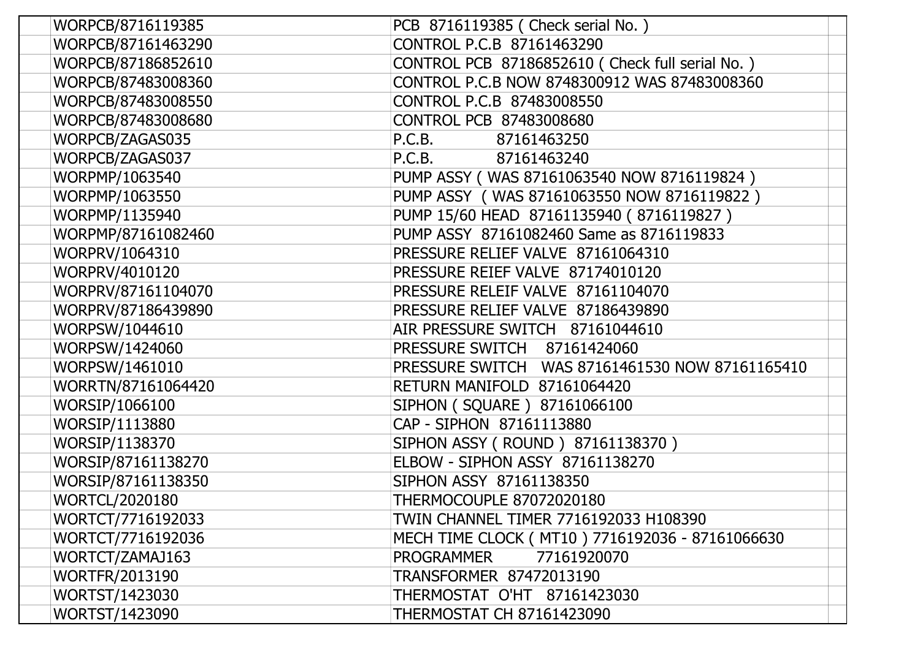| | | | |
|---|---|---|---|
| | WORPCB/8716119385 | PCB 8716119385 ( Check serial No. ) | |
| | WORPCB/87161463290 | CONTROL P.C.B 87161463290 | |
| | WORPCB/87186852610 | CONTROL PCB 87186852610 ( Check full serial No. ) | |
| | WORPCB/87483008360 | CONTROL P.C.B NOW 8748300912 WAS 87483008360 | |
| | WORPCB/87483008550 | CONTROL P.C.B 87483008550 | |
| | WORPCB/87483008680 | CONTROL PCB 87483008680 | |
| | WORPCB/ZAGAS035 | P.C.B. 87161463250 | |
| | WORPCB/ZAGAS037 | P.C.B. 87161463240 | |
| | WORPMP/1063540 | PUMP ASSY ( WAS 87161063540 NOW 8716119824 ) | |
| | WORPMP/1063550 | PUMP ASSY ( WAS 87161063550 NOW 8716119822 ) | |
| | WORPMP/1135940 | PUMP 15/60 HEAD 87161135940 ( 8716119827 ) | |
| | WORPMP/87161082460 | PUMP ASSY 87161082460 Same as 8716119833 | |
| | WORPRV/1064310 | PRESSURE RELIEF VALVE 87161064310 | |
| | WORPRV/4010120 | PRESSURE REIEF VALVE 87174010120 | |
| | WORPRV/87161104070 | PRESSURE RELEIF VALVE 87161104070 | |
| | WORPRV/87186439890 | PRESSURE RELIEF VALVE 87186439890 | |
| | WORPSW/1044610 | AIR PRESSURE SWITCH 87161044610 | |
| | WORPSW/1424060 | PRESSURE SWITCH 87161424060 | |
| | WORPSW/1461010 | PRESSURE SWITCH WAS 87161461530 NOW 87161165410 | |
| | WORRTN/87161064420 | RETURN MANIFOLD 87161064420 | |
| | WORSIP/1066100 | SIPHON ( SQUARE ) 87161066100 | |
| | WORSIP/1113880 | CAP - SIPHON 87161113880 | |
| | WORSIP/1138370 | SIPHON ASSY ( ROUND ) 87161138370 ) | |
| | WORSIP/87161138270 | ELBOW - SIPHON ASSY 87161138270 | |
| | WORSIP/87161138350 | SIPHON ASSY 87161138350 | |
| | WORTCL/2020180 | THERMOCOUPLE 87072020180 | |
| | WORTCT/7716192033 | TWIN CHANNEL TIMER 7716192033 H108390 | |
| | WORTCT/7716192036 | MECH TIME CLOCK ( MT10 ) 7716192036 - 87161066630 | |
| | WORTCT/ZAMAJ163 | PROGRAMMER 77161920070 | |
| | WORTFR/2013190 | TRANSFORMER 87472013190 | |
| | WORTST/1423030 | THERMOSTAT O'HT 87161423030 | |
| | WORTST/1423090 | THERMOSTAT CH 87161423090 | |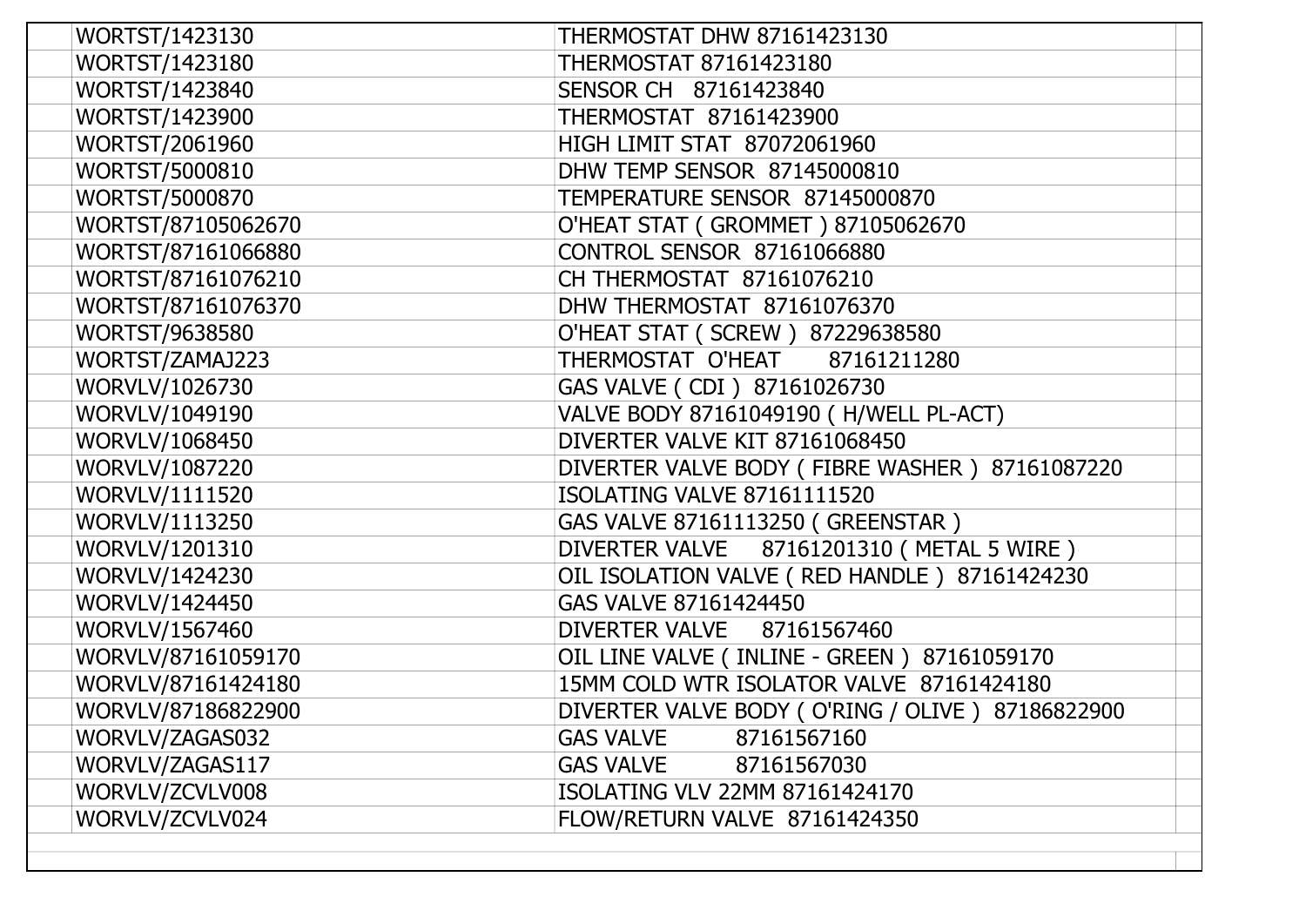| | | |
|---|---|---|
| WORTST/1423130 | THERMOSTAT DHW 87161423130 | |
| WORTST/1423180 | THERMOSTAT 87161423180 | |
| WORTST/1423840 | SENSOR CH 87161423840 | |
| WORTST/1423900 | THERMOSTAT 87161423900 | |
| WORTST/2061960 | HIGH LIMIT STAT 87072061960 | |
| WORTST/5000810 | DHW TEMP SENSOR 87145000810 | |
| WORTST/5000870 | TEMPERATURE SENSOR 87145000870 | |
| WORTST/87105062670 | O'HEAT STAT ( GROMMET ) 87105062670 | |
| WORTST/87161066880 | CONTROL SENSOR 87161066880 | |
| WORTST/87161076210 | CH THERMOSTAT 87161076210 | |
| WORTST/87161076370 | DHW THERMOSTAT 87161076370 | |
| WORTST/9638580 | O'HEAT STAT ( SCREW ) 87229638580 | |
| WORTST/ZAMAJ223 | THERMOSTAT O'HEAT 87161211280 | |
| WORVLV/1026730 | GAS VALVE ( CDI ) 87161026730 | |
| WORVLV/1049190 | VALVE BODY 87161049190 ( H/WELL PL-ACT) | |
| WORVLV/1068450 | DIVERTER VALVE KIT 87161068450 | |
| WORVLV/1087220 | DIVERTER VALVE BODY ( FIBRE WASHER ) 87161087220 | |
| WORVLV/1111520 | ISOLATING VALVE 87161111520 | |
| WORVLV/1113250 | GAS VALVE 87161113250 ( GREENSTAR ) | |
| WORVLV/1201310 | DIVERTER VALVE 87161201310 ( METAL 5 WIRE ) | |
| WORVLV/1424230 | OIL ISOLATION VALVE ( RED HANDLE ) 87161424230 | |
| WORVLV/1424450 | GAS VALVE 87161424450 | |
| WORVLV/1567460 | DIVERTER VALVE 87161567460 | |
| WORVLV/87161059170 | OIL LINE VALVE ( INLINE - GREEN ) 87161059170 | |
| WORVLV/87161424180 | 15MM COLD WTR ISOLATOR VALVE 87161424180 | |
| WORVLV/87186822900 | DIVERTER VALVE BODY ( O'RING / OLIVE ) 87186822900 | |
| WORVLV/ZAGAS032 | GAS VALVE 87161567160 | |
| WORVLV/ZAGAS117 | GAS VALVE 87161567030 | |
| WORVLV/ZCVLV008 | ISOLATING VLV 22MM 87161424170 | |
| WORVLV/ZCVLV024 | FLOW/RETURN VALVE 87161424350 | |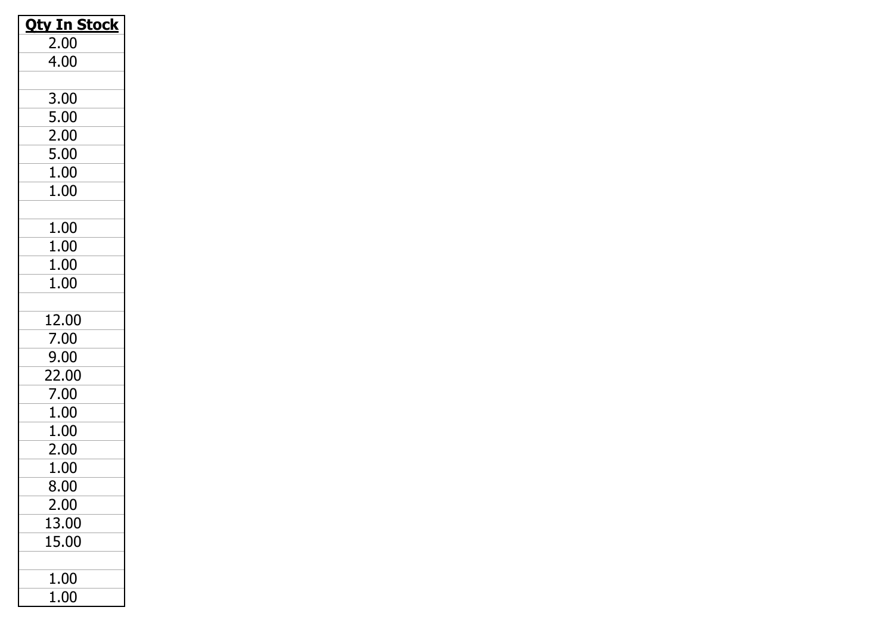| Qty In Stock |
|---|
| 2.00 |
| 4.00 |
| |
| 3.00 |
| 5.00 |
| 2.00 |
| 5.00 |
| 1.00 |
| 1.00 |
| |
| 1.00 |
| 1.00 |
| 1.00 |
| 1.00 |
| |
| 12.00 |
| 7.00 |
| 9.00 |
| 22.00 |
| 7.00 |
| 1.00 |
| 1.00 |
| 2.00 |
| 1.00 |
| 8.00 |
| 2.00 |
| 13.00 |
| 15.00 |
| |
| 1.00 |
| 1.00 |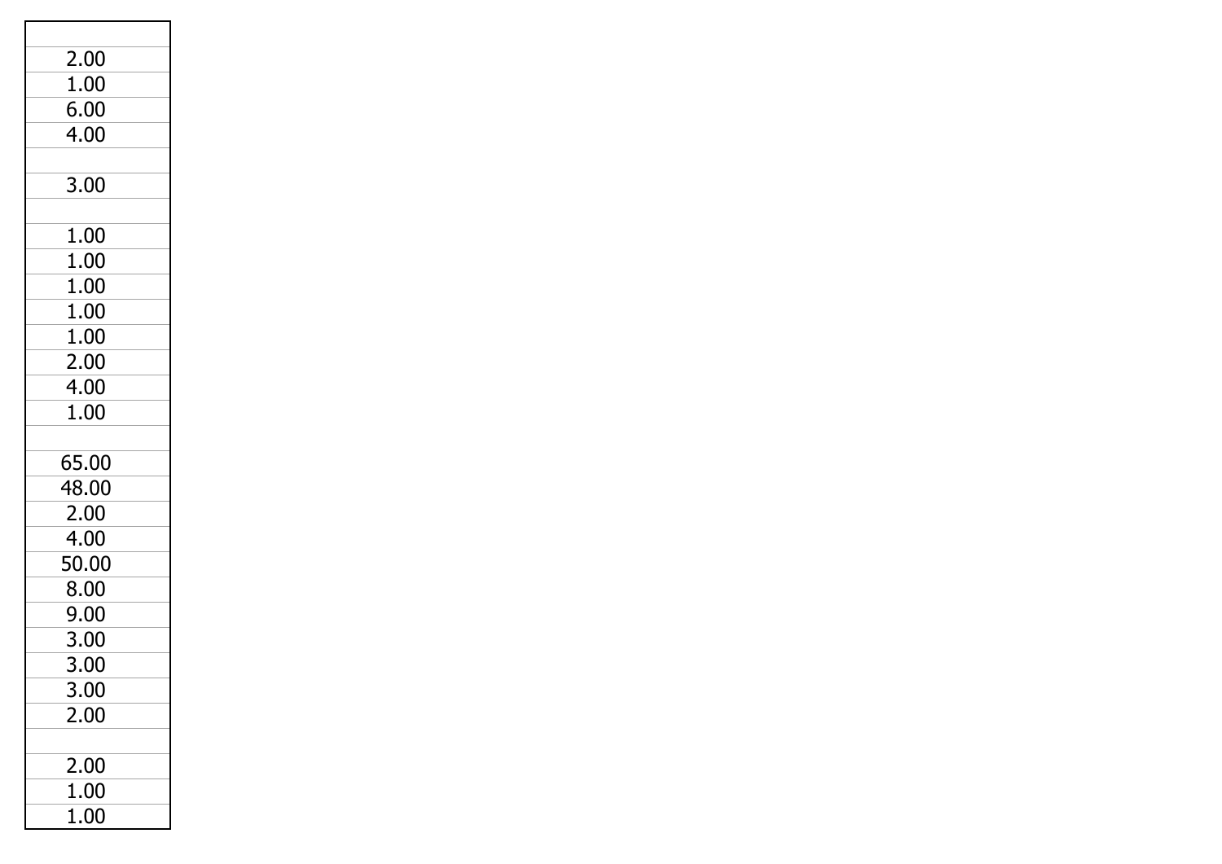| |
|---|
| 2.00 |
| 1.00 |
| 6.00 |
| 4.00 |
| |
| 3.00 |
| |
| 1.00 |
| 1.00 |
| 1.00 |
| 1.00 |
| 1.00 |
| 2.00 |
| 4.00 |
| 1.00 |
| |
| 65.00 |
| 48.00 |
| 2.00 |
| 4.00 |
| 50.00 |
| 8.00 |
| 9.00 |
| 3.00 |
| 3.00 |
| 3.00 |
| 2.00 |
| |
| 2.00 |
| 1.00 |
| 1.00 |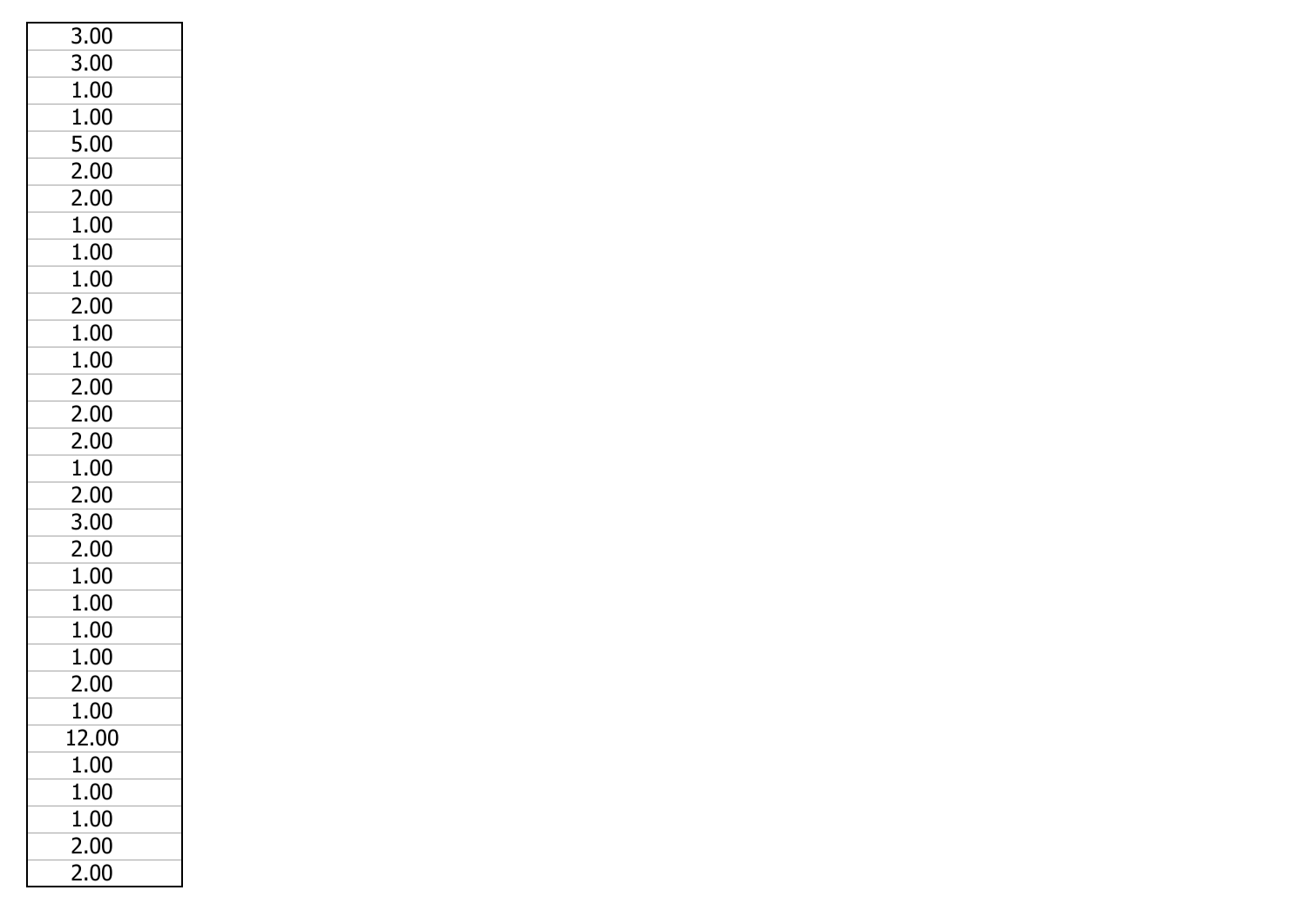| 3.00 |
| --- |
| 3.00 |
| 1.00 |
| 1.00 |
| 5.00 |
| 2.00 |
| 2.00 |
| 1.00 |
| 1.00 |
| 1.00 |
| 2.00 |
| 1.00 |
| 1.00 |
| 2.00 |
| 2.00 |
| 2.00 |
| 1.00 |
| 2.00 |
| 3.00 |
| 2.00 |
| 1.00 |
| 1.00 |
| 1.00 |
| 1.00 |
| 2.00 |
| 1.00 |
| 12.00 |
| 1.00 |
| 1.00 |
| 1.00 |
| 2.00 |
| 2.00 |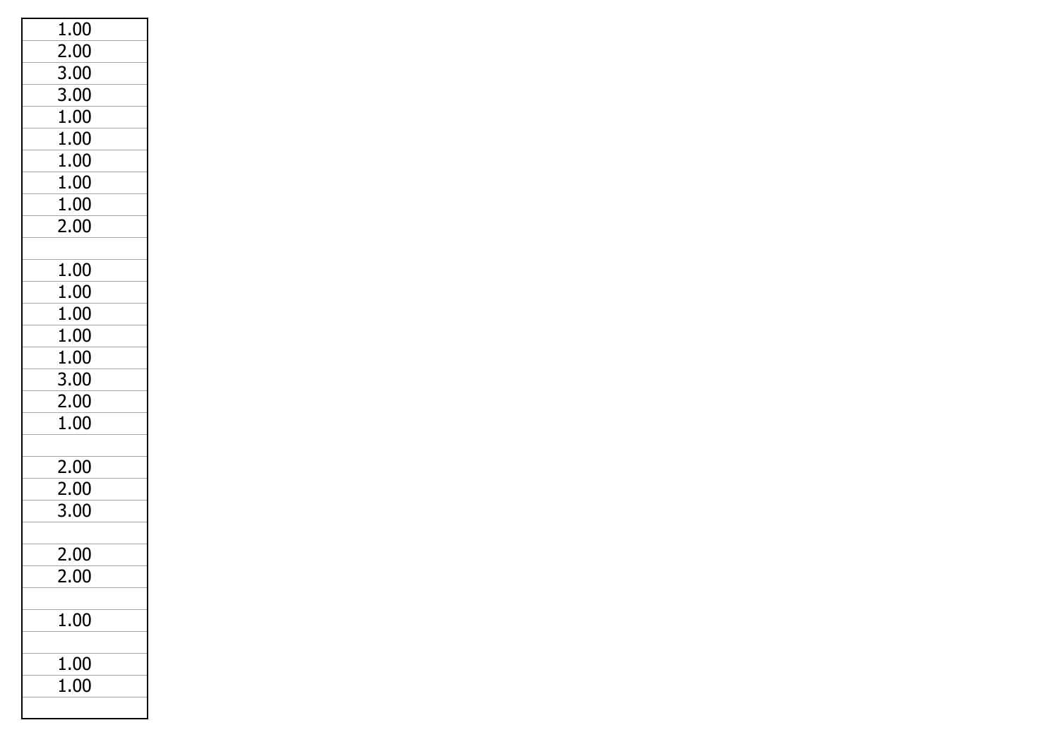| |
|---|
| 1.00 |
| 2.00 |
| 3.00 |
| 3.00 |
| 1.00 |
| 1.00 |
| 1.00 |
| 1.00 |
| 1.00 |
| 2.00 |
| |
| 1.00 |
| 1.00 |
| 1.00 |
| 1.00 |
| 1.00 |
| 3.00 |
| 2.00 |
| 1.00 |
| |
| 2.00 |
| 2.00 |
| 3.00 |
| |
| 2.00 |
| 2.00 |
| |
| 1.00 |
| |
| 1.00 |
| 1.00 |
| |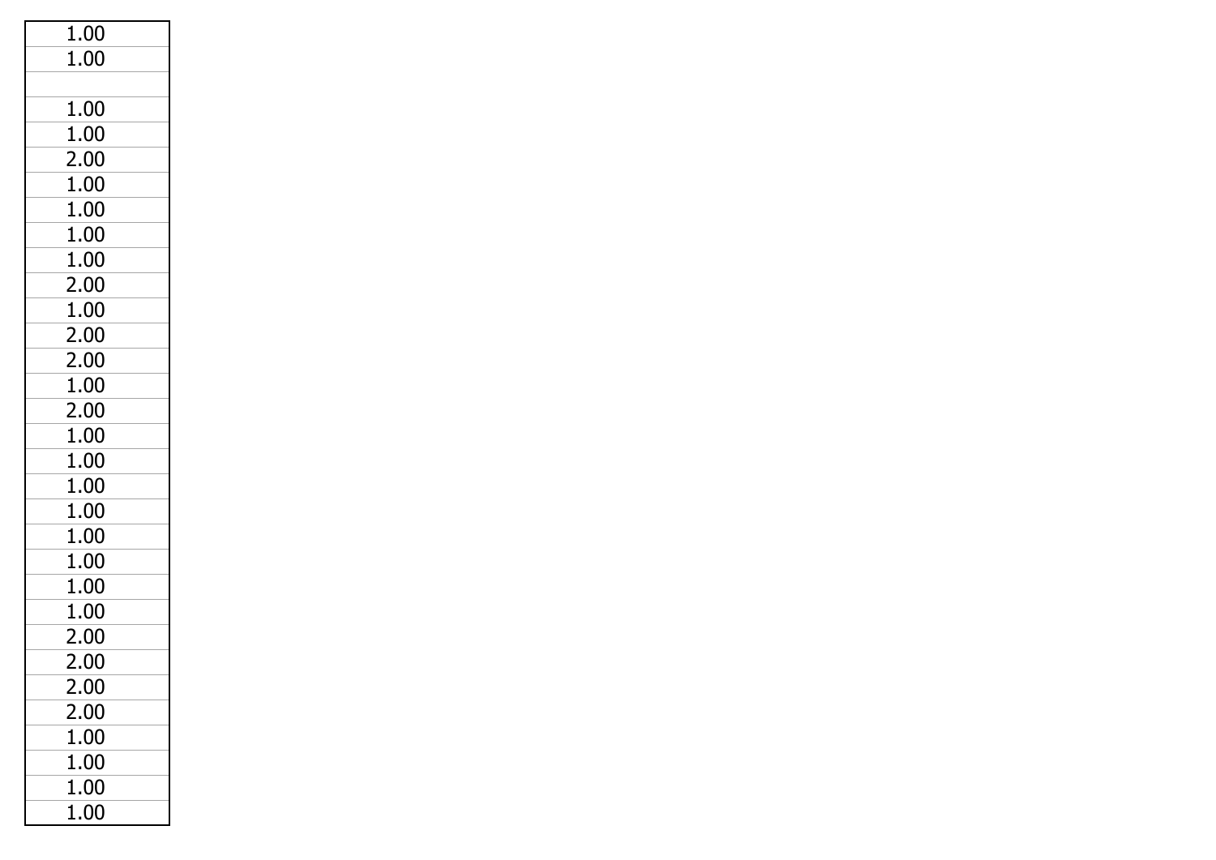| 1.00 |
| --- |
| 1.00 |
| |
| 1.00 |
| 1.00 |
| 2.00 |
| 1.00 |
| 1.00 |
| 1.00 |
| 1.00 |
| 2.00 |
| 1.00 |
| 2.00 |
| 2.00 |
| 1.00 |
| 2.00 |
| 1.00 |
| 1.00 |
| 1.00 |
| 1.00 |
| 1.00 |
| 1.00 |
| 1.00 |
| 1.00 |
| 2.00 |
| 2.00 |
| 2.00 |
| 2.00 |
| 1.00 |
| 1.00 |
| 1.00 |
| 1.00 |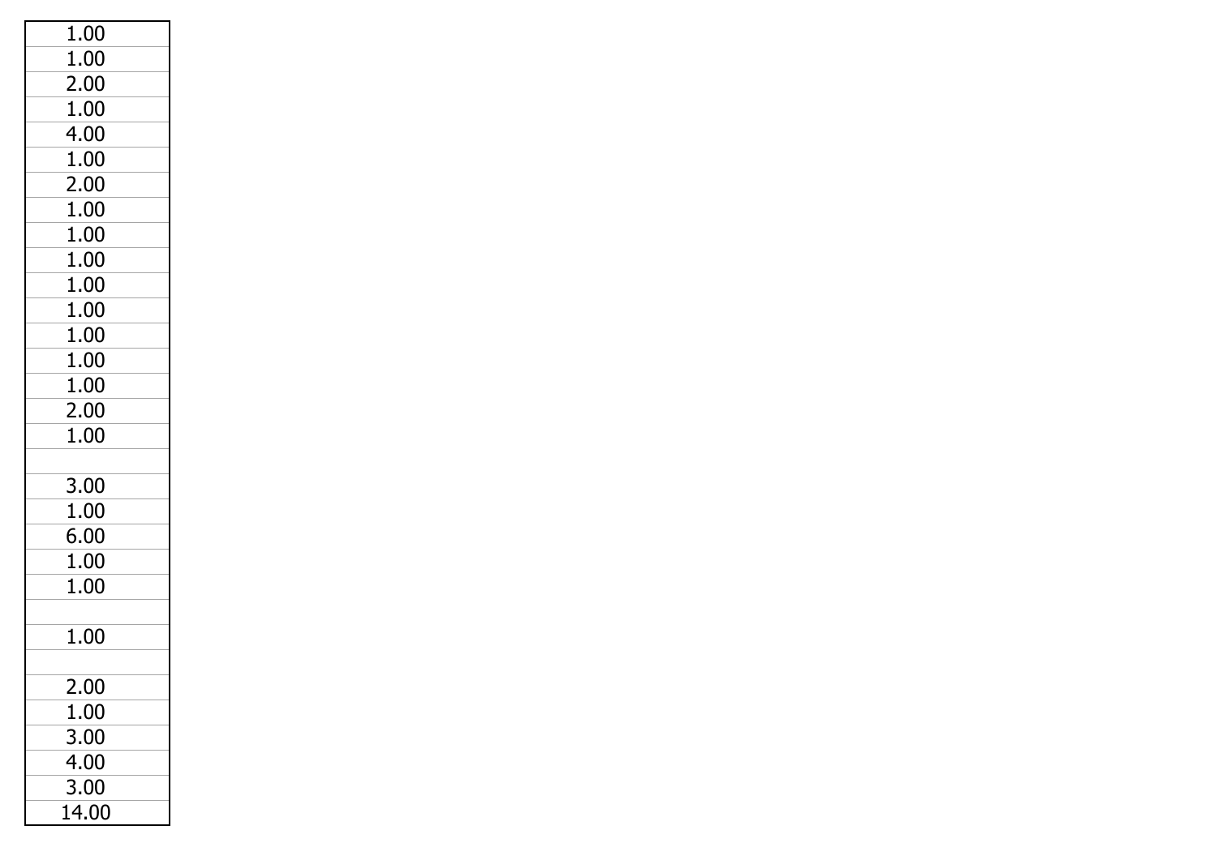| |
|---|
| 1.00 |
| 1.00 |
| 2.00 |
| 1.00 |
| 4.00 |
| 1.00 |
| 2.00 |
| 1.00 |
| 1.00 |
| 1.00 |
| 1.00 |
| 1.00 |
| 1.00 |
| 1.00 |
| 1.00 |
| 2.00 |
| 1.00 |
| |
| 3.00 |
| 1.00 |
| 6.00 |
| 1.00 |
| 1.00 |
| |
| 1.00 |
| |
| 2.00 |
| 1.00 |
| 3.00 |
| 4.00 |
| 3.00 |
| 14.00 |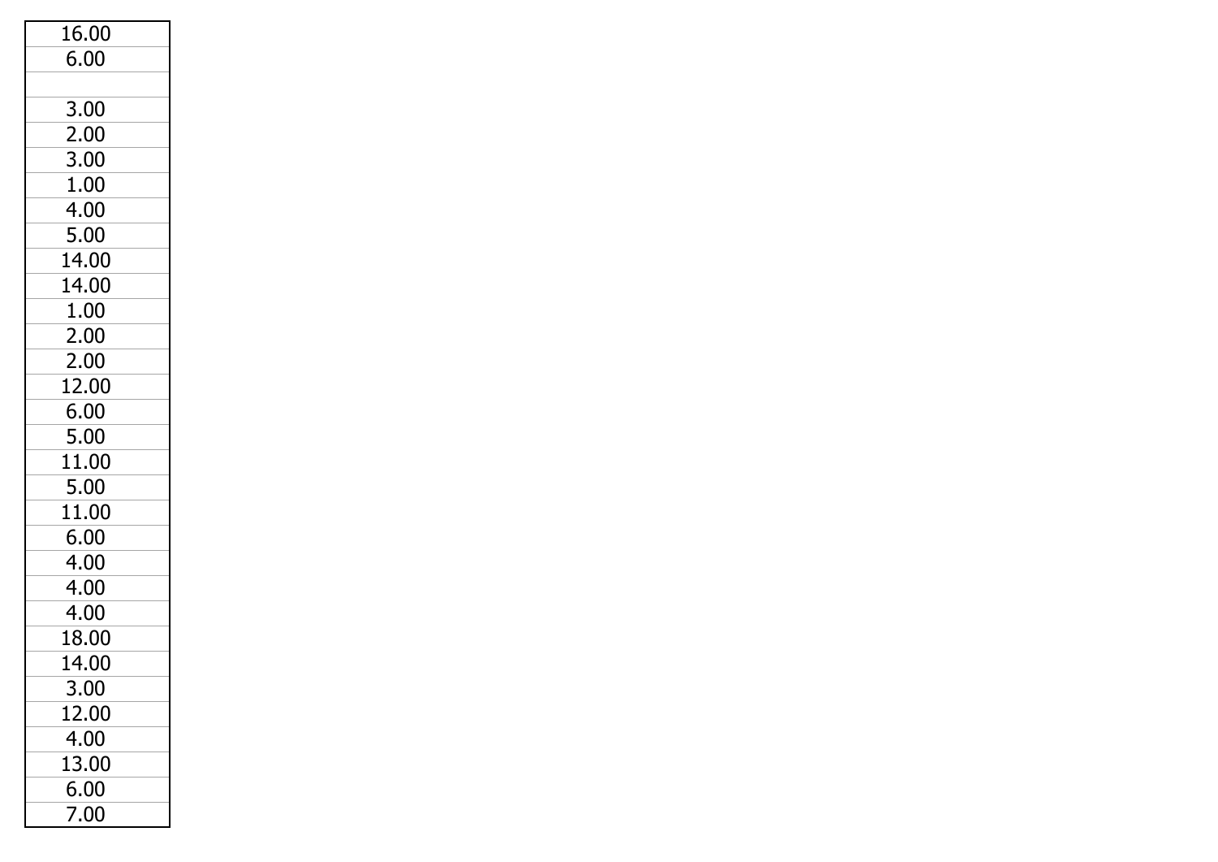| |
|---|
| 16.00 |
| 6.00 |
| |
| 3.00 |
| 2.00 |
| 3.00 |
| 1.00 |
| 4.00 |
| 5.00 |
| 14.00 |
| 14.00 |
| 1.00 |
| 2.00 |
| 2.00 |
| 12.00 |
| 6.00 |
| 5.00 |
| 11.00 |
| 5.00 |
| 11.00 |
| 6.00 |
| 4.00 |
| 4.00 |
| 4.00 |
| 18.00 |
| 14.00 |
| 3.00 |
| 12.00 |
| 4.00 |
| 13.00 |
| 6.00 |
| 7.00 |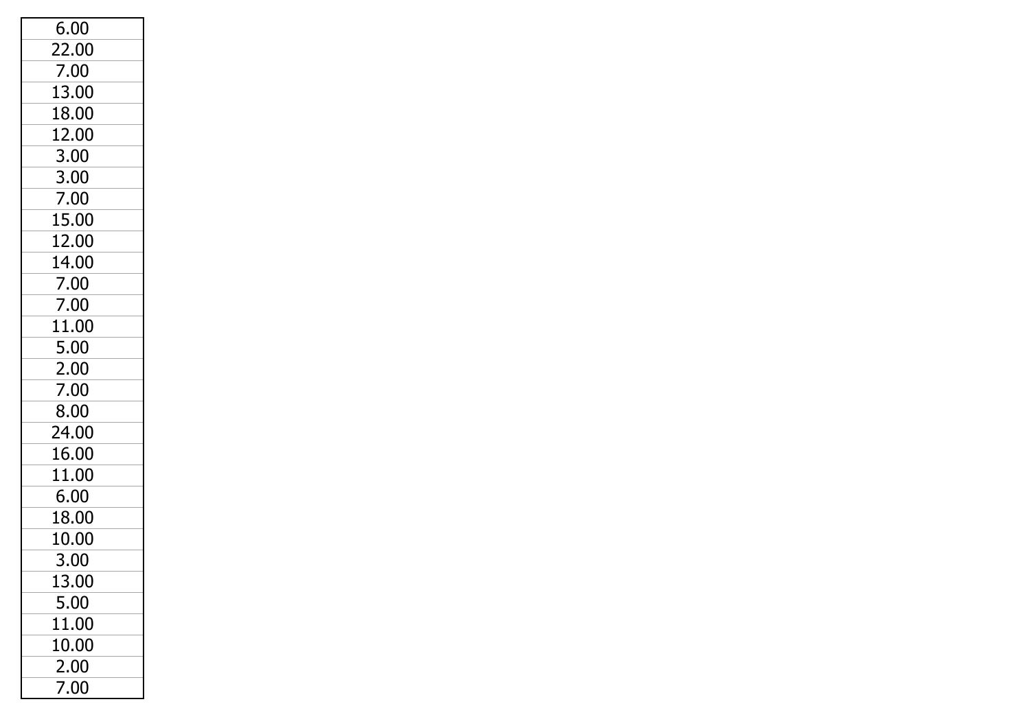| 6.00 |
| --- |
| 22.00 |
| 7.00 |
| 13.00 |
| 18.00 |
| 12.00 |
| 3.00 |
| 3.00 |
| 7.00 |
| 15.00 |
| 12.00 |
| 14.00 |
| 7.00 |
| 7.00 |
| 11.00 |
| 5.00 |
| 2.00 |
| 7.00 |
| 8.00 |
| 24.00 |
| 16.00 |
| 11.00 |
| 6.00 |
| 18.00 |
| 10.00 |
| 3.00 |
| 13.00 |
| 5.00 |
| 11.00 |
| 10.00 |
| 2.00 |
| 7.00 |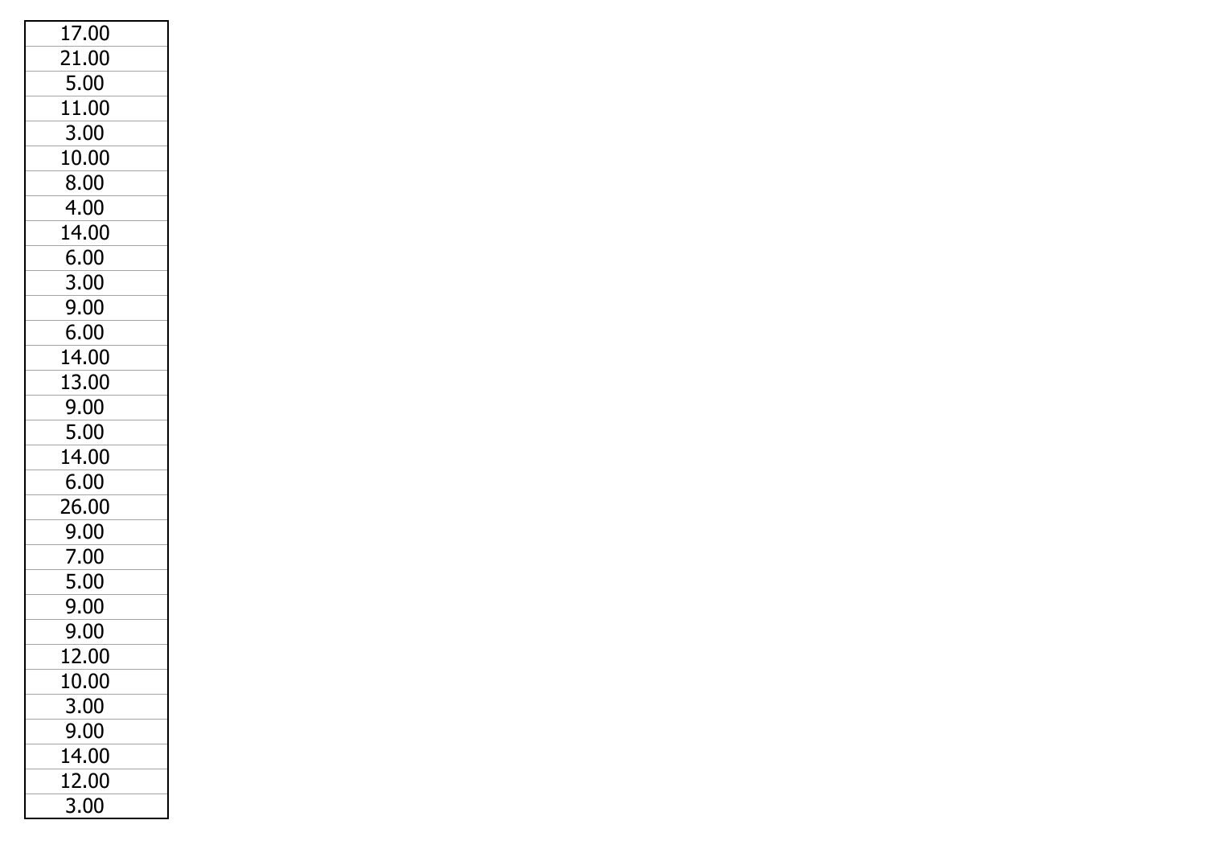| 17.00 |
| --- |
| 21.00 |
| 5.00 |
| 11.00 |
| 3.00 |
| 10.00 |
| 8.00 |
| 4.00 |
| 14.00 |
| 6.00 |
| 3.00 |
| 9.00 |
| 6.00 |
| 14.00 |
| 13.00 |
| 9.00 |
| 5.00 |
| 14.00 |
| 6.00 |
| 26.00 |
| 9.00 |
| 7.00 |
| 5.00 |
| 9.00 |
| 9.00 |
| 12.00 |
| 10.00 |
| 3.00 |
| 9.00 |
| 14.00 |
| 12.00 |
| 3.00 |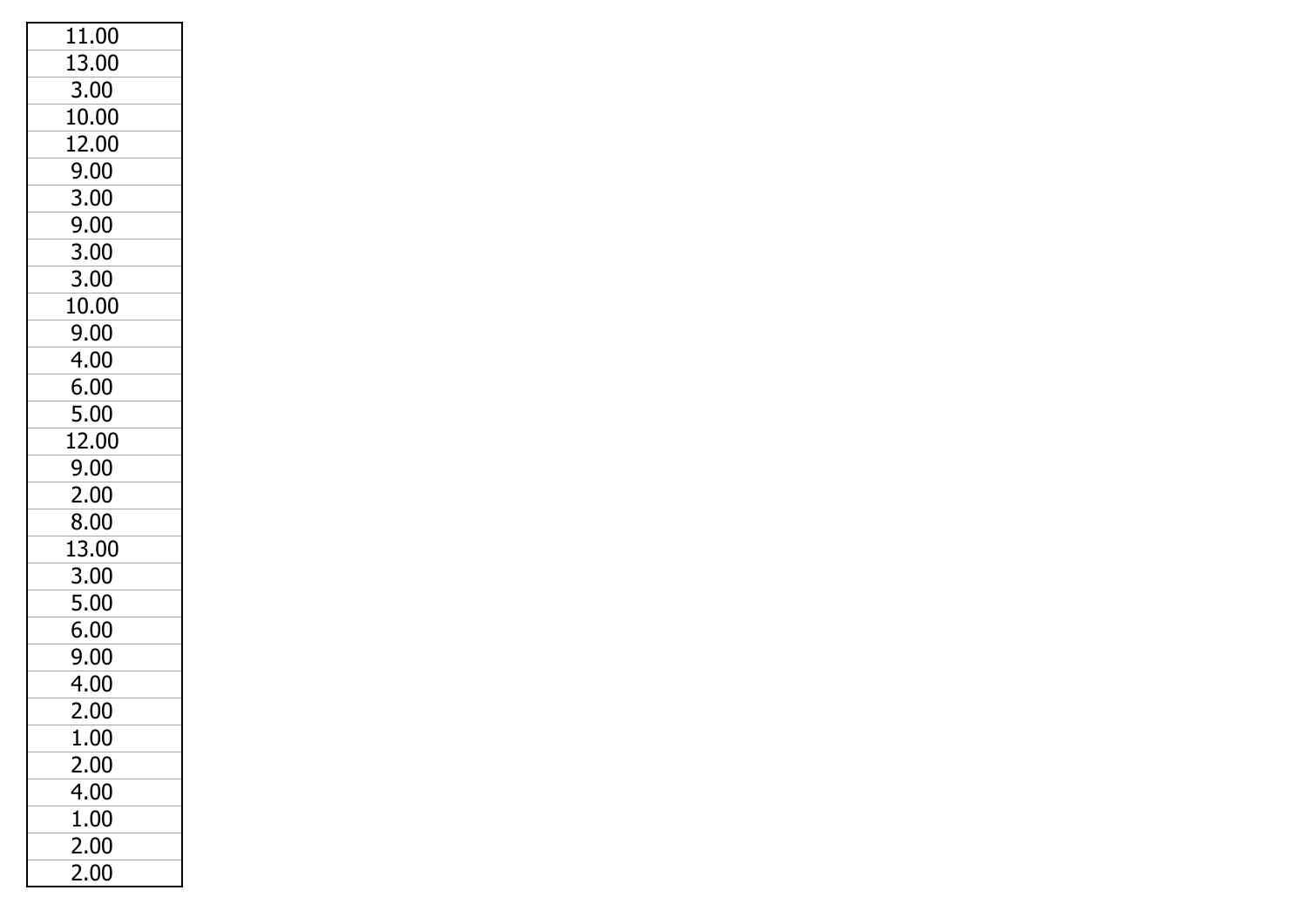| |
|---|
| 11.00 |
| 13.00 |
| 3.00 |
| 10.00 |
| 12.00 |
| 9.00 |
| 3.00 |
| 9.00 |
| 3.00 |
| 3.00 |
| 10.00 |
| 9.00 |
| 4.00 |
| 6.00 |
| 5.00 |
| 12.00 |
| 9.00 |
| 2.00 |
| 8.00 |
| 13.00 |
| 3.00 |
| 5.00 |
| 6.00 |
| 9.00 |
| 4.00 |
| 2.00 |
| 1.00 |
| 2.00 |
| 4.00 |
| 1.00 |
| 2.00 |
| 2.00 |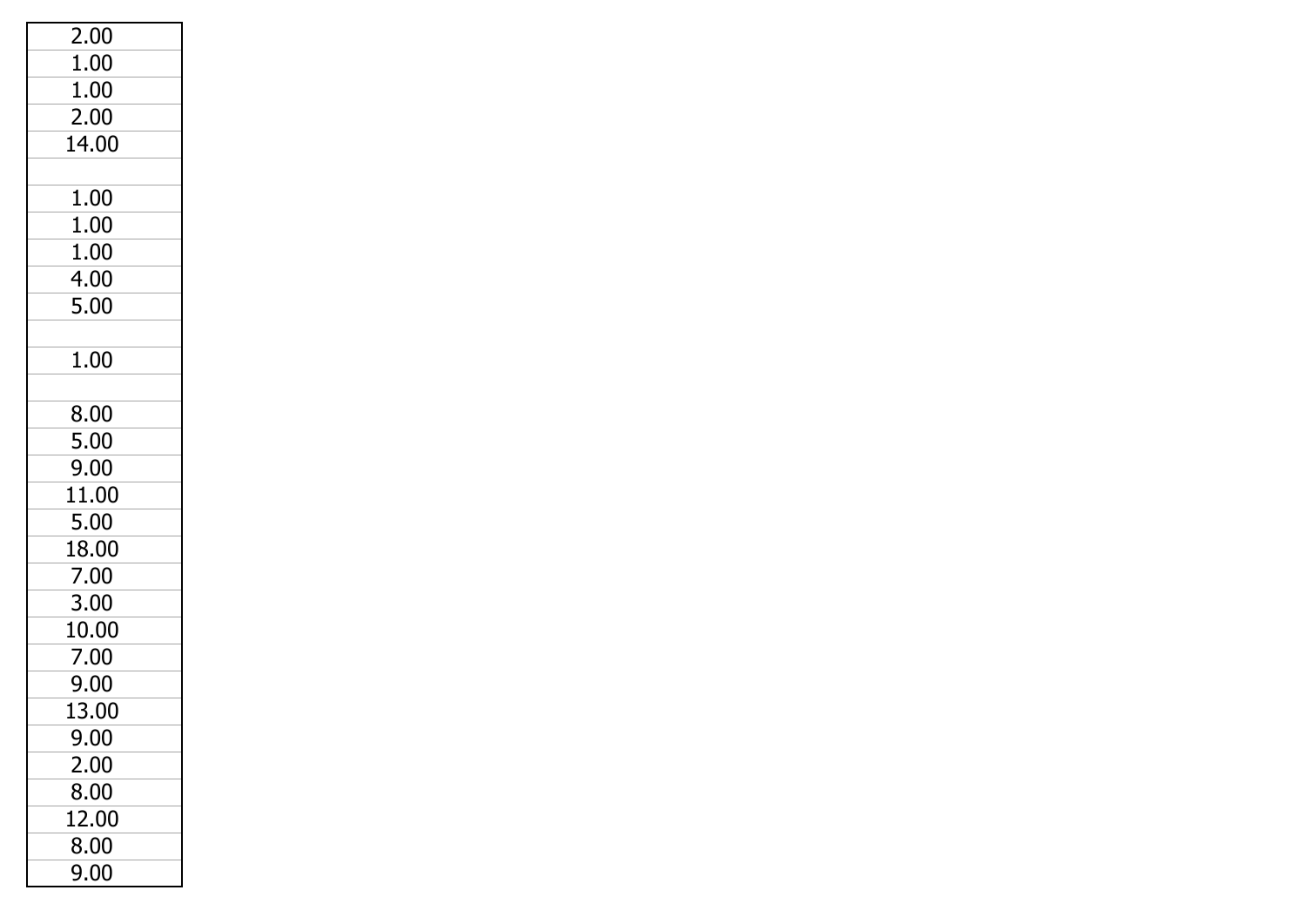| |
|---|
| 2.00 |
| 1.00 |
| 1.00 |
| 2.00 |
| 14.00 |
| |
| 1.00 |
| 1.00 |
| 1.00 |
| 4.00 |
| 5.00 |
| |
| 1.00 |
| |
| 8.00 |
| 5.00 |
| 9.00 |
| 11.00 |
| 5.00 |
| 18.00 |
| 7.00 |
| 3.00 |
| 10.00 |
| 7.00 |
| 9.00 |
| 13.00 |
| 9.00 |
| 2.00 |
| 8.00 |
| 12.00 |
| 8.00 |
| 9.00 |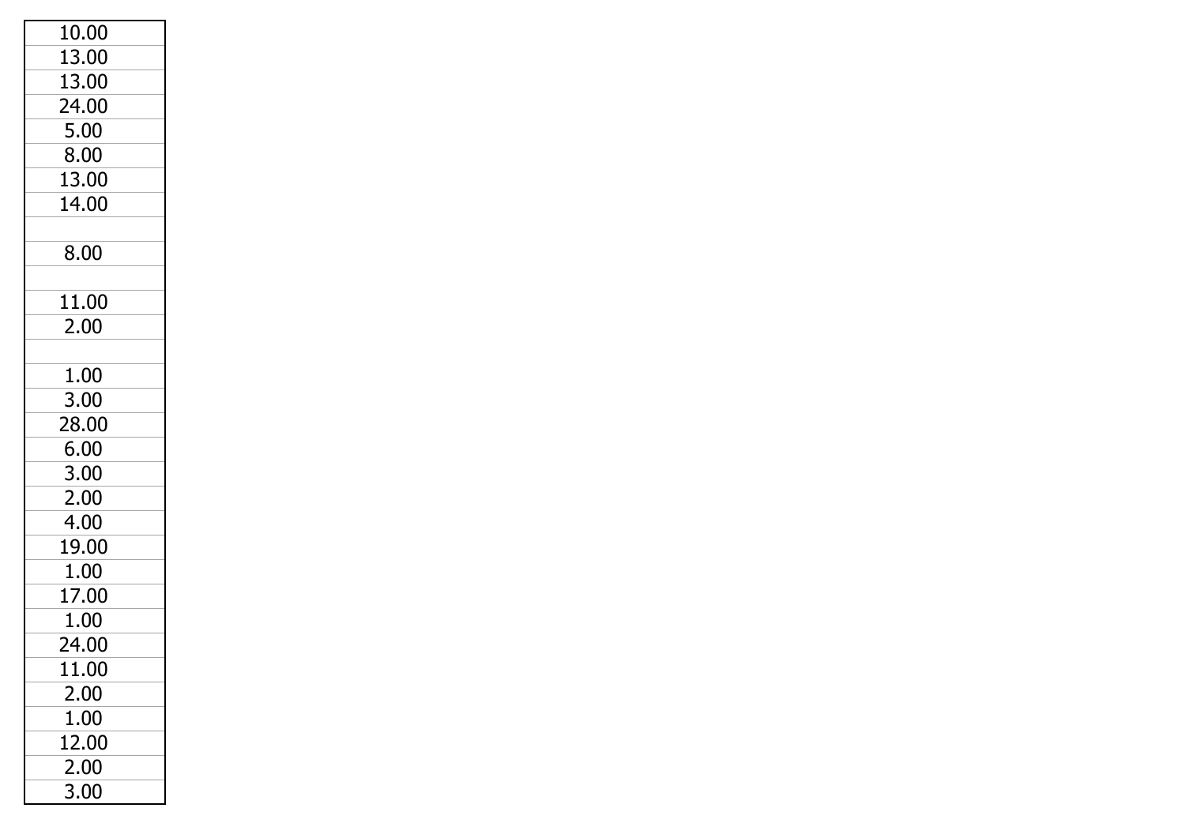| 10.00 |
|---|
| 13.00 |
| 13.00 |
| 24.00 |
| 5.00 |
| 8.00 |
| 13.00 |
| 14.00 |
| |
| 8.00 |
| |
| 11.00 |
| 2.00 |
| |
| 1.00 |
| 3.00 |
| 28.00 |
| 6.00 |
| 3.00 |
| 2.00 |
| 4.00 |
| 19.00 |
| 1.00 |
| 17.00 |
| 1.00 |
| 24.00 |
| 11.00 |
| 2.00 |
| 1.00 |
| 12.00 |
| 2.00 |
| 3.00 |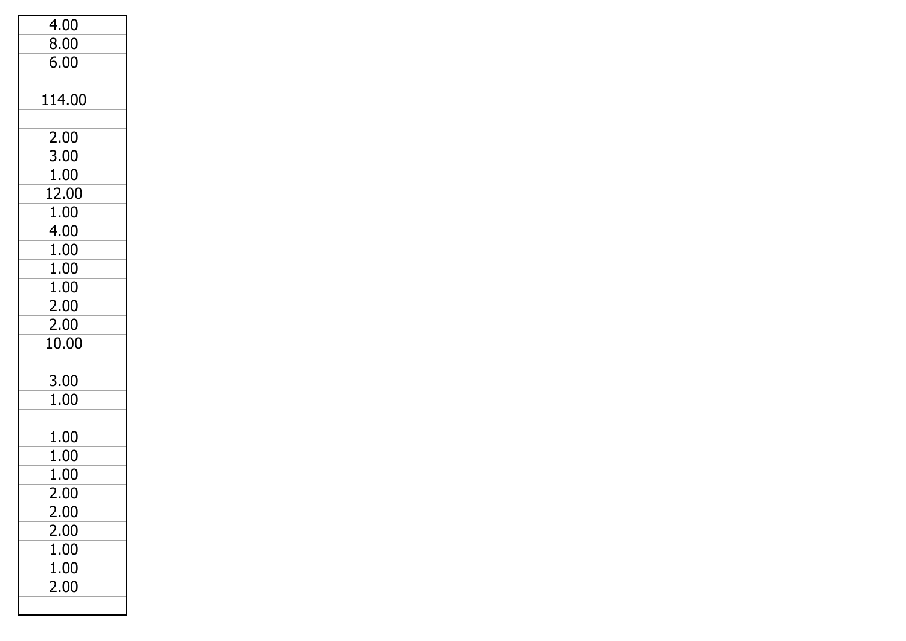| |
|---|
| 4.00 |
| 8.00 |
| 6.00 |
| |
| 114.00 |
| |
| 2.00 |
| 3.00 |
| 1.00 |
| 12.00 |
| 1.00 |
| 4.00 |
| 1.00 |
| 1.00 |
| 1.00 |
| 2.00 |
| 2.00 |
| 10.00 |
| |
| 3.00 |
| 1.00 |
| |
| 1.00 |
| 1.00 |
| 1.00 |
| 2.00 |
| 2.00 |
| 2.00 |
| 1.00 |
| 1.00 |
| 2.00 |
| |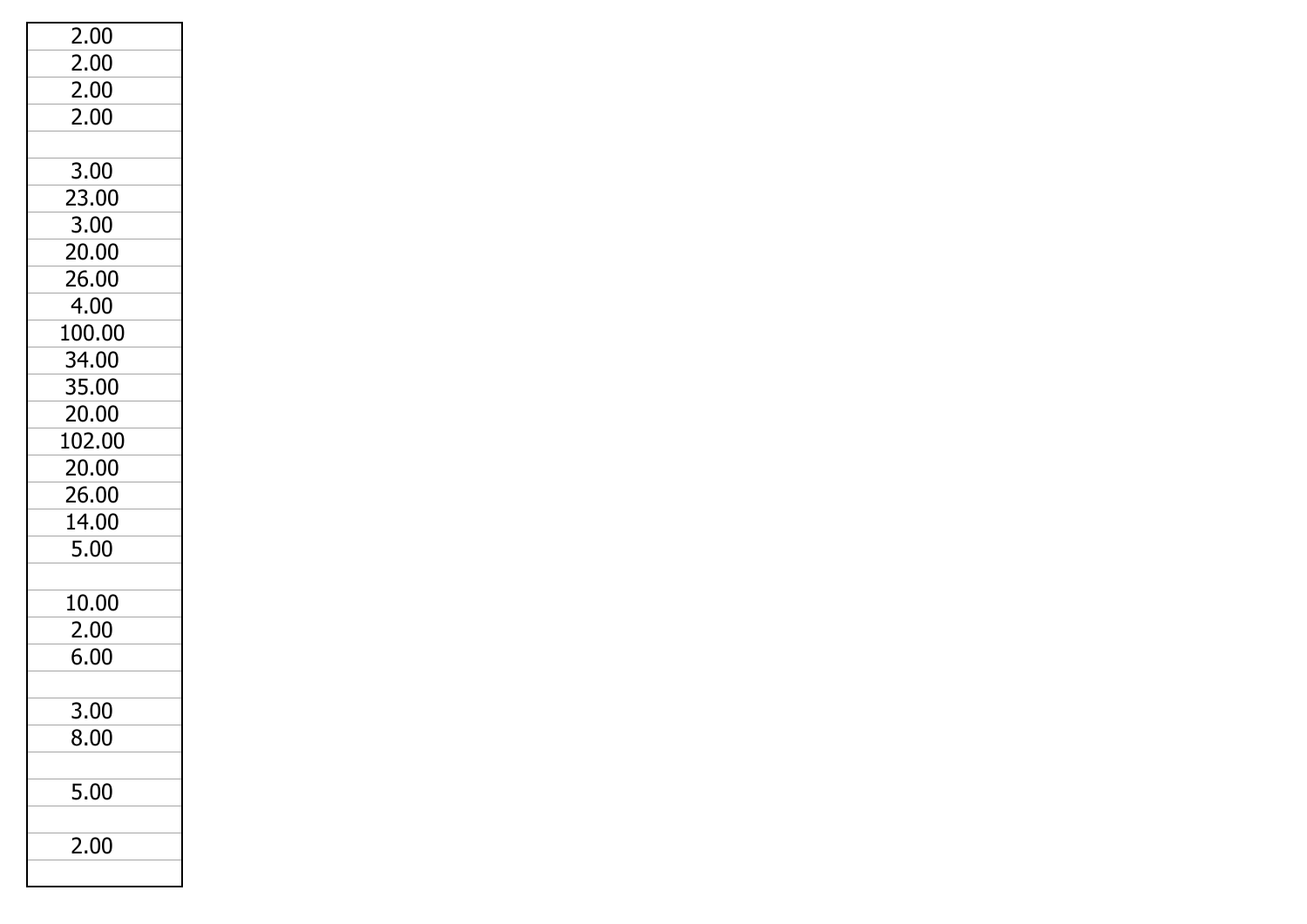| |
|---|
| 2.00 |
| 2.00 |
| 2.00 |
| 2.00 |
| |
| 3.00 |
| 23.00 |
| 3.00 |
| 20.00 |
| 26.00 |
| 4.00 |
| 100.00 |
| 34.00 |
| 35.00 |
| 20.00 |
| 102.00 |
| 20.00 |
| 26.00 |
| 14.00 |
| 5.00 |
| |
| 10.00 |
| 2.00 |
| 6.00 |
| |
| 3.00 |
| 8.00 |
| |
| 5.00 |
| |
| 2.00 |
| |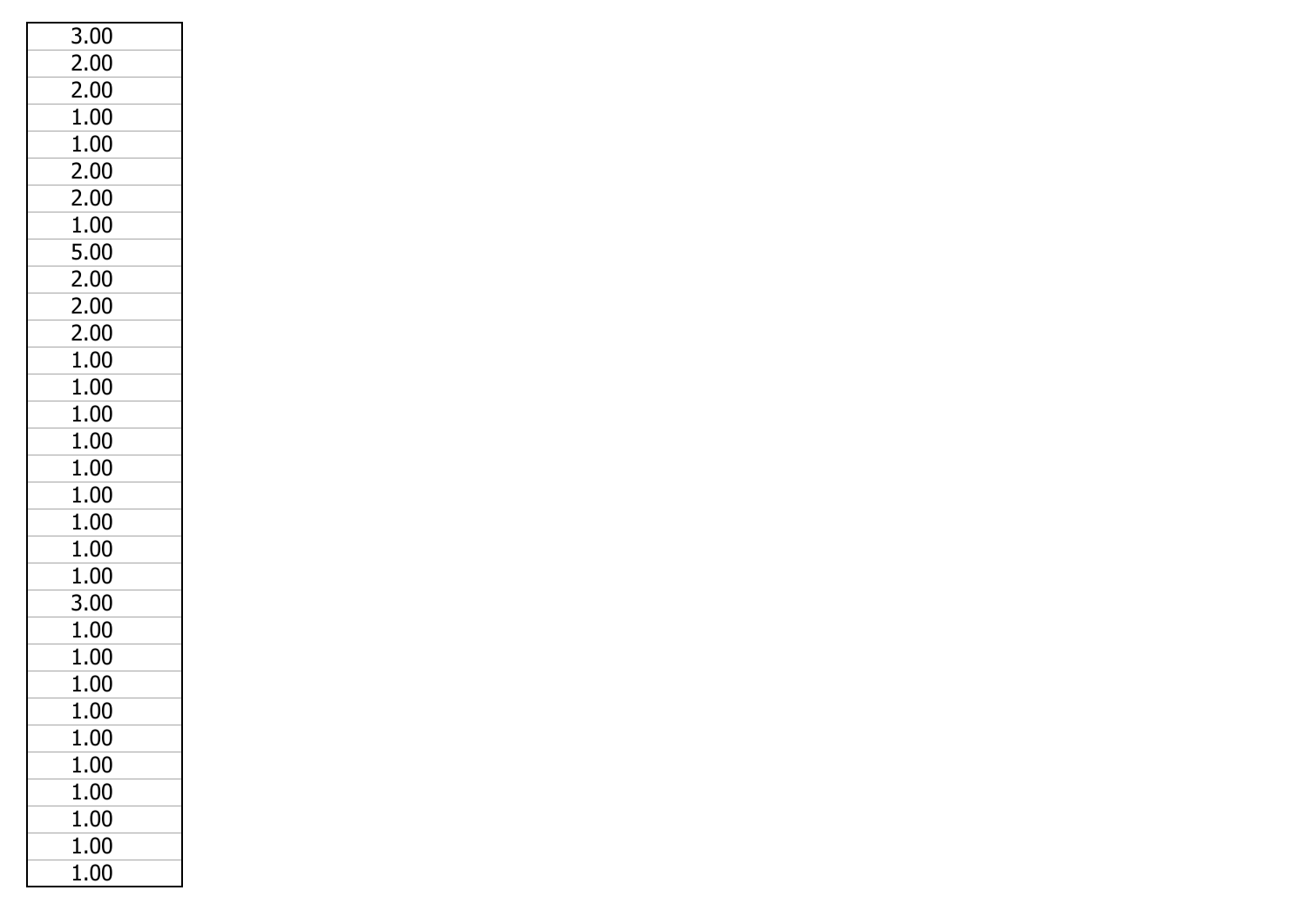| 3.00 |
|---|
| 2.00 |
| 2.00 |
| 1.00 |
| 1.00 |
| 2.00 |
| 2.00 |
| 1.00 |
| 5.00 |
| 2.00 |
| 2.00 |
| 2.00 |
| 1.00 |
| 1.00 |
| 1.00 |
| 1.00 |
| 1.00 |
| 1.00 |
| 1.00 |
| 1.00 |
| 1.00 |
| 3.00 |
| 1.00 |
| 1.00 |
| 1.00 |
| 1.00 |
| 1.00 |
| 1.00 |
| 1.00 |
| 1.00 |
| 1.00 |
| 1.00 |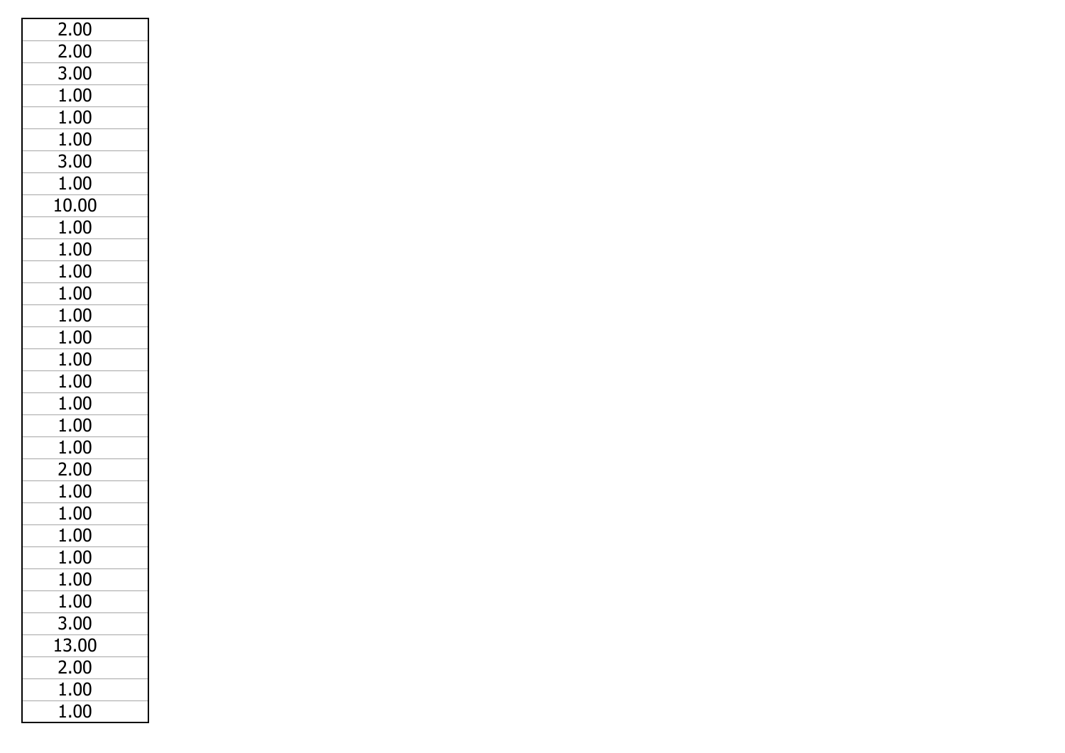| |
|---|
| 2.00 |
| 2.00 |
| 3.00 |
| 1.00 |
| 1.00 |
| 1.00 |
| 3.00 |
| 1.00 |
| 10.00 |
| 1.00 |
| 1.00 |
| 1.00 |
| 1.00 |
| 1.00 |
| 1.00 |
| 1.00 |
| 1.00 |
| 1.00 |
| 1.00 |
| 1.00 |
| 2.00 |
| 1.00 |
| 1.00 |
| 1.00 |
| 1.00 |
| 1.00 |
| 1.00 |
| 3.00 |
| 13.00 |
| 2.00 |
| 1.00 |
| 1.00 |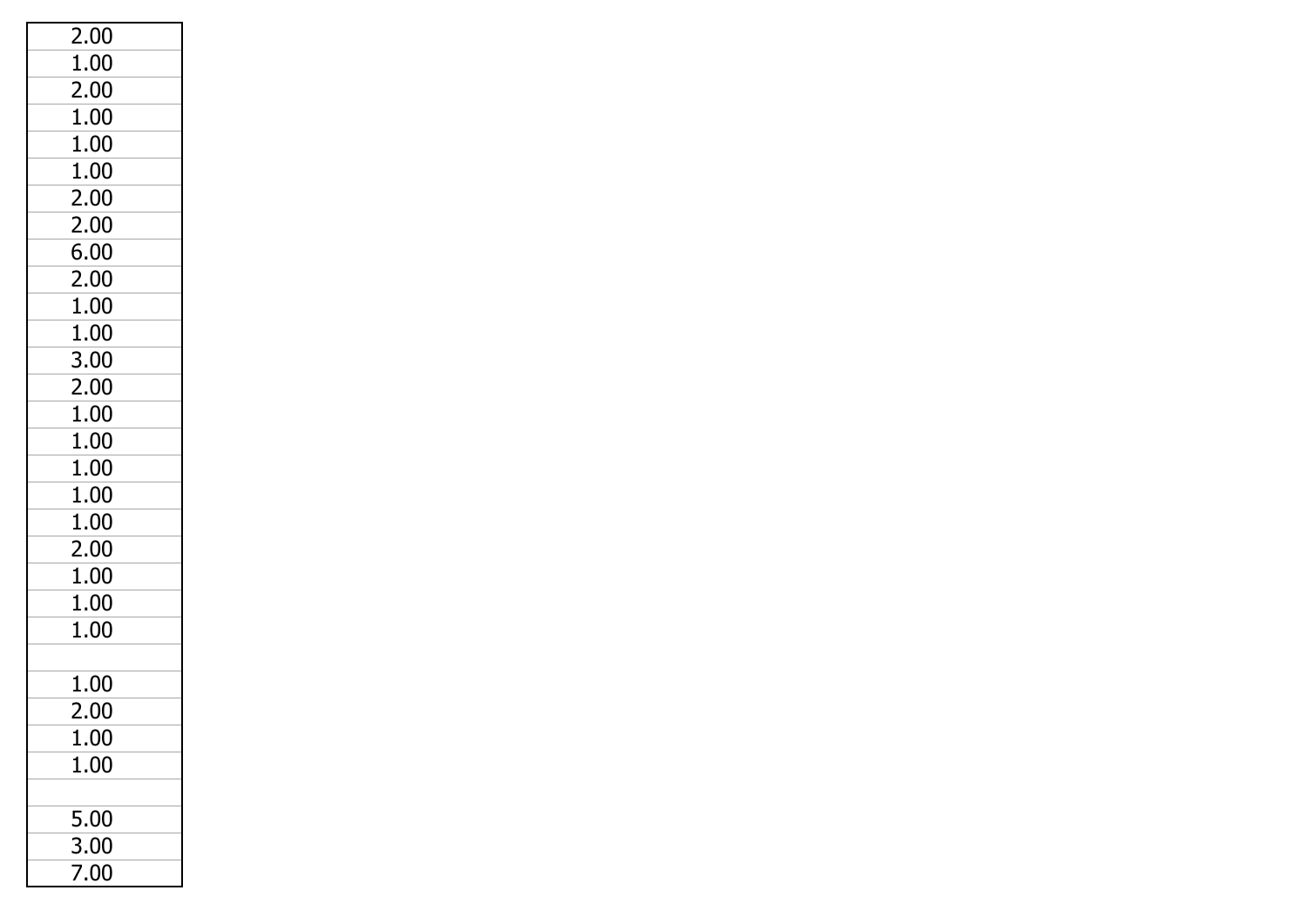| |
|---|
| 2.00 |
| 1.00 |
| 2.00 |
| 1.00 |
| 1.00 |
| 1.00 |
| 2.00 |
| 2.00 |
| 6.00 |
| 2.00 |
| 1.00 |
| 1.00 |
| 3.00 |
| 2.00 |
| 1.00 |
| 1.00 |
| 1.00 |
| 1.00 |
| 1.00 |
| 2.00 |
| 1.00 |
| 1.00 |
| 1.00 |
| |
| 1.00 |
| 2.00 |
| 1.00 |
| 1.00 |
| |
| 5.00 |
| 3.00 |
| 7.00 |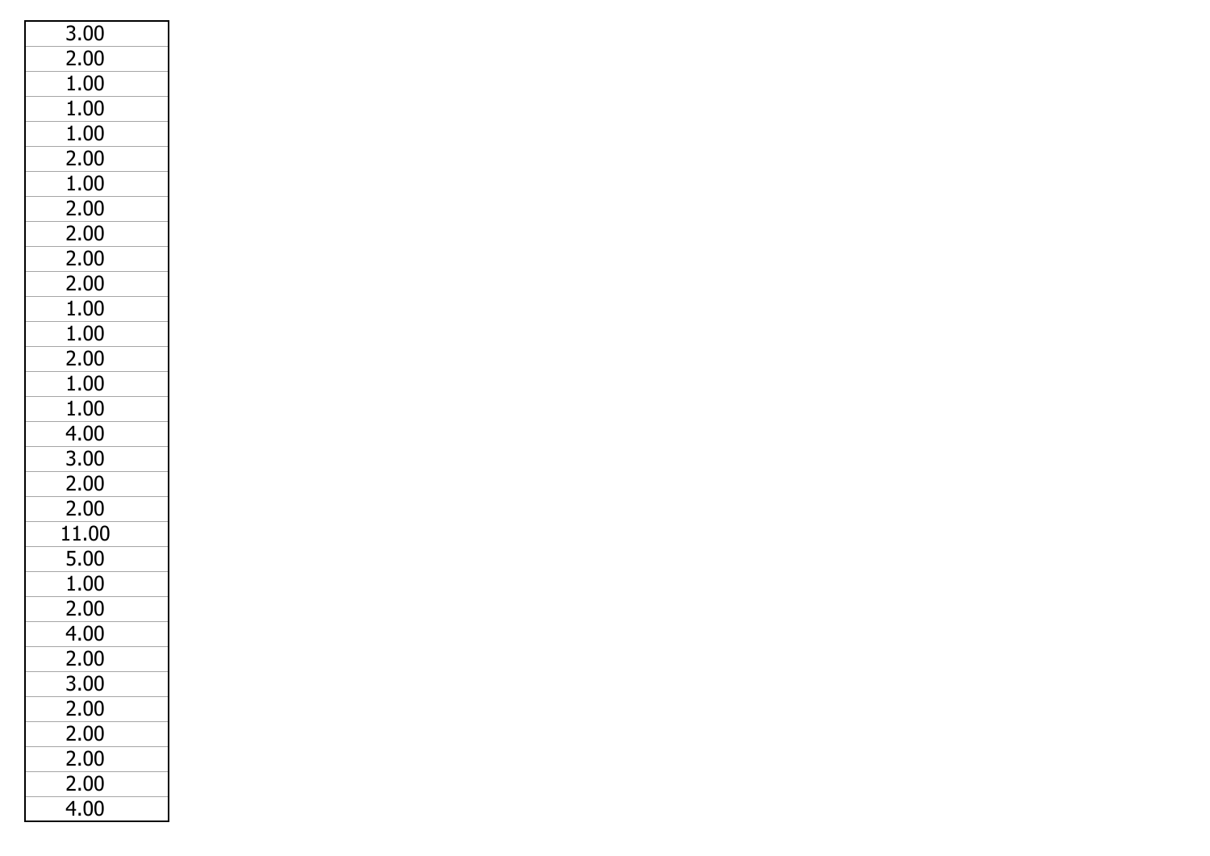| 3.00 |
|---|
| 2.00 |
| 1.00 |
| 1.00 |
| 1.00 |
| 2.00 |
| 1.00 |
| 2.00 |
| 2.00 |
| 2.00 |
| 2.00 |
| 1.00 |
| 1.00 |
| 2.00 |
| 1.00 |
| 1.00 |
| 4.00 |
| 3.00 |
| 2.00 |
| 2.00 |
| 11.00 |
| 5.00 |
| 1.00 |
| 2.00 |
| 4.00 |
| 2.00 |
| 3.00 |
| 2.00 |
| 2.00 |
| 2.00 |
| 2.00 |
| 4.00 |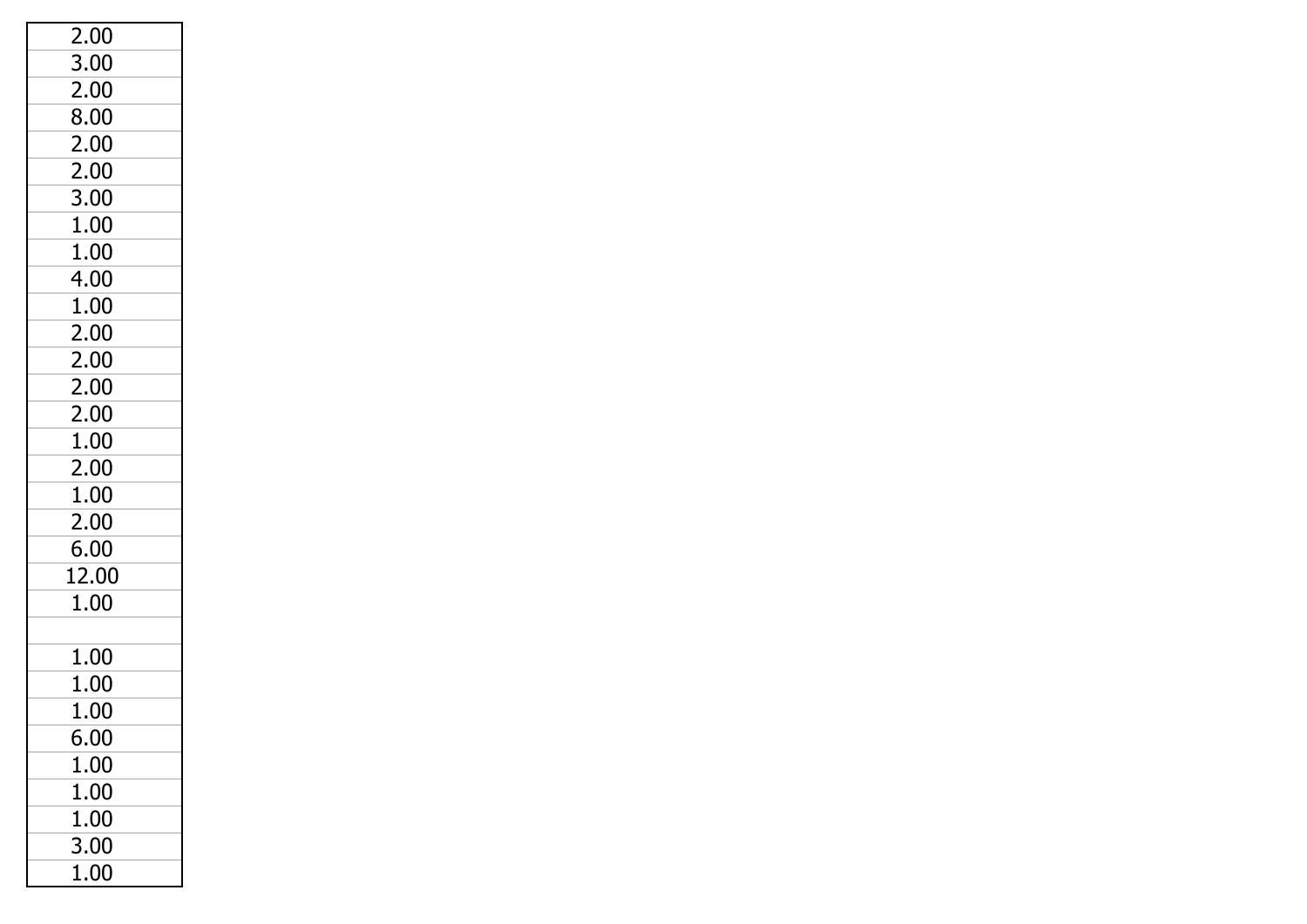| |
|---|
| 2.00 |
| 3.00 |
| 2.00 |
| 8.00 |
| 2.00 |
| 2.00 |
| 3.00 |
| 1.00 |
| 1.00 |
| 4.00 |
| 1.00 |
| 2.00 |
| 2.00 |
| 2.00 |
| 2.00 |
| 1.00 |
| 2.00 |
| 1.00 |
| 2.00 |
| 6.00 |
| 12.00 |
| 1.00 |
| |
| 1.00 |
| 1.00 |
| 1.00 |
| 6.00 |
| 1.00 |
| 1.00 |
| 1.00 |
| 3.00 |
| 1.00 |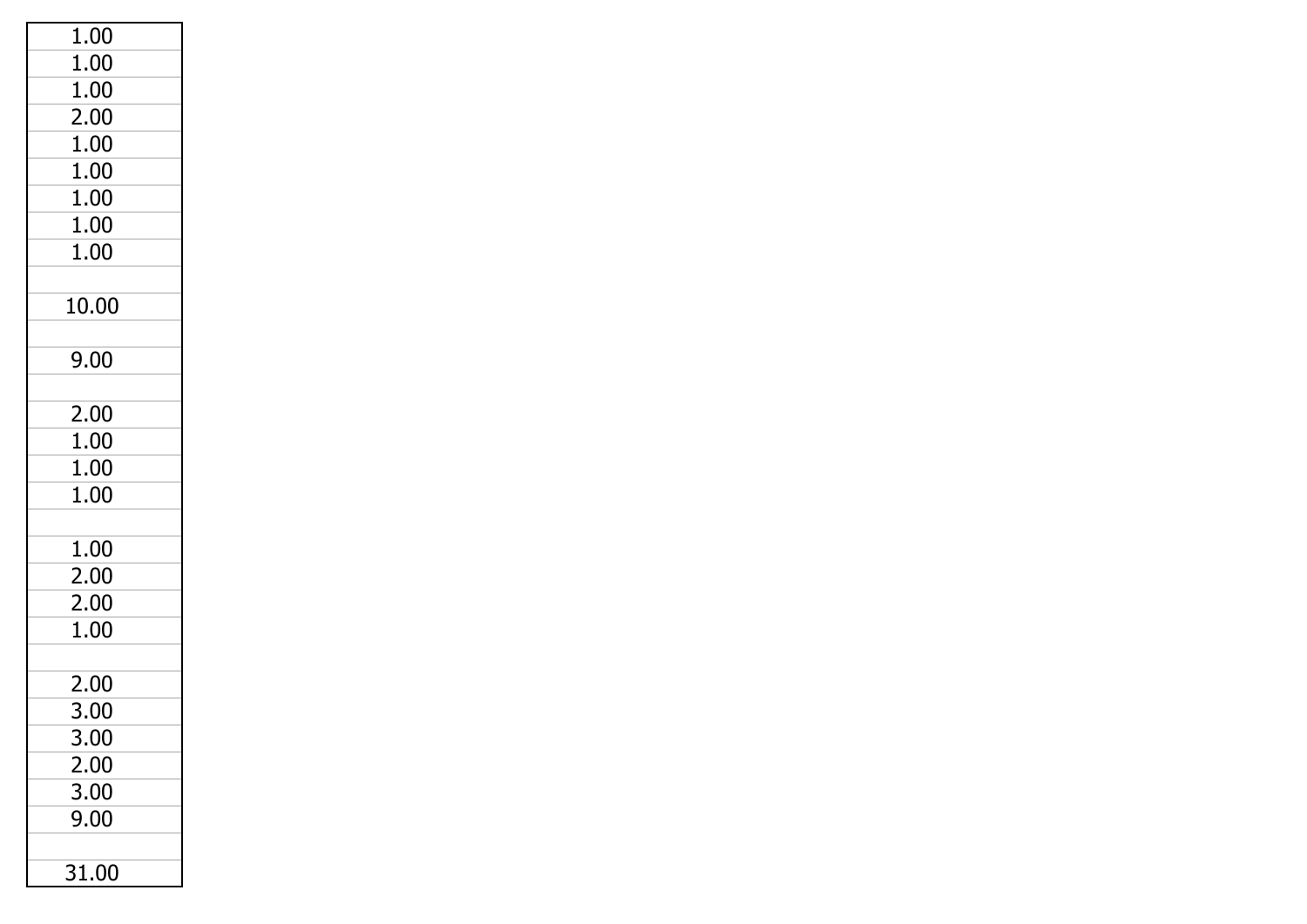| |
|---|
| 1.00 |
| 1.00 |
| 1.00 |
| 2.00 |
| 1.00 |
| 1.00 |
| 1.00 |
| 1.00 |
| 1.00 |
| |
| 10.00 |
| |
| 9.00 |
| |
| 2.00 |
| 1.00 |
| 1.00 |
| 1.00 |
| |
| 1.00 |
| 2.00 |
| 2.00 |
| 1.00 |
| |
| 2.00 |
| 3.00 |
| 3.00 |
| 2.00 |
| 3.00 |
| 9.00 |
| |
| 31.00 |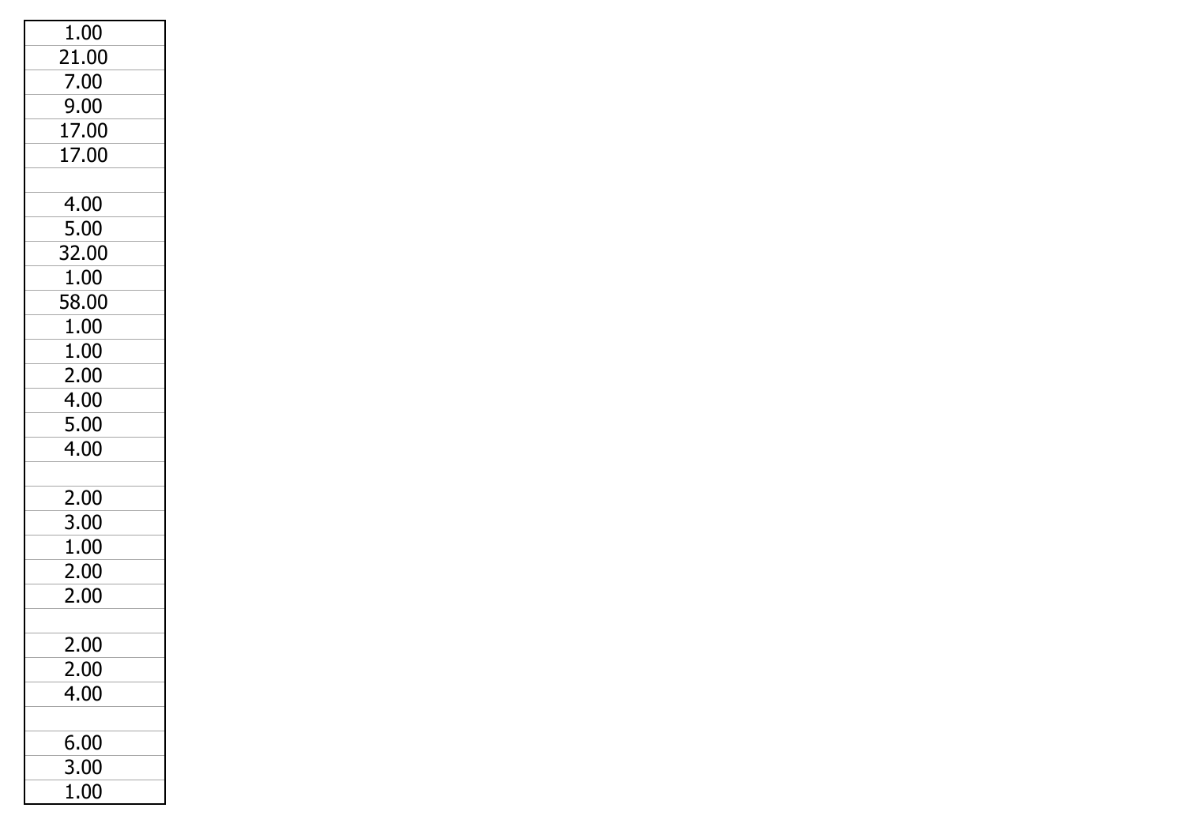| |
|---|
| 1.00 |
| 21.00 |
| 7.00 |
| 9.00 |
| 17.00 |
| 17.00 |
| |
| 4.00 |
| 5.00 |
| 32.00 |
| 1.00 |
| 58.00 |
| 1.00 |
| 1.00 |
| 2.00 |
| 4.00 |
| 5.00 |
| 4.00 |
| |
| 2.00 |
| 3.00 |
| 1.00 |
| 2.00 |
| 2.00 |
| |
| 2.00 |
| 2.00 |
| 4.00 |
| |
| 6.00 |
| 3.00 |
| 1.00 |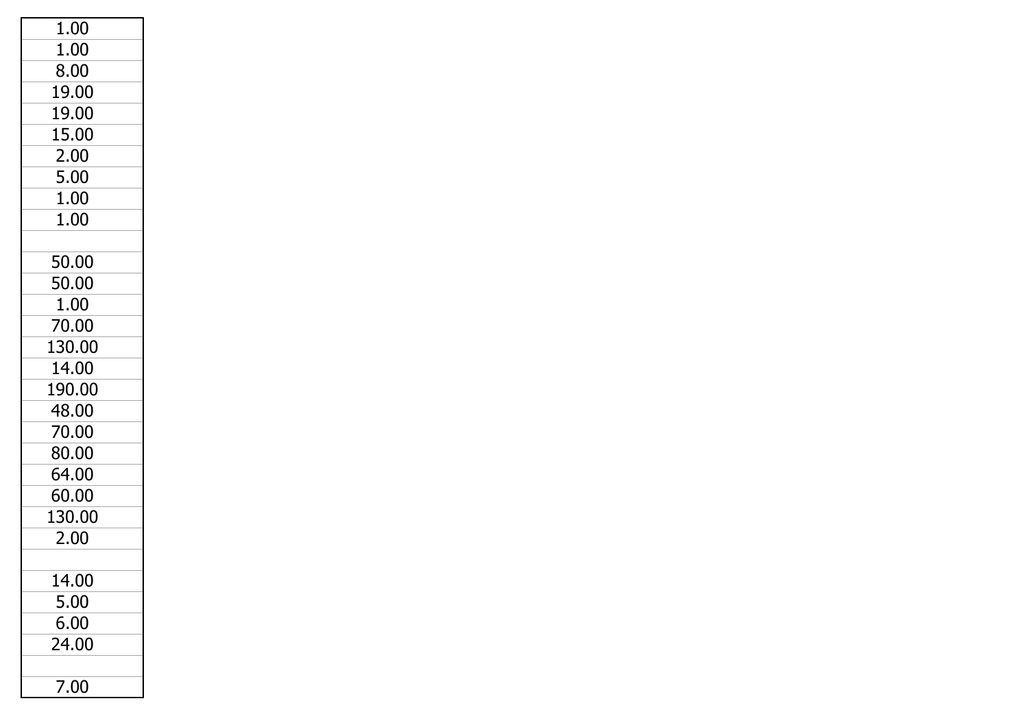| |
|---|
| 1.00 |
| 1.00 |
| 8.00 |
| 19.00 |
| 19.00 |
| 15.00 |
| 2.00 |
| 5.00 |
| 1.00 |
| 1.00 |
| |
| 50.00 |
| 50.00 |
| 1.00 |
| 70.00 |
| 130.00 |
| 14.00 |
| 190.00 |
| 48.00 |
| 70.00 |
| 80.00 |
| 64.00 |
| 60.00 |
| 130.00 |
| 2.00 |
| |
| 14.00 |
| 5.00 |
| 6.00 |
| 24.00 |
| |
| 7.00 |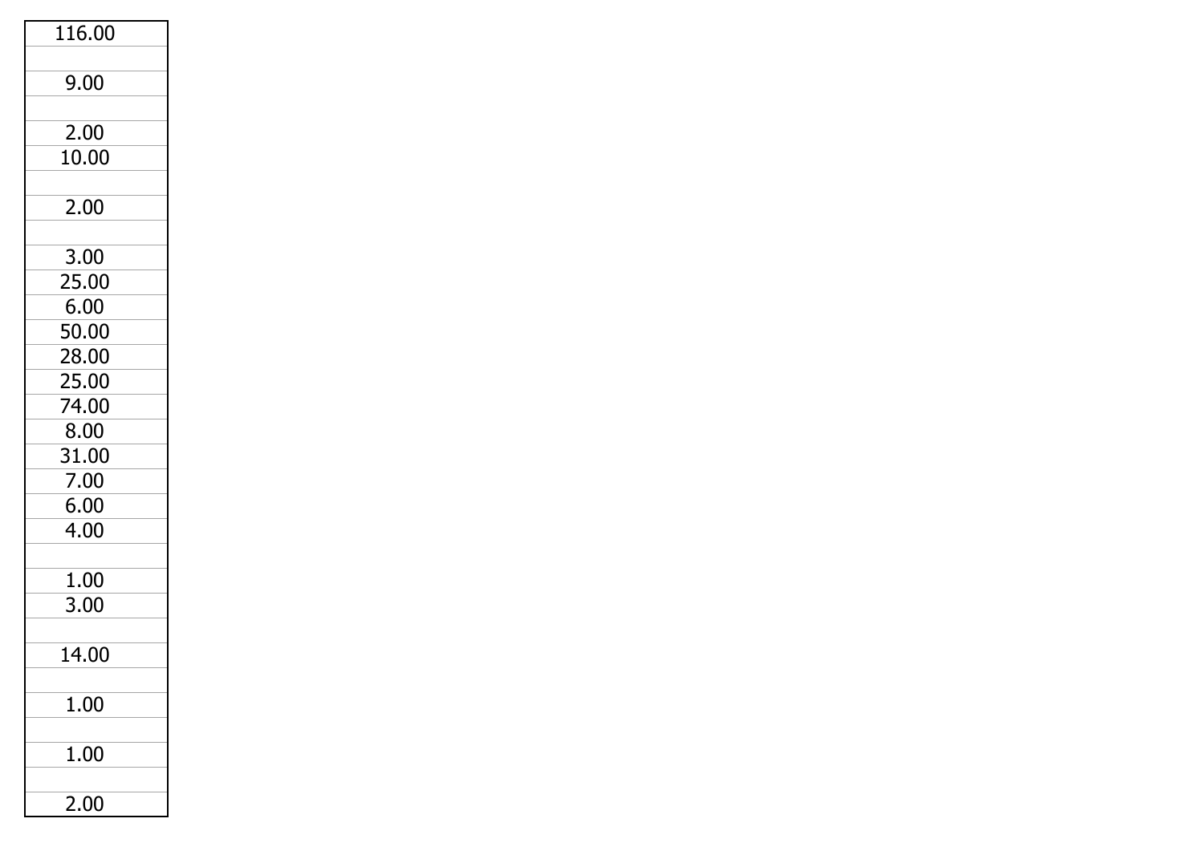| |
|---|
| 116.00 |
| |
| 9.00 |
| |
| 2.00 |
| 10.00 |
| |
| 2.00 |
| |
| 3.00 |
| 25.00 |
| 6.00 |
| 50.00 |
| 28.00 |
| 25.00 |
| 74.00 |
| 8.00 |
| 31.00 |
| 7.00 |
| 6.00 |
| 4.00 |
| |
| 1.00 |
| 3.00 |
| |
| 14.00 |
| |
| 1.00 |
| |
| 1.00 |
| |
| 2.00 |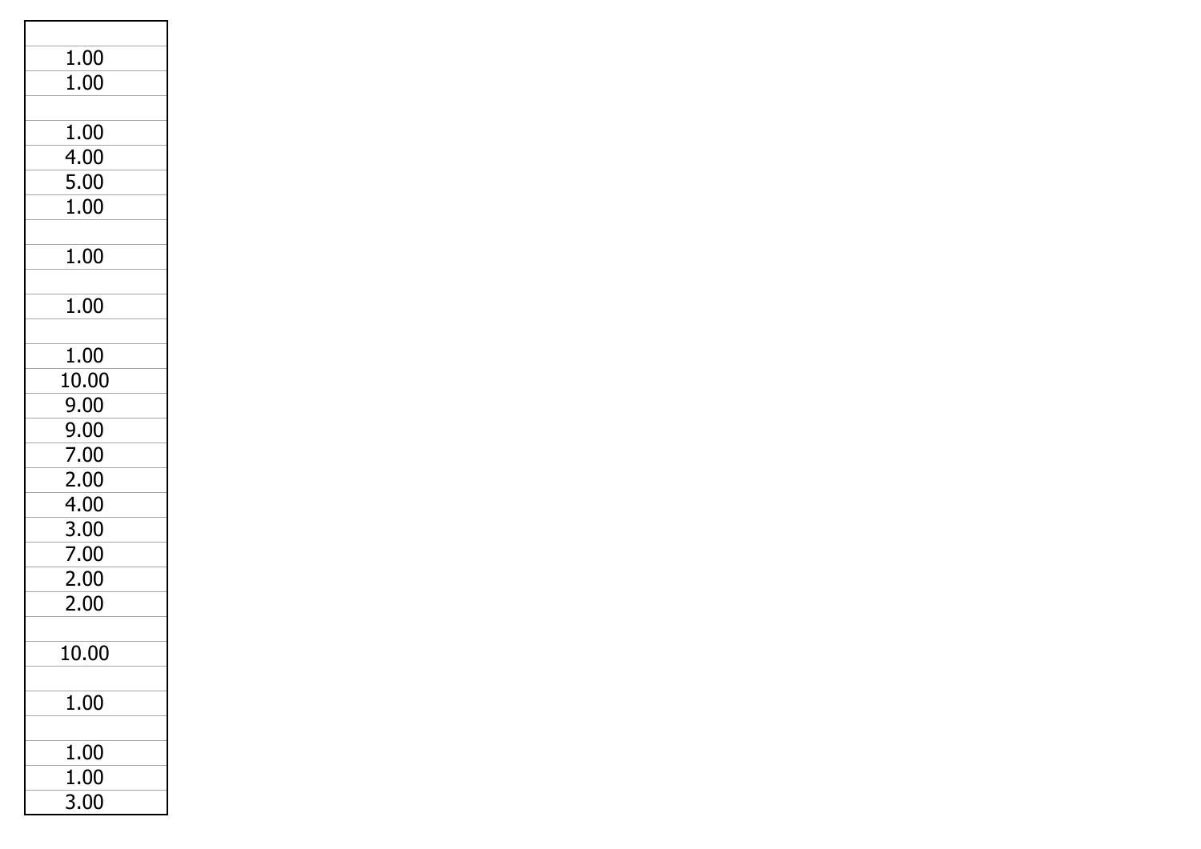| |
|---|
| 1.00 |
| 1.00 |
| |
| 1.00 |
| 4.00 |
| 5.00 |
| 1.00 |
| |
| 1.00 |
| |
| 1.00 |
| |
| 1.00 |
| 10.00 |
| 9.00 |
| 9.00 |
| 7.00 |
| 2.00 |
| 4.00 |
| 3.00 |
| 7.00 |
| 2.00 |
| 2.00 |
| |
| 10.00 |
| |
| 1.00 |
| |
| 1.00 |
| 1.00 |
| 3.00 |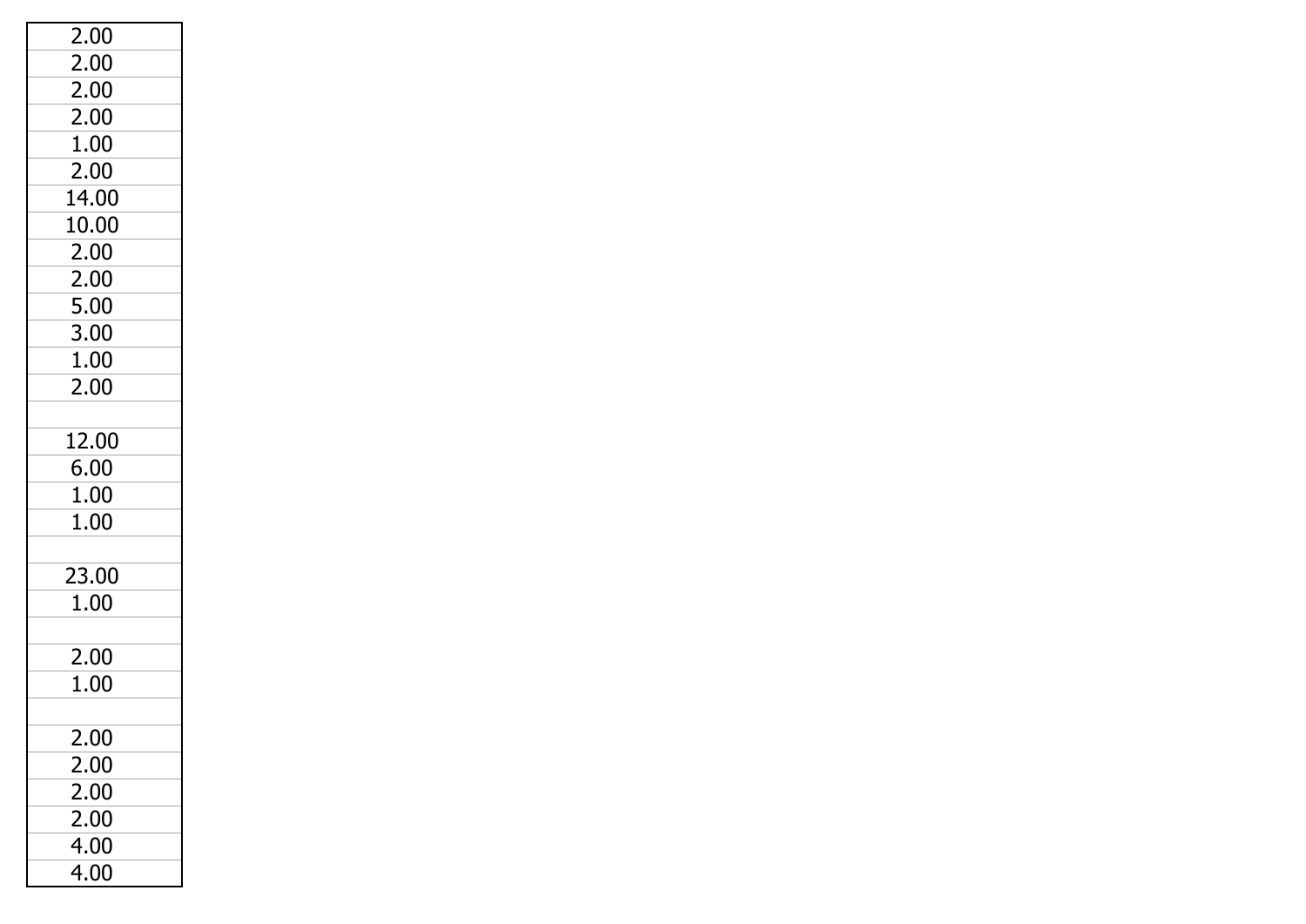| |
|---|
| 2.00 |
| 2.00 |
| 2.00 |
| 2.00 |
| 1.00 |
| 2.00 |
| 14.00 |
| 10.00 |
| 2.00 |
| 2.00 |
| 5.00 |
| 3.00 |
| 1.00 |
| 2.00 |
| |
| 12.00 |
| 6.00 |
| 1.00 |
| 1.00 |
| |
| 23.00 |
| 1.00 |
| |
| 2.00 |
| 1.00 |
| |
| 2.00 |
| 2.00 |
| 2.00 |
| 2.00 |
| 4.00 |
| 4.00 |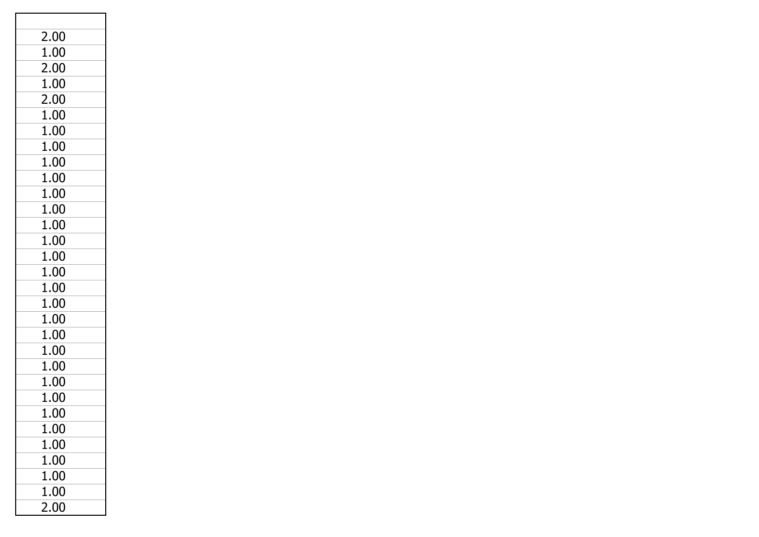| |
|---|
| 2.00 |
| 1.00 |
| 2.00 |
| 1.00 |
| 2.00 |
| 1.00 |
| 1.00 |
| 1.00 |
| 1.00 |
| 1.00 |
| 1.00 |
| 1.00 |
| 1.00 |
| 1.00 |
| 1.00 |
| 1.00 |
| 1.00 |
| 1.00 |
| 1.00 |
| 1.00 |
| 1.00 |
| 1.00 |
| 1.00 |
| 1.00 |
| 1.00 |
| 1.00 |
| 1.00 |
| 1.00 |
| 1.00 |
| 1.00 |
| 2.00 |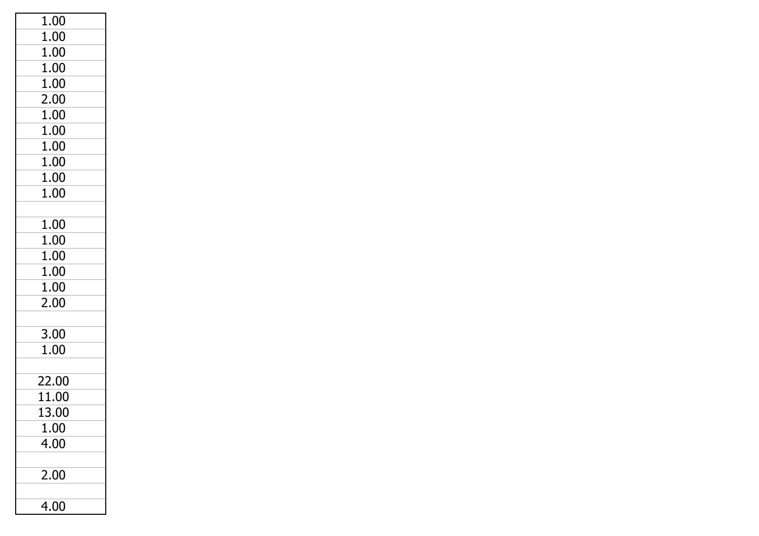| |
|---|
| 1.00 |
| 1.00 |
| 1.00 |
| 1.00 |
| 1.00 |
| 2.00 |
| 1.00 |
| 1.00 |
| 1.00 |
| 1.00 |
| 1.00 |
| 1.00 |
| |
| 1.00 |
| 1.00 |
| 1.00 |
| 1.00 |
| 1.00 |
| 2.00 |
| |
| 3.00 |
| 1.00 |
| |
| 22.00 |
| 11.00 |
| 13.00 |
| 1.00 |
| 4.00 |
| |
| 2.00 |
| |
| 4.00 |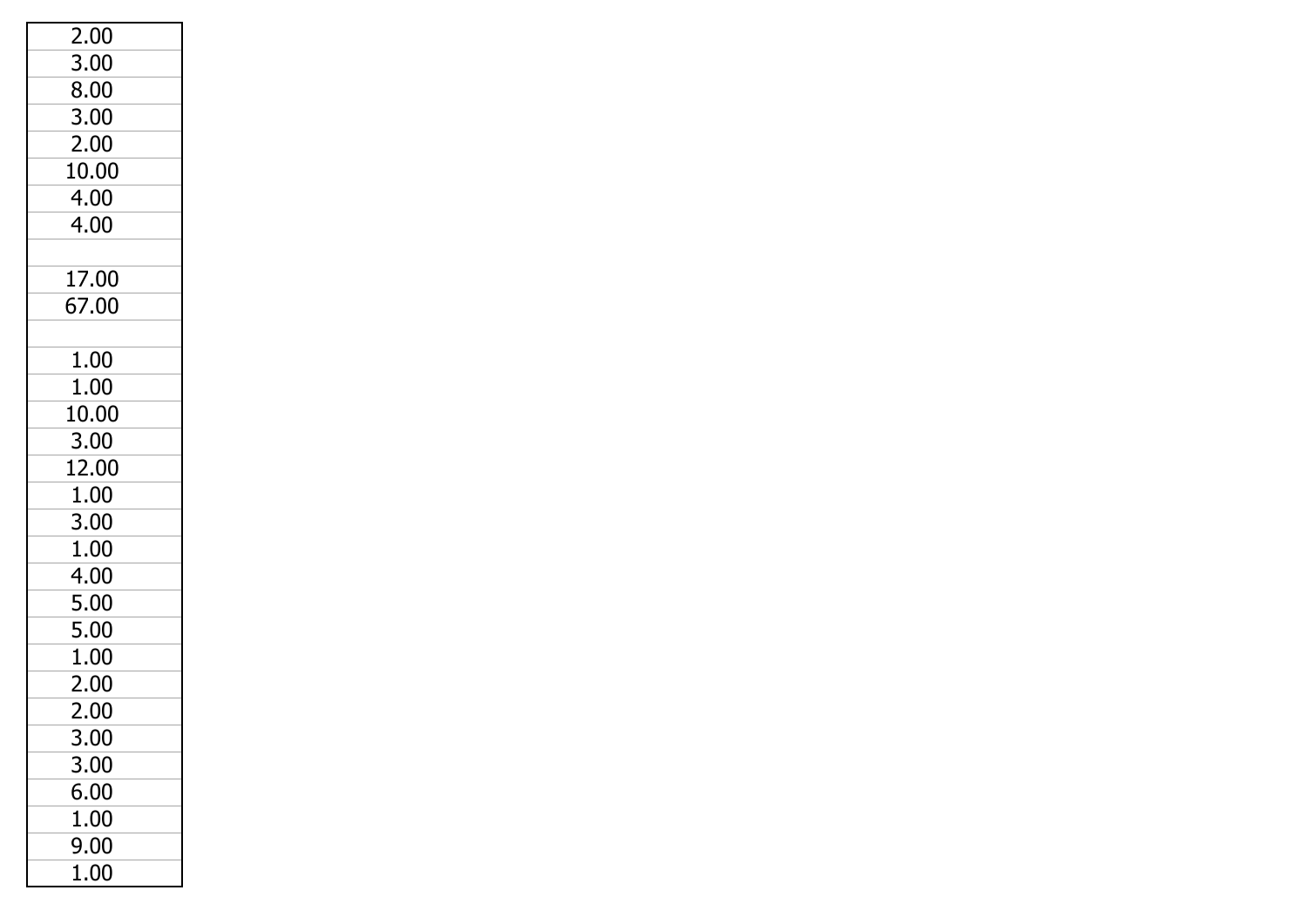| 2.00 |
| --- |
| 3.00 |
| 8.00 |
| 3.00 |
| 2.00 |
| 10.00 |
| 4.00 |
| 4.00 |
| |
| 17.00 |
| 67.00 |
| |
| 1.00 |
| 1.00 |
| 10.00 |
| 3.00 |
| 12.00 |
| 1.00 |
| 3.00 |
| 1.00 |
| 4.00 |
| 5.00 |
| 5.00 |
| 1.00 |
| 2.00 |
| 2.00 |
| 3.00 |
| 3.00 |
| 6.00 |
| 1.00 |
| 9.00 |
| 1.00 |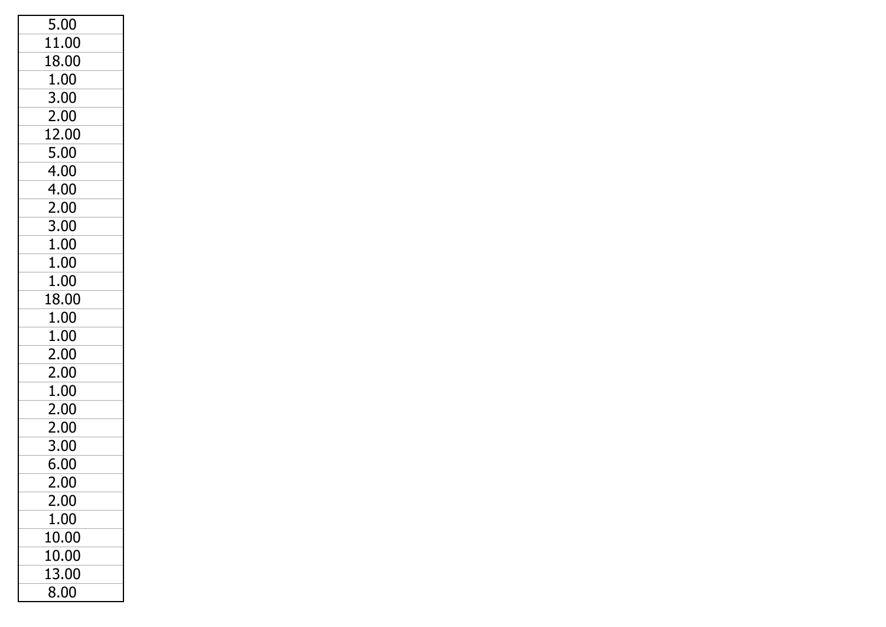| 5.00 |
|---|
| 11.00 |
| 18.00 |
| 1.00 |
| 3.00 |
| 2.00 |
| 12.00 |
| 5.00 |
| 4.00 |
| 4.00 |
| 2.00 |
| 3.00 |
| 1.00 |
| 1.00 |
| 1.00 |
| 18.00 |
| 1.00 |
| 1.00 |
| 2.00 |
| 2.00 |
| 1.00 |
| 2.00 |
| 2.00 |
| 3.00 |
| 6.00 |
| 2.00 |
| 2.00 |
| 1.00 |
| 10.00 |
| 10.00 |
| 13.00 |
| 8.00 |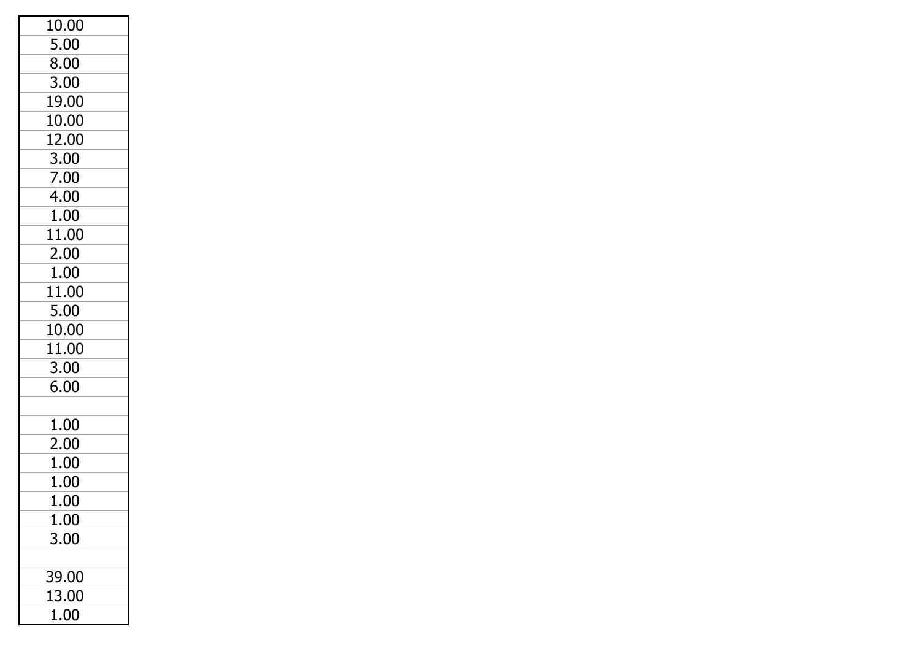| |
|---|
| 10.00 |
| 5.00 |
| 8.00 |
| 3.00 |
| 19.00 |
| 10.00 |
| 12.00 |
| 3.00 |
| 7.00 |
| 4.00 |
| 1.00 |
| 11.00 |
| 2.00 |
| 1.00 |
| 11.00 |
| 5.00 |
| 10.00 |
| 11.00 |
| 3.00 |
| 6.00 |
| |
| 1.00 |
| 2.00 |
| 1.00 |
| 1.00 |
| 1.00 |
| 1.00 |
| 3.00 |
| |
| 39.00 |
| 13.00 |
| 1.00 |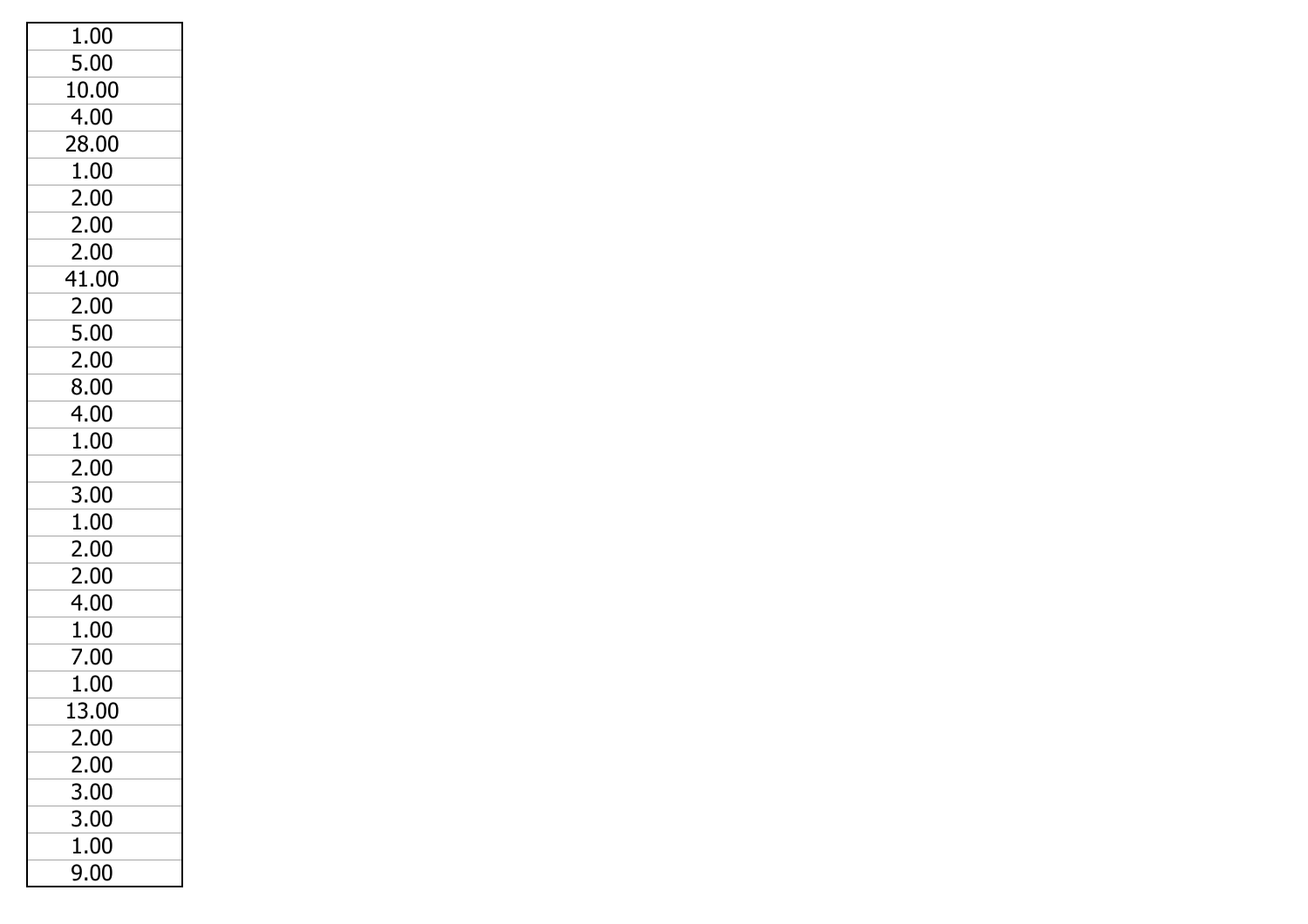| 1.00 |
|---|
| 5.00 |
| 10.00 |
| 4.00 |
| 28.00 |
| 1.00 |
| 2.00 |
| 2.00 |
| 2.00 |
| 41.00 |
| 2.00 |
| 5.00 |
| 2.00 |
| 8.00 |
| 4.00 |
| 1.00 |
| 2.00 |
| 3.00 |
| 1.00 |
| 2.00 |
| 2.00 |
| 4.00 |
| 1.00 |
| 7.00 |
| 1.00 |
| 13.00 |
| 2.00 |
| 2.00 |
| 3.00 |
| 3.00 |
| 1.00 |
| 9.00 |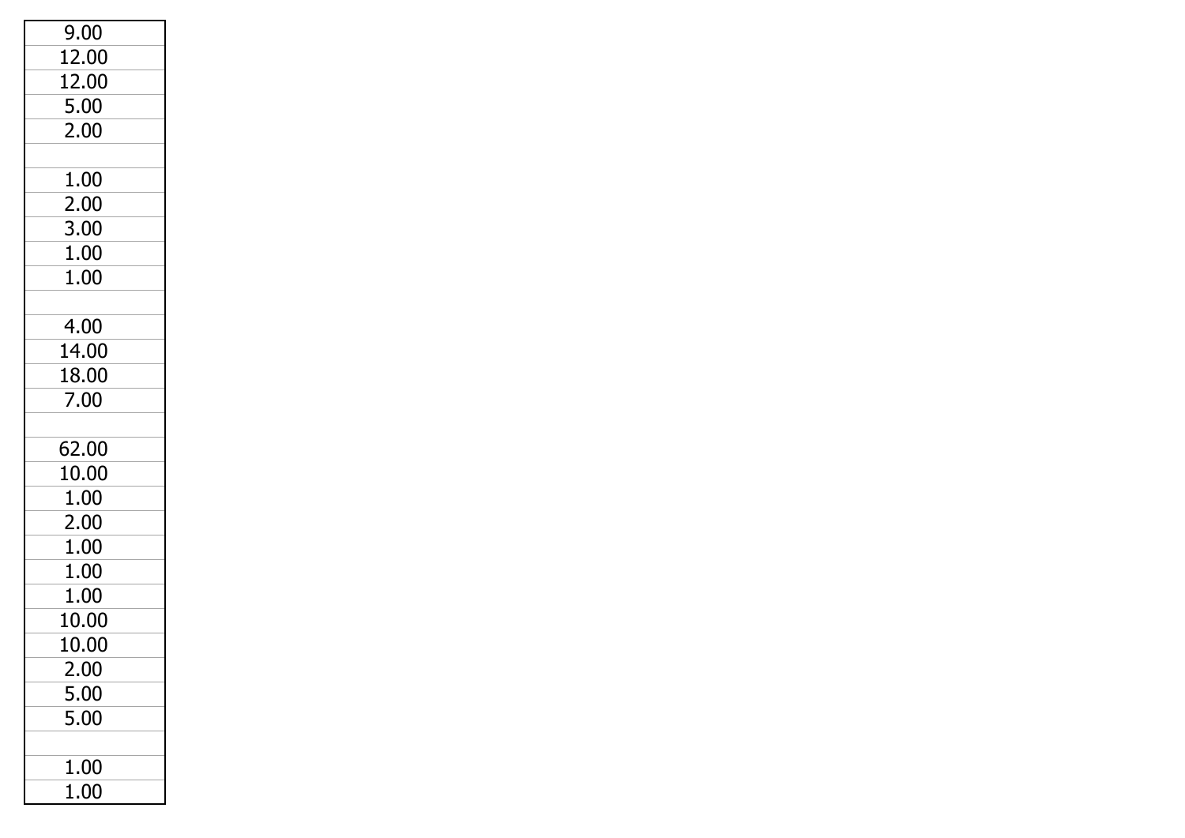| |
|---|
| 9.00 |
| 12.00 |
| 12.00 |
| 5.00 |
| 2.00 |
| |
| 1.00 |
| 2.00 |
| 3.00 |
| 1.00 |
| 1.00 |
| |
| 4.00 |
| 14.00 |
| 18.00 |
| 7.00 |
| |
| 62.00 |
| 10.00 |
| 1.00 |
| 2.00 |
| 1.00 |
| 1.00 |
| 1.00 |
| 10.00 |
| 10.00 |
| 2.00 |
| 5.00 |
| 5.00 |
| |
| 1.00 |
| 1.00 |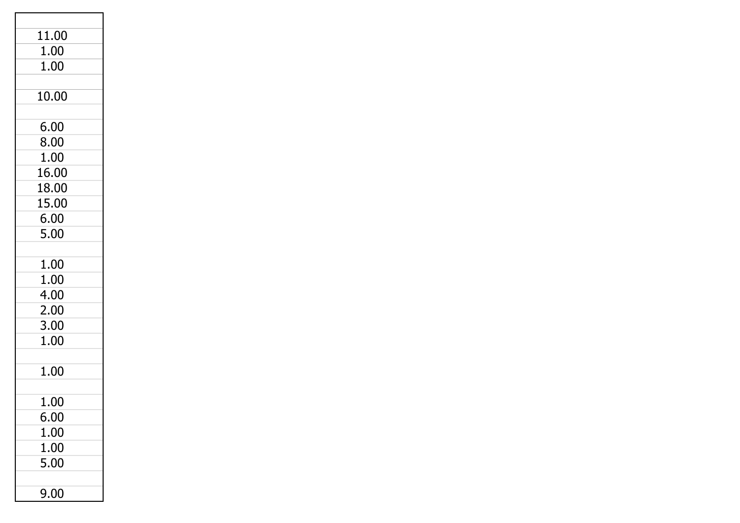| |
|---|
| |
| 11.00 |
| 1.00 |
| 1.00 |
| |
| 10.00 |
| |
| 6.00 |
| 8.00 |
| 1.00 |
| 16.00 |
| 18.00 |
| 15.00 |
| 6.00 |
| 5.00 |
| |
| 1.00 |
| 1.00 |
| 4.00 |
| 2.00 |
| 3.00 |
| 1.00 |
| |
| 1.00 |
| |
| 1.00 |
| 6.00 |
| 1.00 |
| 1.00 |
| 5.00 |
| |
| 9.00 |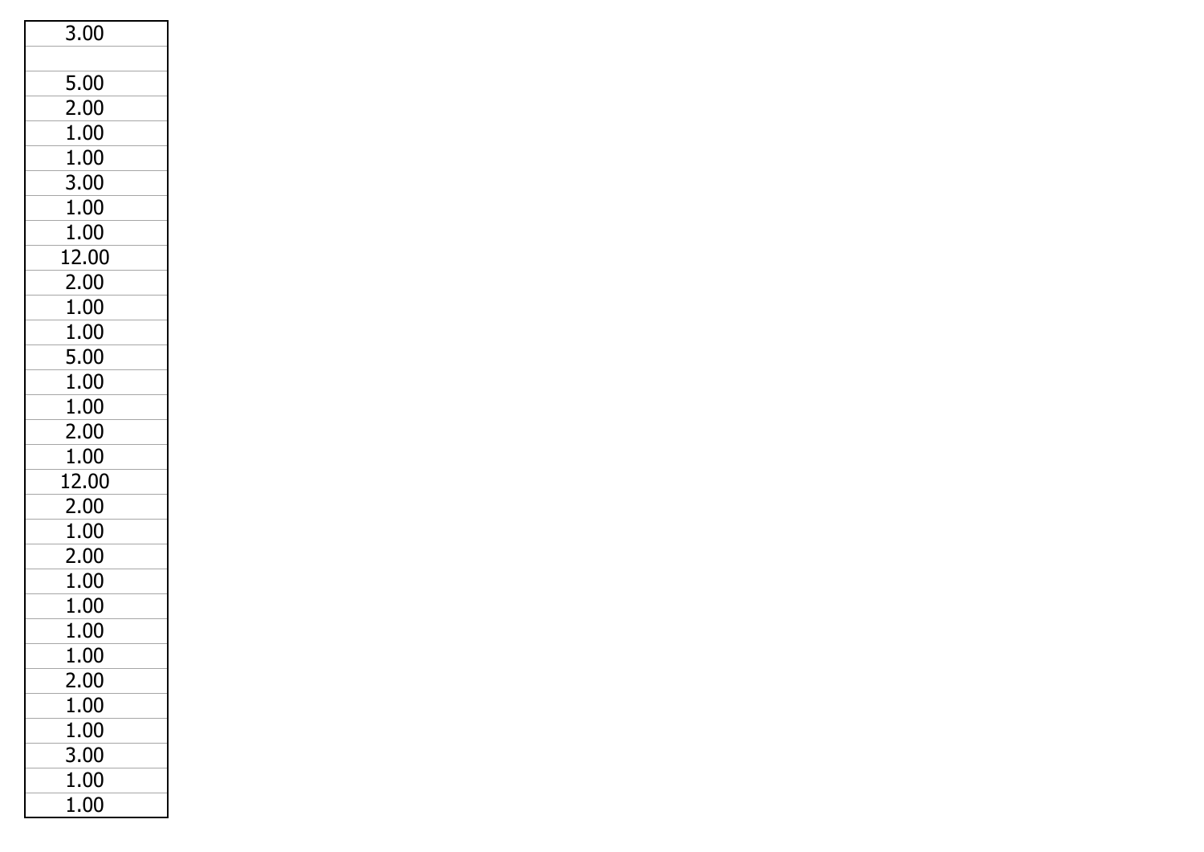| 3.00 |
| --- |
| |
| 5.00 |
| 2.00 |
| 1.00 |
| 1.00 |
| 3.00 |
| 1.00 |
| 1.00 |
| 12.00 |
| 2.00 |
| 1.00 |
| 1.00 |
| 5.00 |
| 1.00 |
| 1.00 |
| 2.00 |
| 1.00 |
| 12.00 |
| 2.00 |
| 1.00 |
| 2.00 |
| 1.00 |
| 1.00 |
| 1.00 |
| 1.00 |
| 2.00 |
| 1.00 |
| 1.00 |
| 3.00 |
| 1.00 |
| 1.00 |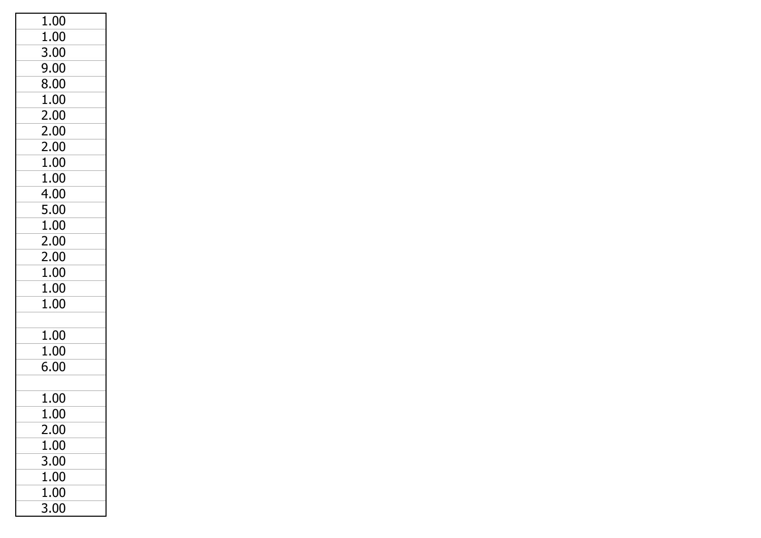| |
|---|
| 1.00 |
| 1.00 |
| 3.00 |
| 9.00 |
| 8.00 |
| 1.00 |
| 2.00 |
| 2.00 |
| 2.00 |
| 1.00 |
| 1.00 |
| 4.00 |
| 5.00 |
| 1.00 |
| 2.00 |
| 2.00 |
| 1.00 |
| 1.00 |
| 1.00 |
| |
| 1.00 |
| 1.00 |
| 6.00 |
| |
| 1.00 |
| 1.00 |
| 2.00 |
| 1.00 |
| 3.00 |
| 1.00 |
| 1.00 |
| 3.00 |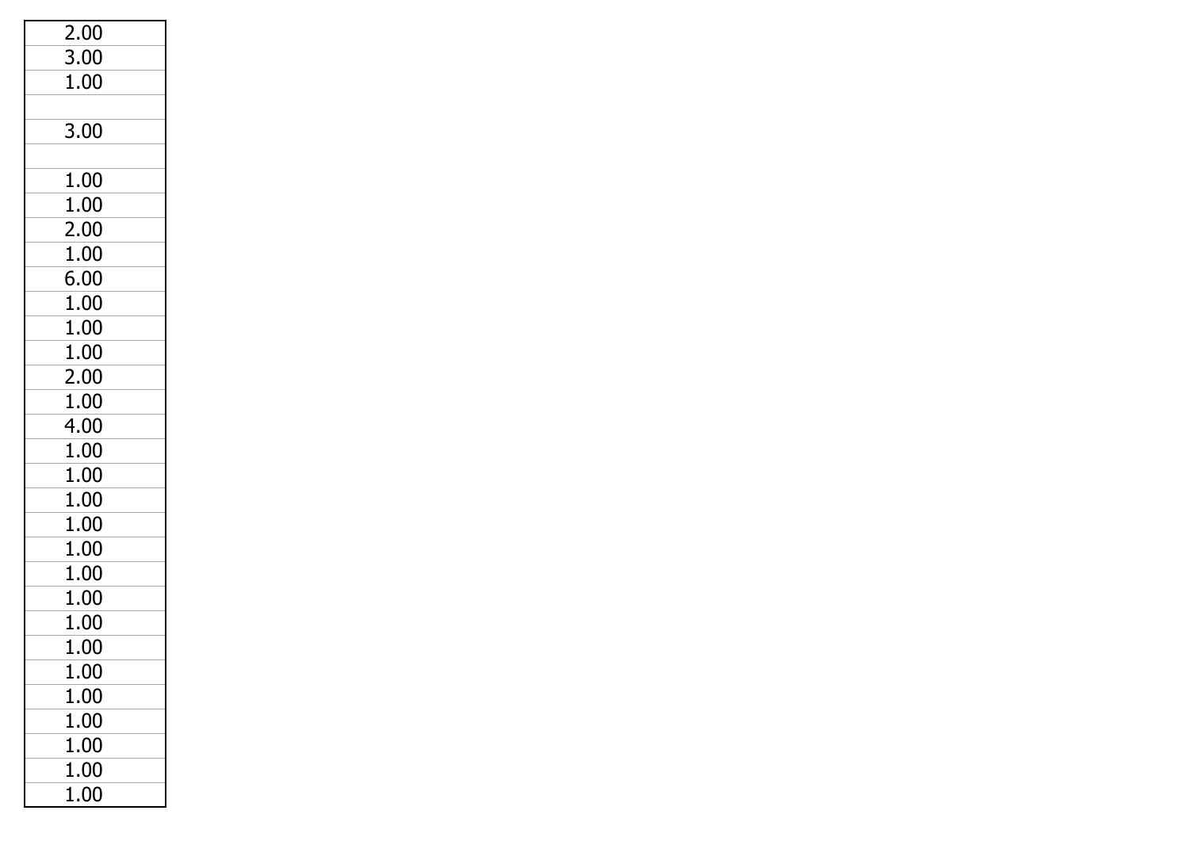| |
|---|
| 2.00 |
| 3.00 |
| 1.00 |
| |
| 3.00 |
| |
| 1.00 |
| 1.00 |
| 2.00 |
| 1.00 |
| 6.00 |
| 1.00 |
| 1.00 |
| 1.00 |
| 2.00 |
| 1.00 |
| 4.00 |
| 1.00 |
| 1.00 |
| 1.00 |
| 1.00 |
| 1.00 |
| 1.00 |
| 1.00 |
| 1.00 |
| 1.00 |
| 1.00 |
| 1.00 |
| 1.00 |
| 1.00 |
| 1.00 |
| 1.00 |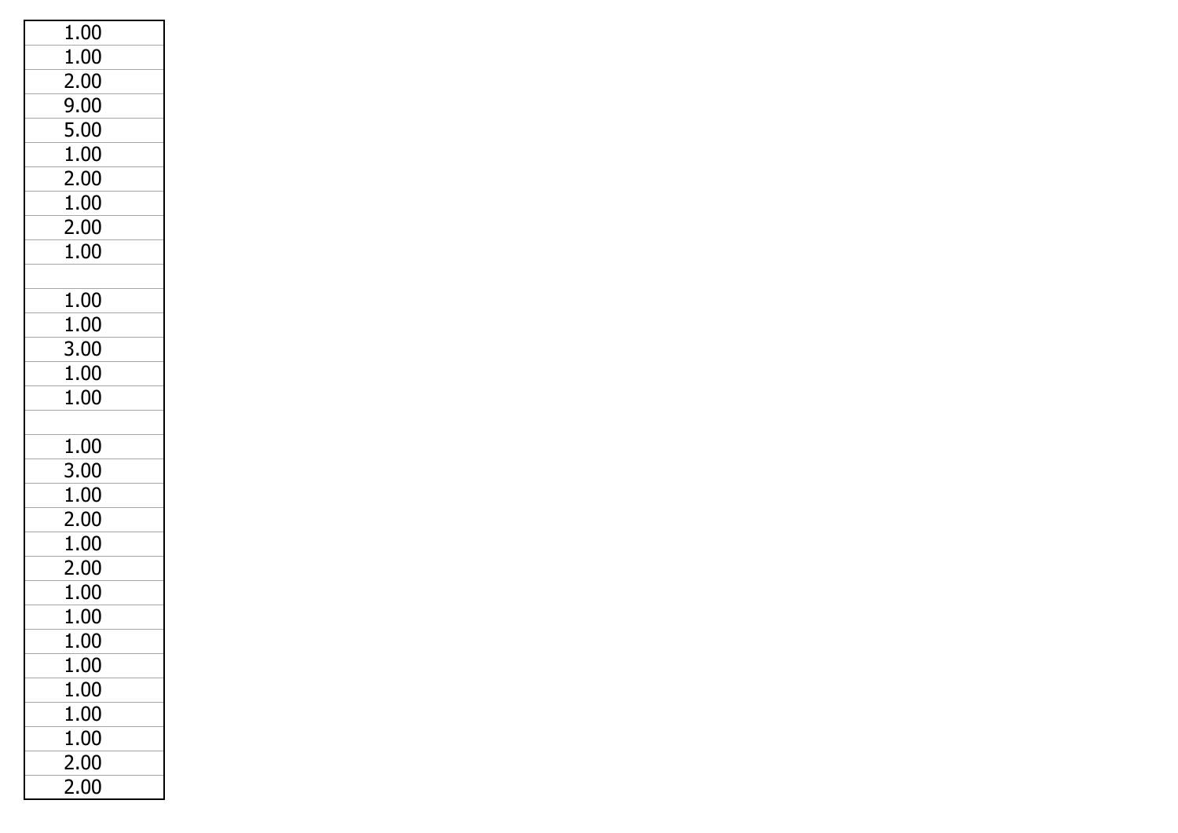| 1.00 |
| --- |
| 1.00 |
| 2.00 |
| 9.00 |
| 5.00 |
| 1.00 |
| 2.00 |
| 1.00 |
| 2.00 |
| 1.00 |
| |
| 1.00 |
| 1.00 |
| 3.00 |
| 1.00 |
| 1.00 |
| |
| 1.00 |
| 3.00 |
| 1.00 |
| 2.00 |
| 1.00 |
| 2.00 |
| 1.00 |
| 1.00 |
| 1.00 |
| 1.00 |
| 1.00 |
| 1.00 |
| 1.00 |
| 2.00 |
| 2.00 |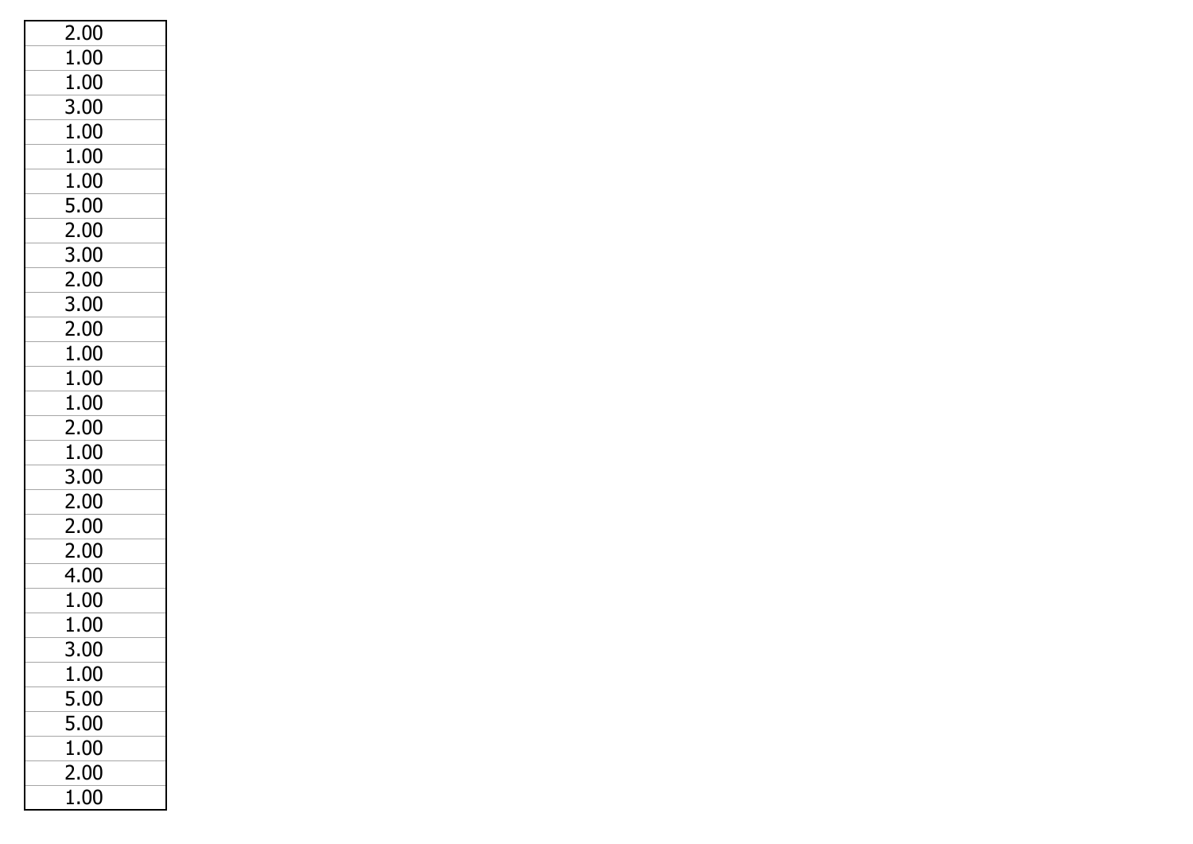| 2.00 |
|---|
| 1.00 |
| 1.00 |
| 3.00 |
| 1.00 |
| 1.00 |
| 1.00 |
| 5.00 |
| 2.00 |
| 3.00 |
| 2.00 |
| 3.00 |
| 2.00 |
| 1.00 |
| 1.00 |
| 1.00 |
| 2.00 |
| 1.00 |
| 3.00 |
| 2.00 |
| 2.00 |
| 2.00 |
| 4.00 |
| 1.00 |
| 1.00 |
| 3.00 |
| 1.00 |
| 5.00 |
| 5.00 |
| 1.00 |
| 2.00 |
| 1.00 |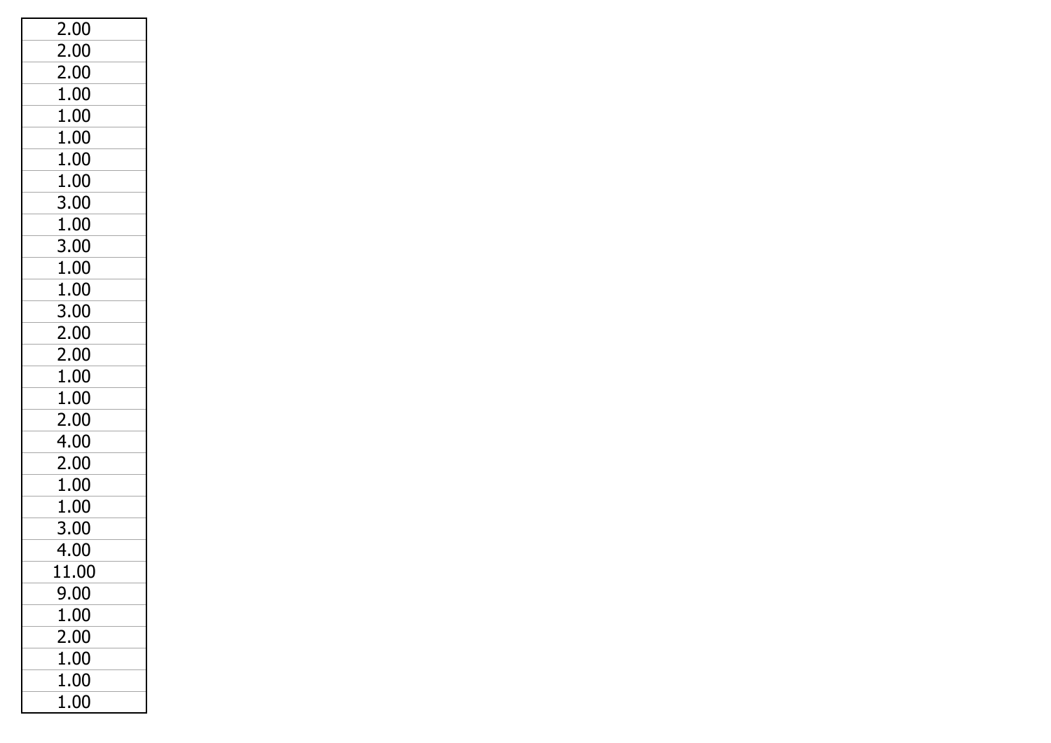| |
|---|
| 2.00 |
| 2.00 |
| 2.00 |
| 1.00 |
| 1.00 |
| 1.00 |
| 1.00 |
| 1.00 |
| 3.00 |
| 1.00 |
| 3.00 |
| 1.00 |
| 1.00 |
| 3.00 |
| 2.00 |
| 2.00 |
| 1.00 |
| 1.00 |
| 2.00 |
| 4.00 |
| 2.00 |
| 1.00 |
| 1.00 |
| 3.00 |
| 4.00 |
| 11.00 |
| 9.00 |
| 1.00 |
| 2.00 |
| 1.00 |
| 1.00 |
| 1.00 |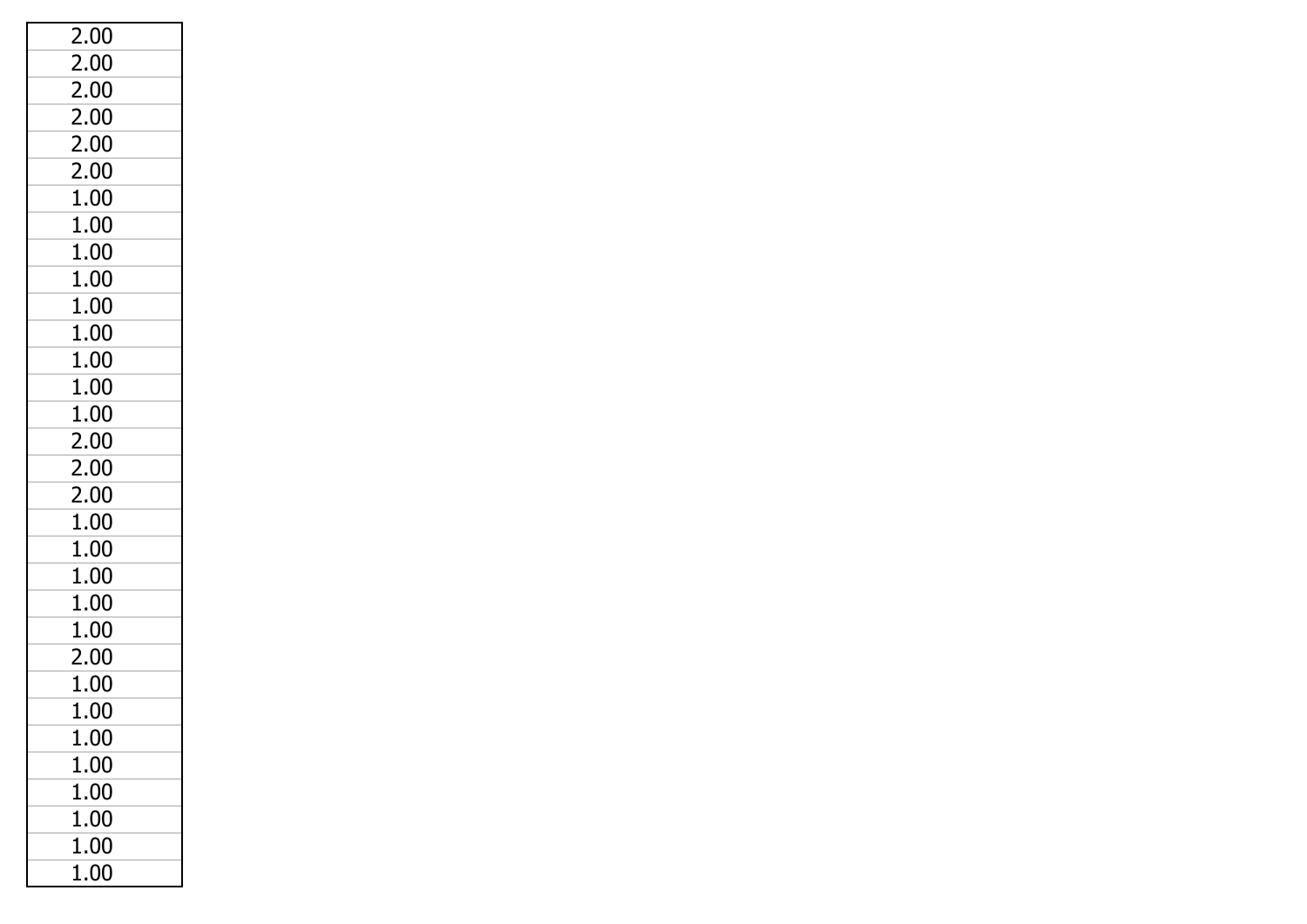| |
|---|
| 2.00 |
| 2.00 |
| 2.00 |
| 2.00 |
| 2.00 |
| 2.00 |
| 1.00 |
| 1.00 |
| 1.00 |
| 1.00 |
| 1.00 |
| 1.00 |
| 1.00 |
| 1.00 |
| 1.00 |
| 2.00 |
| 2.00 |
| 2.00 |
| 1.00 |
| 1.00 |
| 1.00 |
| 1.00 |
| 1.00 |
| 2.00 |
| 1.00 |
| 1.00 |
| 1.00 |
| 1.00 |
| 1.00 |
| 1.00 |
| 1.00 |
| 1.00 |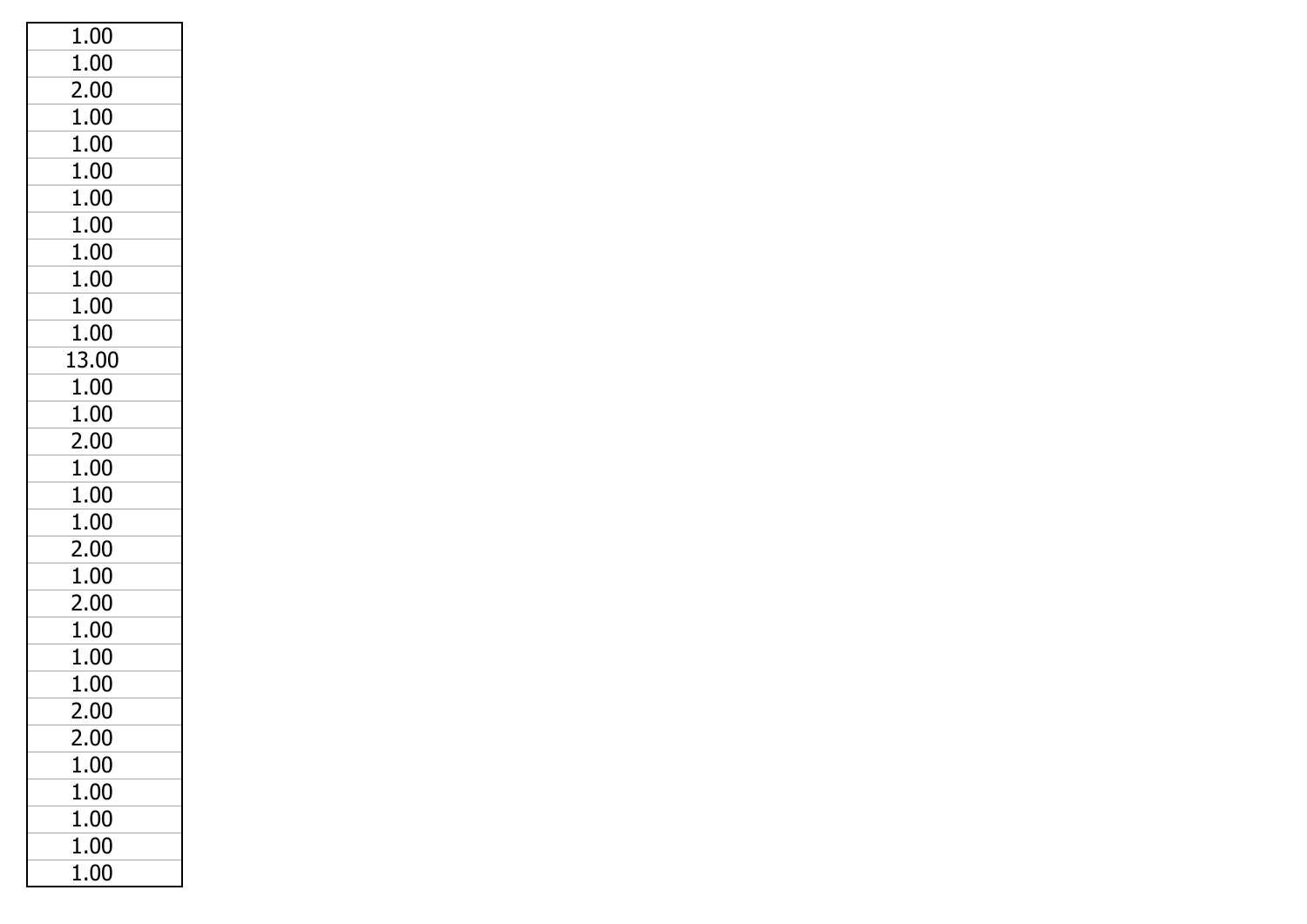| 1.00 |
|---|
| 1.00 |
| 2.00 |
| 1.00 |
| 1.00 |
| 1.00 |
| 1.00 |
| 1.00 |
| 1.00 |
| 1.00 |
| 1.00 |
| 1.00 |
| 13.00 |
| 1.00 |
| 1.00 |
| 2.00 |
| 1.00 |
| 1.00 |
| 1.00 |
| 2.00 |
| 1.00 |
| 2.00 |
| 1.00 |
| 1.00 |
| 1.00 |
| 2.00 |
| 2.00 |
| 1.00 |
| 1.00 |
| 1.00 |
| 1.00 |
| 1.00 |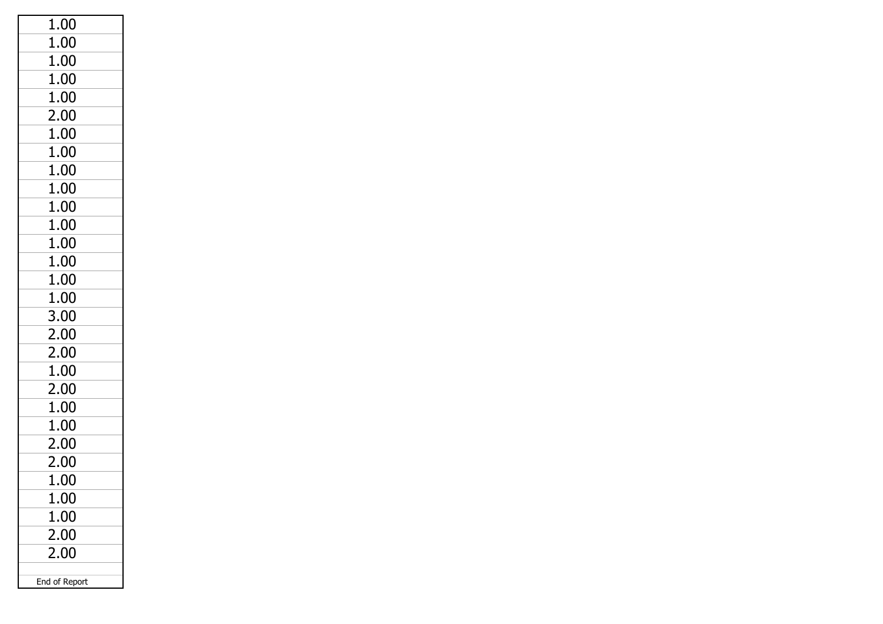| |
|---|
| 1.00 |
| 1.00 |
| 1.00 |
| 1.00 |
| 1.00 |
| 2.00 |
| 1.00 |
| 1.00 |
| 1.00 |
| 1.00 |
| 1.00 |
| 1.00 |
| 1.00 |
| 1.00 |
| 1.00 |
| 1.00 |
| 3.00 |
| 2.00 |
| 2.00 |
| 1.00 |
| 2.00 |
| 1.00 |
| 1.00 |
| 2.00 |
| 2.00 |
| 1.00 |
| 1.00 |
| 1.00 |
| 2.00 |
| 2.00 |
| |
| End of Report |